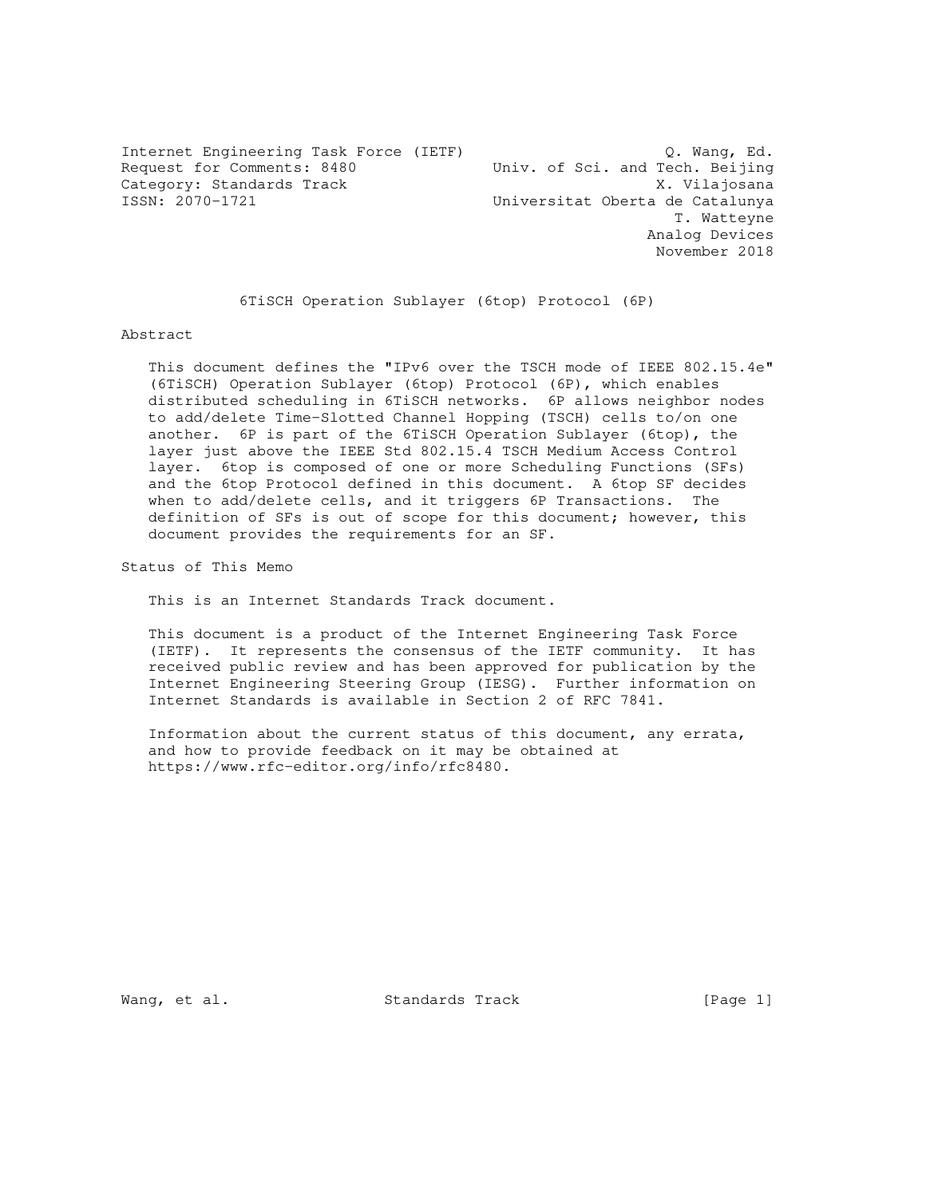Internet Engineering Task Force (IETF) Q. Wang, Ed.
Request for Comments: 8480 Univ. of Sci. and Tech. Beijing
Category: Standards Track X. Vilajosana
ISSN: 2070-1721 Universitat Oberta de Catalunya
T. Watteyne
Analog Devices
November 2018

# 6TiSCH Operation Sublayer (6top) Protocol (6P)

## Abstract

This document defines the "IPv6 over the TSCH mode of IEEE 802.15.4e" (6TiSCH) Operation Sublayer (6top) Protocol (6P), which enables distributed scheduling in 6TiSCH networks. 6P allows neighbor nodes to add/delete Time-Slotted Channel Hopping (TSCH) cells to/on one another. 6P is part of the 6TiSCH Operation Sublayer (6top), the layer just above the IEEE Std 802.15.4 TSCH Medium Access Control layer. 6top is composed of one or more Scheduling Functions (SFs) and the 6top Protocol defined in this document. A 6top SF decides when to add/delete cells, and it triggers 6P Transactions. The definition of SFs is out of scope for this document; however, this document provides the requirements for an SF.

## Status of This Memo

This is an Internet Standards Track document.

This document is a product of the Internet Engineering Task Force (IETF). It represents the consensus of the IETF community. It has received public review and has been approved for publication by the Internet Engineering Steering Group (IESG). Further information on Internet Standards is available in Section 2 of RFC 7841.

Information about the current status of this document, any errata, and how to provide feedback on it may be obtained at https://www.rfc-editor.org/info/rfc8480.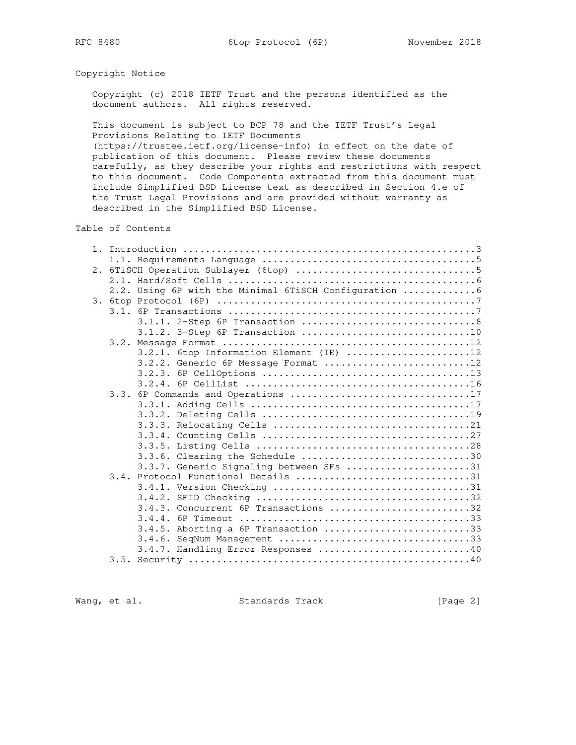## Copyright Notice

Copyright (c) 2018 IETF Trust and the persons identified as the document authors. All rights reserved.

This document is subject to BCP 78 and the IETF Trust's Legal Provisions Relating to IETF Documents (https://trustee.ietf.org/license-info) in effect on the date of publication of this document. Please review these documents carefully, as they describe your rights and restrictions with respect to this document. Code Components extracted from this document must include Simplified BSD License text as described in Section 4.e of the Trust Legal Provisions and are provided without warranty as described in the Simplified BSD License.

## Table of Contents

```
   1. Introduction ....................................................3
      1.1. Requirements Language ......................................5
   2. 6TiSCH Operation Sublayer (6top) ................................5
      2.1. Hard/Soft Cells ............................................6
      2.2. Using 6P with the Minimal 6TiSCH Configuration .............6
   3. 6top Protocol (6P) ..............................................7
      3.1. 6P Transactions ............................................7
           3.1.1. 2-Step 6P Transaction ...............................8
           3.1.2. 3-Step 6P Transaction ..............................10
      3.2. Message Format ............................................12
           3.2.1. 6top Information Element (IE) ......................12
           3.2.2. Generic 6P Message Format ..........................12
           3.2.3. 6P CellOptions .....................................13
           3.2.4. 6P CellList ........................................16
      3.3. 6P Commands and Operations ................................17
           3.3.1. Adding Cells .......................................17
           3.3.2. Deleting Cells .....................................19
           3.3.3. Relocating Cells ...................................21
           3.3.4. Counting Cells .....................................27
           3.3.5. Listing Cells ......................................28
           3.3.6. Clearing the Schedule ..............................30
           3.3.7. Generic Signaling between SFs ......................31
      3.4. Protocol Functional Details ...............................31
           3.4.1. Version Checking ...................................31
           3.4.2. SFID Checking ......................................32
           3.4.3. Concurrent 6P Transactions .........................32
           3.4.4. 6P Timeout .........................................33
           3.4.5. Aborting a 6P Transaction ..........................33
           3.4.6. SeqNum Management ..................................33
           3.4.7. Handling Error Responses ...........................40
      3.5. Security ..................................................40
```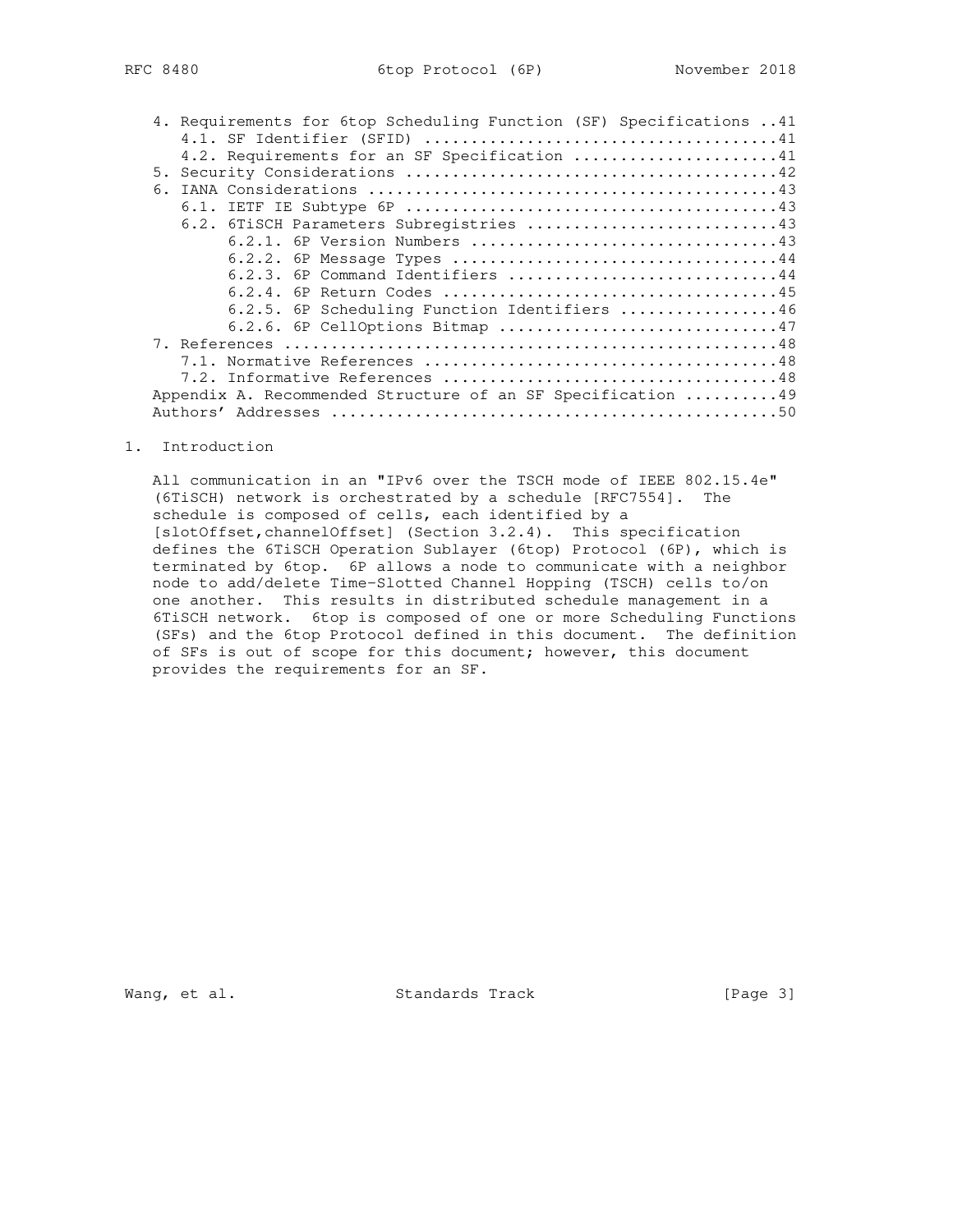4. Requirements for 6top Scheduling Function (SF) Specifications ..41
   4.1. SF Identifier (SFID) .....................................41
   4.2. Requirements for an SF Specification ......................41
5. Security Considerations .......................................42
6. IANA Considerations ...........................................43
   6.1. IETF IE Subtype 6P .......................................43
   6.2. 6TiSCH Parameters Subregistries ..........................43
        6.2.1. 6P Version Numbers ................................43
        6.2.2. 6P Message Types ..................................44
        6.2.3. 6P Command Identifiers ............................44
        6.2.4. 6P Return Codes ...................................45
        6.2.5. 6P Scheduling Function Identifiers ................46
        6.2.6. 6P CellOptions Bitmap .............................47
7. References ....................................................48
   7.1. Normative References .....................................48
   7.2. Informative References ...................................48
Appendix A. Recommended Structure of an SF Specification ..........49
Authors' Addresses ...............................................50

# 1. Introduction

All communication in an "IPv6 over the TSCH mode of IEEE 802.15.4e" (6TiSCH) network is orchestrated by a schedule [RFC7554]. The schedule is composed of cells, each identified by a [slotOffset,channelOffset] (Section 3.2.4). This specification defines the 6TiSCH Operation Sublayer (6top) Protocol (6P), which is terminated by 6top. 6P allows a node to communicate with a neighbor node to add/delete Time-Slotted Channel Hopping (TSCH) cells to/on one another. This results in distributed schedule management in a 6TiSCH network. 6top is composed of one or more Scheduling Functions (SFs) and the 6top Protocol defined in this document. The definition of SFs is out of scope for this document; however, this document provides the requirements for an SF.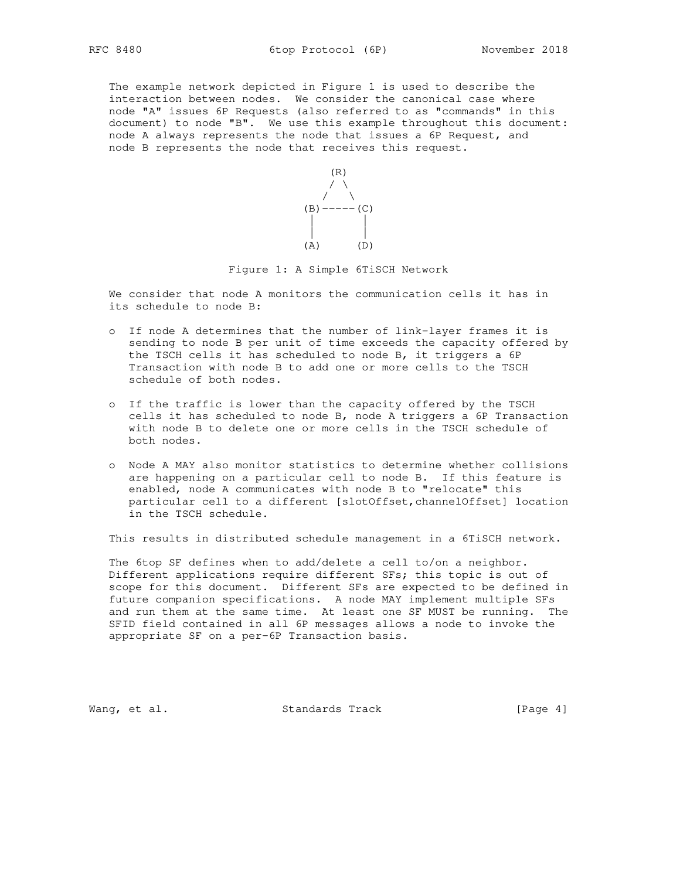The example network depicted in Figure 1 is used to describe the interaction between nodes. We consider the canonical case where node "A" issues 6P Requests (also referred to as "commands" in this document) to node "B". We use this example throughout this document: node A always represents the node that issues a 6P Request, and node B represents the node that receives this request.

```
          (R)
          / \
         /   \
      (B)-----(C)
       |       |
       |       |
      (A)     (D)
```

Figure 1: A Simple 6TiSCH Network

We consider that node A monitors the communication cells it has in its schedule to node B:

- If node A determines that the number of link-layer frames it is sending to node B per unit of time exceeds the capacity offered by the TSCH cells it has scheduled to node B, it triggers a 6P Transaction with node B to add one or more cells to the TSCH schedule of both nodes.
- If the traffic is lower than the capacity offered by the TSCH cells it has scheduled to node B, node A triggers a 6P Transaction with node B to delete one or more cells in the TSCH schedule of both nodes.
- Node A MAY also monitor statistics to determine whether collisions are happening on a particular cell to node B. If this feature is enabled, node A communicates with node B to "relocate" this particular cell to a different [slotOffset,channelOffset] location in the TSCH schedule.

This results in distributed schedule management in a 6TiSCH network.

The 6top SF defines when to add/delete a cell to/on a neighbor. Different applications require different SFs; this topic is out of scope for this document. Different SFs are expected to be defined in future companion specifications. A node MAY implement multiple SFs and run them at the same time. At least one SF MUST be running. The SFID field contained in all 6P messages allows a node to invoke the appropriate SF on a per-6P Transaction basis.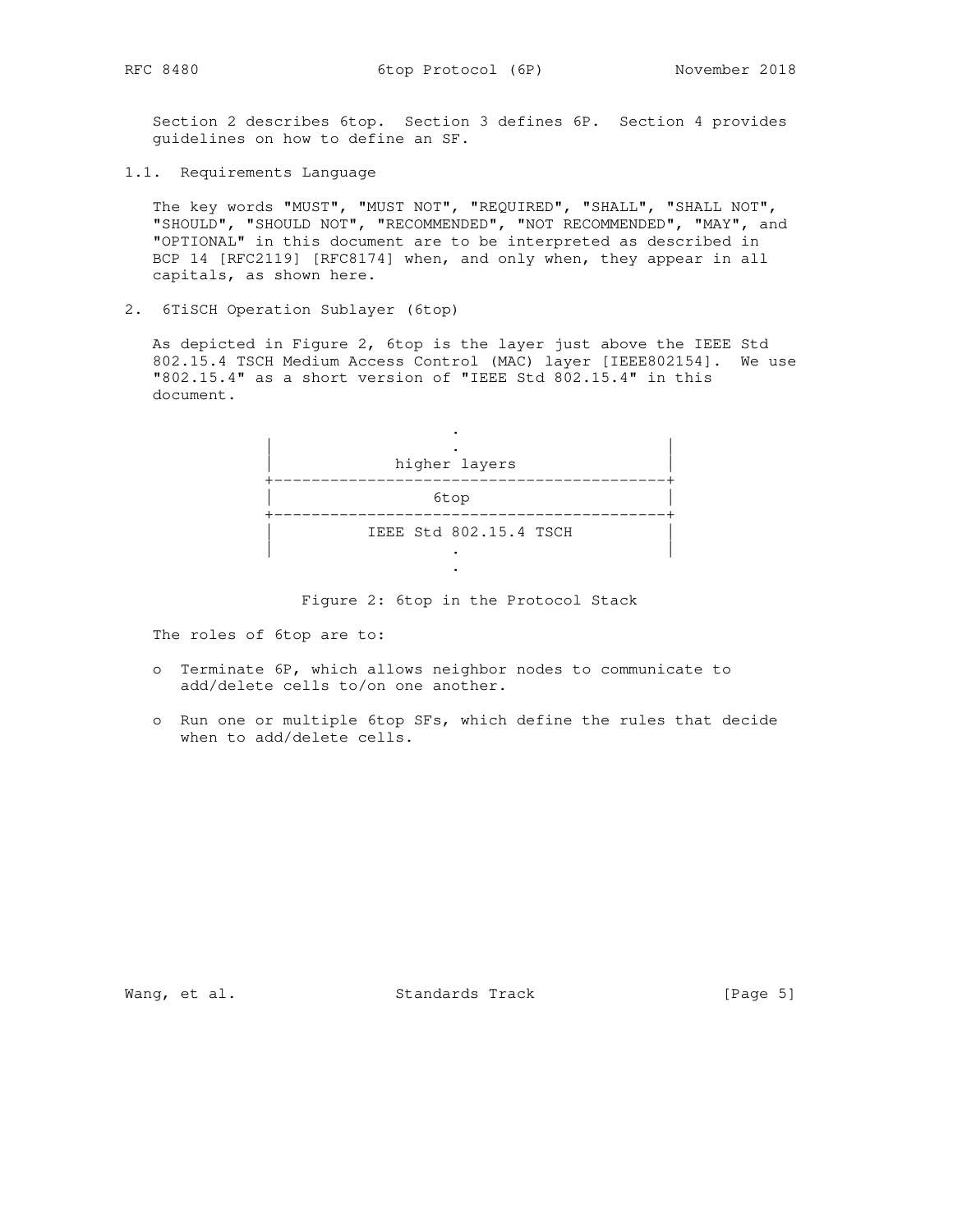Section 2 describes 6top. Section 3 defines 6P. Section 4 provides guidelines on how to define an SF.

### 1.1. Requirements Language

The key words "MUST", "MUST NOT", "REQUIRED", "SHALL", "SHALL NOT", "SHOULD", "SHOULD NOT", "RECOMMENDED", "NOT RECOMMENDED", "MAY", and "OPTIONAL" in this document are to be interpreted as described in BCP 14 [RFC2119] [RFC8174] when, and only when, they appear in all capitals, as shown here.

## 2. 6TiSCH Operation Sublayer (6top)

As depicted in Figure 2, 6top is the layer just above the IEEE Std 802.15.4 TSCH Medium Access Control (MAC) layer [IEEE802154]. We use "802.15.4" as a short version of "IEEE Std 802.15.4" in this document.

```
                       .
   |                   .                    |
   |             higher layers              |
   +----------------------------------------+
   |                 6top                   |
   +----------------------------------------+
   |          IEEE Std 802.15.4 TSCH        |
   |                   .                    |
                       .
```

Figure 2: 6top in the Protocol Stack

The roles of 6top are to:

- Terminate 6P, which allows neighbor nodes to communicate to add/delete cells to/on one another.
- Run one or multiple 6top SFs, which define the rules that decide when to add/delete cells.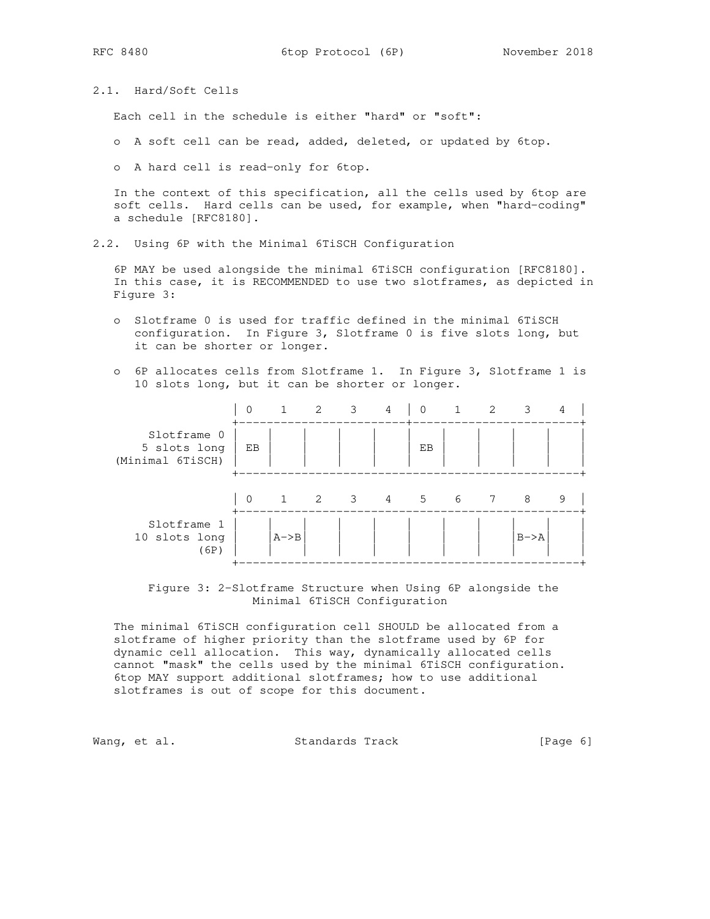### 2.1. Hard/Soft Cells

Each cell in the schedule is either "hard" or "soft":

- A soft cell can be read, added, deleted, or updated by 6top.
- A hard cell is read-only for 6top.

In the context of this specification, all the cells used by 6top are soft cells. Hard cells can be used, for example, when "hard-coding" a schedule [RFC8180].

### 2.2. Using 6P with the Minimal 6TiSCH Configuration

6P MAY be used alongside the minimal 6TiSCH configuration [RFC8180]. In this case, it is RECOMMENDED to use two slotframes, as depicted in Figure 3:

- Slotframe 0 is used for traffic defined in the minimal 6TiSCH configuration. In Figure 3, Slotframe 0 is five slots long, but it can be shorter or longer.
- 6P allocates cells from Slotframe 1. In Figure 3, Slotframe 1 is 10 slots long, but it can be shorter or longer.

```
                 | 0    1    2    3    4  | 0    1    2    3    4  |
                 +------------------------+------------------------+
     Slotframe 0 |    |    |    |    |    |    |    |    |    |    |
    5 slots long | EB |    |    |    |    | EB |    |    |    |    |
 (Minimal 6TiSCH)|    |    |    |    |    |    |    |    |    |    |
                 +-------------------------------------------------+

                 | 0    1    2    3    4    5    6    7    8    9  |
                 +-------------------------------------------------+
     Slotframe 1 |    |    |    |    |    |    |    |    |    |    |
   10 slots long |    |A->B|    |    |    |    |    |    |B->A|    |
            (6P) |    |    |    |    |    |    |    |    |    |    |
                 +-------------------------------------------------+
```

Figure 3: 2-Slotframe Structure when Using 6P alongside the Minimal 6TiSCH Configuration

The minimal 6TiSCH configuration cell SHOULD be allocated from a slotframe of higher priority than the slotframe used by 6P for dynamic cell allocation. This way, dynamically allocated cells cannot "mask" the cells used by the minimal 6TiSCH configuration. 6top MAY support additional slotframes; how to use additional slotframes is out of scope for this document.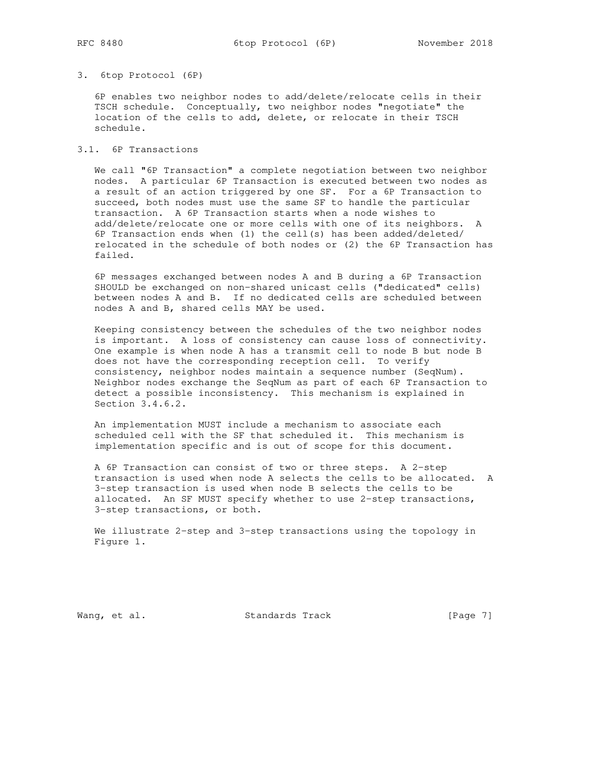## 3. 6top Protocol (6P)

6P enables two neighbor nodes to add/delete/relocate cells in their TSCH schedule. Conceptually, two neighbor nodes "negotiate" the location of the cells to add, delete, or relocate in their TSCH schedule.

### 3.1. 6P Transactions

We call "6P Transaction" a complete negotiation between two neighbor nodes. A particular 6P Transaction is executed between two nodes as a result of an action triggered by one SF. For a 6P Transaction to succeed, both nodes must use the same SF to handle the particular transaction. A 6P Transaction starts when a node wishes to add/delete/relocate one or more cells with one of its neighbors. A 6P Transaction ends when (1) the cell(s) has been added/deleted/relocated in the schedule of both nodes or (2) the 6P Transaction has failed.

6P messages exchanged between nodes A and B during a 6P Transaction SHOULD be exchanged on non-shared unicast cells ("dedicated" cells) between nodes A and B. If no dedicated cells are scheduled between nodes A and B, shared cells MAY be used.

Keeping consistency between the schedules of the two neighbor nodes is important. A loss of consistency can cause loss of connectivity. One example is when node A has a transmit cell to node B but node B does not have the corresponding reception cell. To verify consistency, neighbor nodes maintain a sequence number (SeqNum). Neighbor nodes exchange the SeqNum as part of each 6P Transaction to detect a possible inconsistency. This mechanism is explained in Section 3.4.6.2.

An implementation MUST include a mechanism to associate each scheduled cell with the SF that scheduled it. This mechanism is implementation specific and is out of scope for this document.

A 6P Transaction can consist of two or three steps. A 2-step transaction is used when node A selects the cells to be allocated. A 3-step transaction is used when node B selects the cells to be allocated. An SF MUST specify whether to use 2-step transactions, 3-step transactions, or both.

We illustrate 2-step and 3-step transactions using the topology in Figure 1.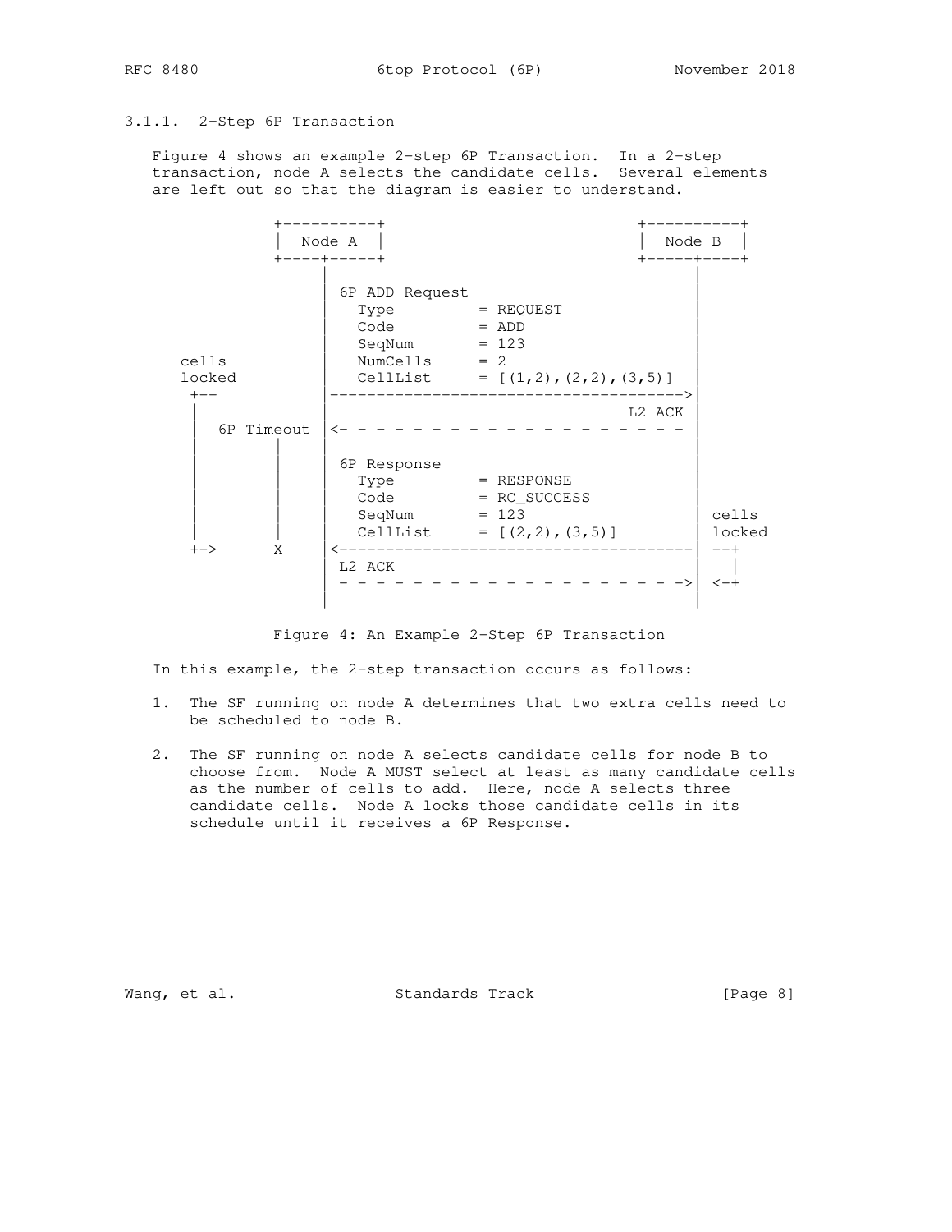### 3.1.1. 2-Step 6P Transaction

Figure 4 shows an example 2-step 6P Transaction. In a 2-step transaction, node A selects the candidate cells. Several elements are left out so that the diagram is easier to understand.

```
          +----------+                             +----------+
          |  Node A  |                             |  Node B  |
          +----+-----+                             +-----+----+
               |                                         |
               |  6P ADD Request                         |
               |    Type         = REQUEST               |
               |    Code         = ADD                   |
               |    SeqNum       = 123                   |
   cells       |    NumCells     = 2                     |
   locked      |    CellList     = [(1,2),(2,2),(3,5)]   |
    +--        |---------------------------------------->|
    |          |                                  L2 ACK |
    |   6P Timeout |<- - - - - - - - - - - - - - - - - - - |
    |          |                                         |
    |      |   |  6P Response                            |
    |      |   |    Type         = RESPONSE              |
    |      |   |    Code         = RC_SUCCESS            |
    |      |   |    SeqNum       = 123                   |  cells
    |      |   |    CellList     = [(2,2),(3,5)]         |  locked
    +->    X   |<----------------------------------------|  --+
               |  L2 ACK                                 |    |
               | - - - - - - - - - - - - - - - - - - - ->|  <-+
               |                                         |
```

Figure 4: An Example 2-Step 6P Transaction

In this example, the 2-step transaction occurs as follows:

1. The SF running on node A determines that two extra cells need to be scheduled to node B.

2. The SF running on node A selects candidate cells for node B to choose from. Node A MUST select at least as many candidate cells as the number of cells to add. Here, node A selects three candidate cells. Node A locks those candidate cells in its schedule until it receives a 6P Response.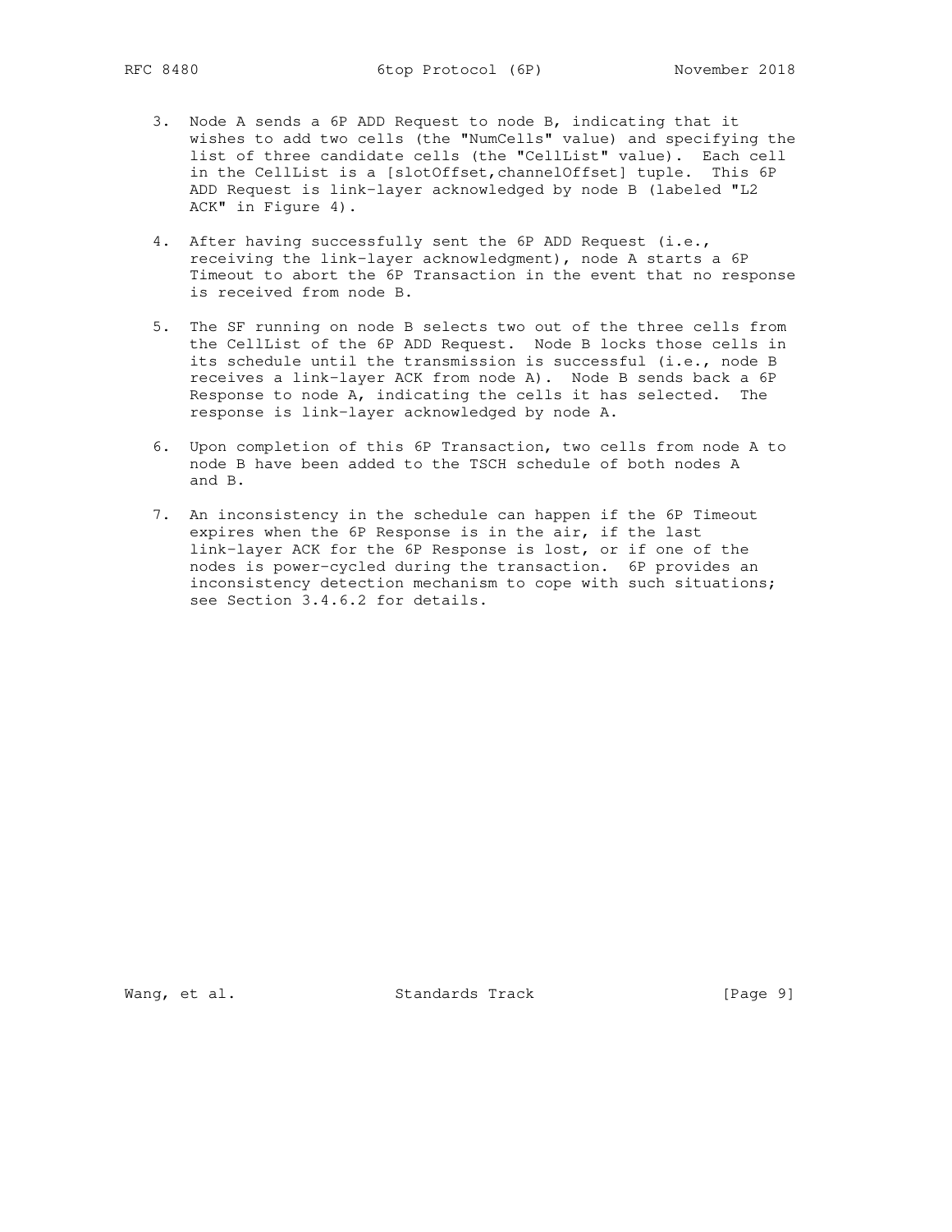3. Node A sends a 6P ADD Request to node B, indicating that it wishes to add two cells (the "NumCells" value) and specifying the list of three candidate cells (the "CellList" value). Each cell in the CellList is a [slotOffset,channelOffset] tuple. This 6P ADD Request is link-layer acknowledged by node B (labeled "L2 ACK" in Figure 4).

4. After having successfully sent the 6P ADD Request (i.e., receiving the link-layer acknowledgment), node A starts a 6P Timeout to abort the 6P Transaction in the event that no response is received from node B.

5. The SF running on node B selects two out of the three cells from the CellList of the 6P ADD Request. Node B locks those cells in its schedule until the transmission is successful (i.e., node B receives a link-layer ACK from node A). Node B sends back a 6P Response to node A, indicating the cells it has selected. The response is link-layer acknowledged by node A.

6. Upon completion of this 6P Transaction, two cells from node A to node B have been added to the TSCH schedule of both nodes A and B.

7. An inconsistency in the schedule can happen if the 6P Timeout expires when the 6P Response is in the air, if the last link-layer ACK for the 6P Response is lost, or if one of the nodes is power-cycled during the transaction. 6P provides an inconsistency detection mechanism to cope with such situations; see Section 3.4.6.2 for details.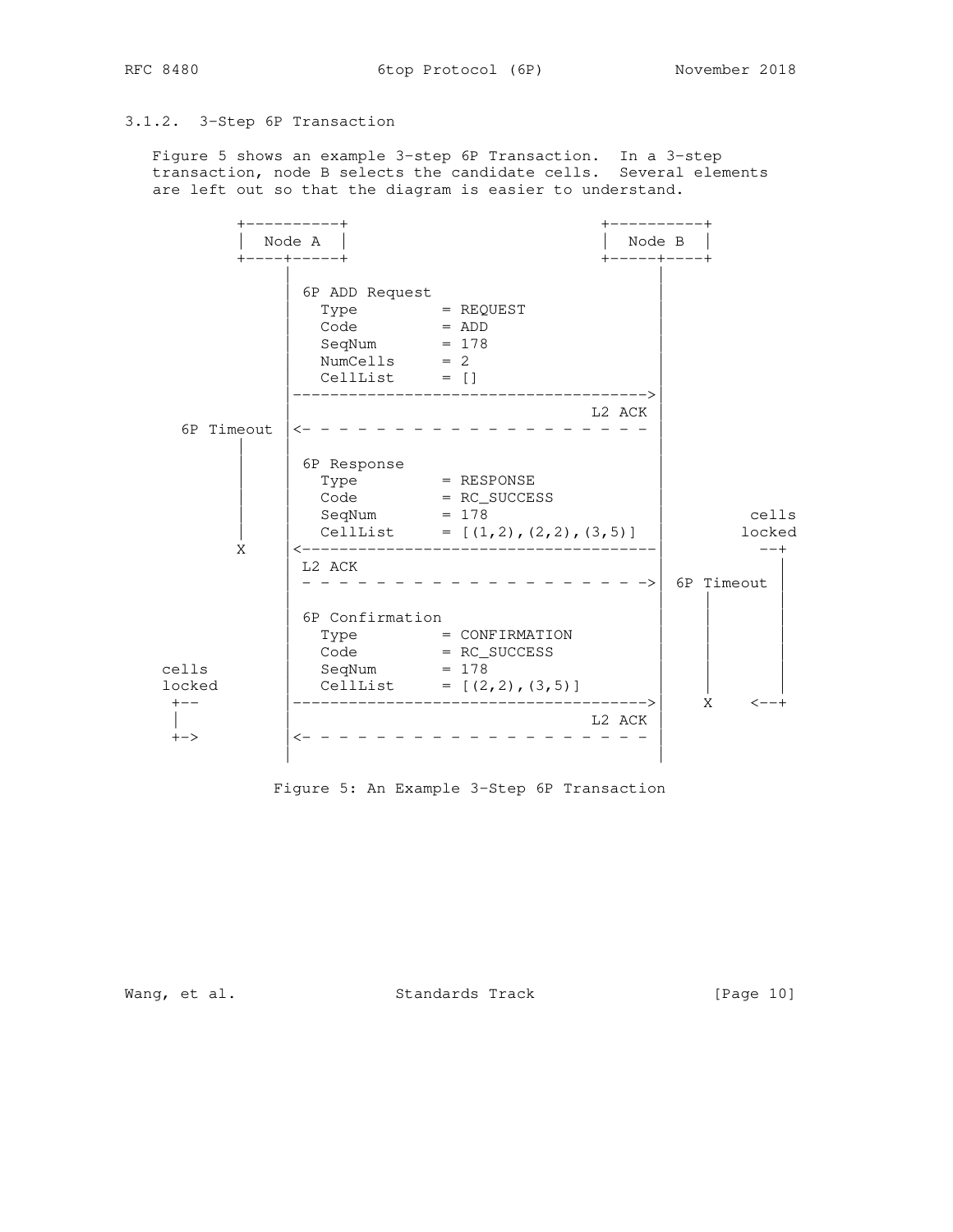### 3.1.2. 3-Step 6P Transaction

Figure 5 shows an example 3-step 6P Transaction. In a 3-step transaction, node B selects the candidate cells. Several elements are left out so that the diagram is easier to understand.

```
         +----------+                           +----------+
         |  Node A  |                           |  Node B  |
         +----+-----+                           +-----+----+
              |                                       |
              | 6P ADD Request                        |
              |   Type         = REQUEST              |
              |   Code         = ADD                  |
              |   SeqNum       = 178                  |
              |   NumCells     = 2                    |
              |   CellList     = []                   |
              |-------------------------------------->|
              |                                L2 ACK |
   6P Timeout |<- - - - - - - - - - - - - - - - - - - |
        |     |                                       |
        |     | 6P Response                           |
        |     |   Type         = RESPONSE             |
        |     |   Code         = RC_SUCCESS           |
        |     |   SeqNum       = 178                  |          cells
        |     |   CellList     = [(1,2),(2,2),(3,5)]  |         locked
        X     |<--------------------------------------|           --+
              | L2 ACK                                |             |
              | - - - - - - - - - - - - - - - - - - ->| 6P Timeout  |
              |                                       |    |        |
              | 6P Confirmation                       |    |        |
              |   Type         = CONFIRMATION         |    |        |
              |   Code         = RC_SUCCESS           |    |        |
  cells       |   SeqNum       = 178                  |    |        |
  locked      |   CellList     = [(2,2),(3,5)]        |    |        |
   +--        |-------------------------------------->|    X    <--+
   |          |                                L2 ACK |
   +->        |<- - - - - - - - - - - - - - - - - - - |
              |                                       |
```

Figure 5: An Example 3-Step 6P Transaction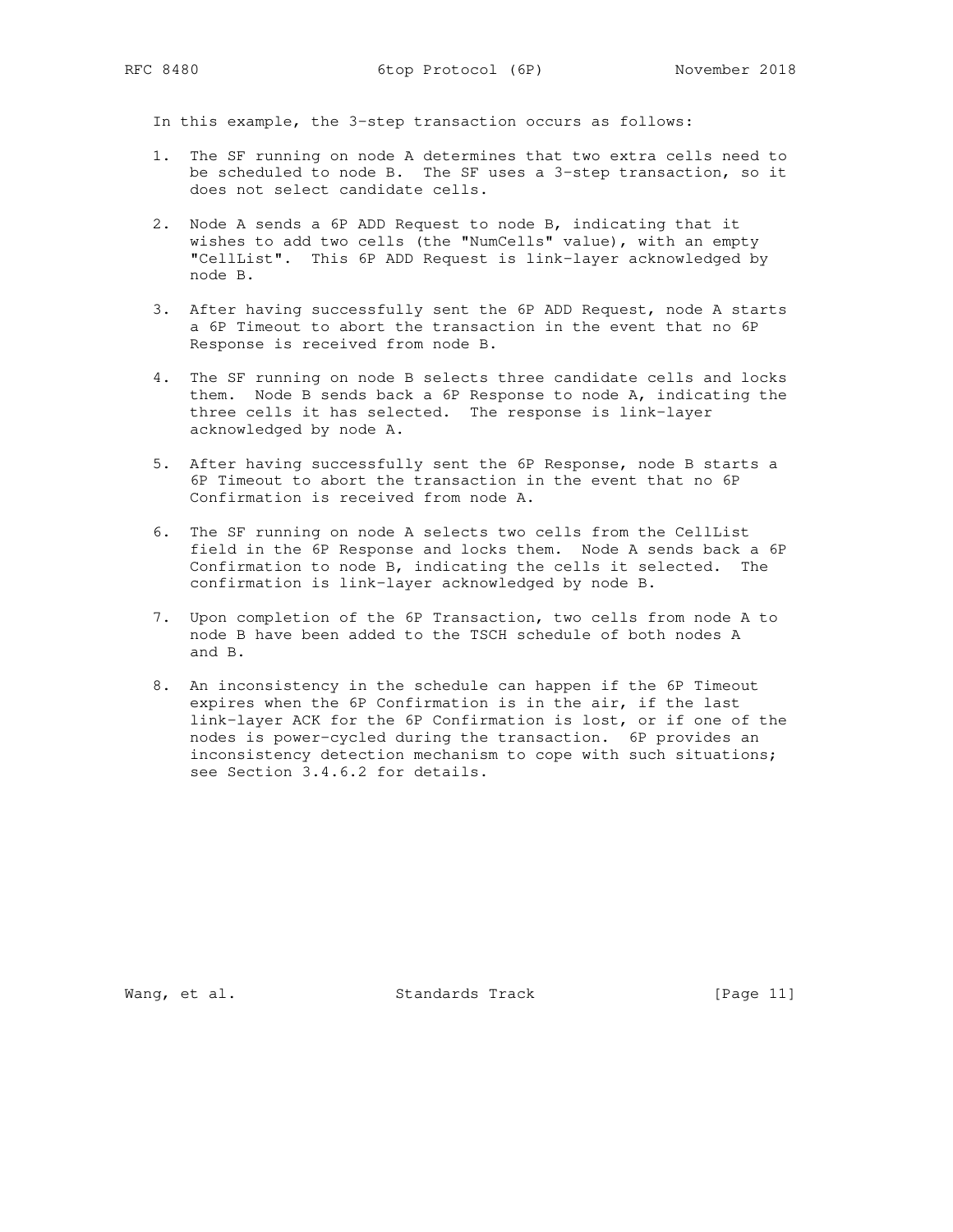In this example, the 3-step transaction occurs as follows:

1. The SF running on node A determines that two extra cells need to be scheduled to node B. The SF uses a 3-step transaction, so it does not select candidate cells.

2. Node A sends a 6P ADD Request to node B, indicating that it wishes to add two cells (the "NumCells" value), with an empty "CellList". This 6P ADD Request is link-layer acknowledged by node B.

3. After having successfully sent the 6P ADD Request, node A starts a 6P Timeout to abort the transaction in the event that no 6P Response is received from node B.

4. The SF running on node B selects three candidate cells and locks them. Node B sends back a 6P Response to node A, indicating the three cells it has selected. The response is link-layer acknowledged by node A.

5. After having successfully sent the 6P Response, node B starts a 6P Timeout to abort the transaction in the event that no 6P Confirmation is received from node A.

6. The SF running on node A selects two cells from the CellList field in the 6P Response and locks them. Node A sends back a 6P Confirmation to node B, indicating the cells it selected. The confirmation is link-layer acknowledged by node B.

7. Upon completion of the 6P Transaction, two cells from node A to node B have been added to the TSCH schedule of both nodes A and B.

8. An inconsistency in the schedule can happen if the 6P Timeout expires when the 6P Confirmation is in the air, if the last link-layer ACK for the 6P Confirmation is lost, or if one of the nodes is power-cycled during the transaction. 6P provides an inconsistency detection mechanism to cope with such situations; see Section 3.4.6.2 for details.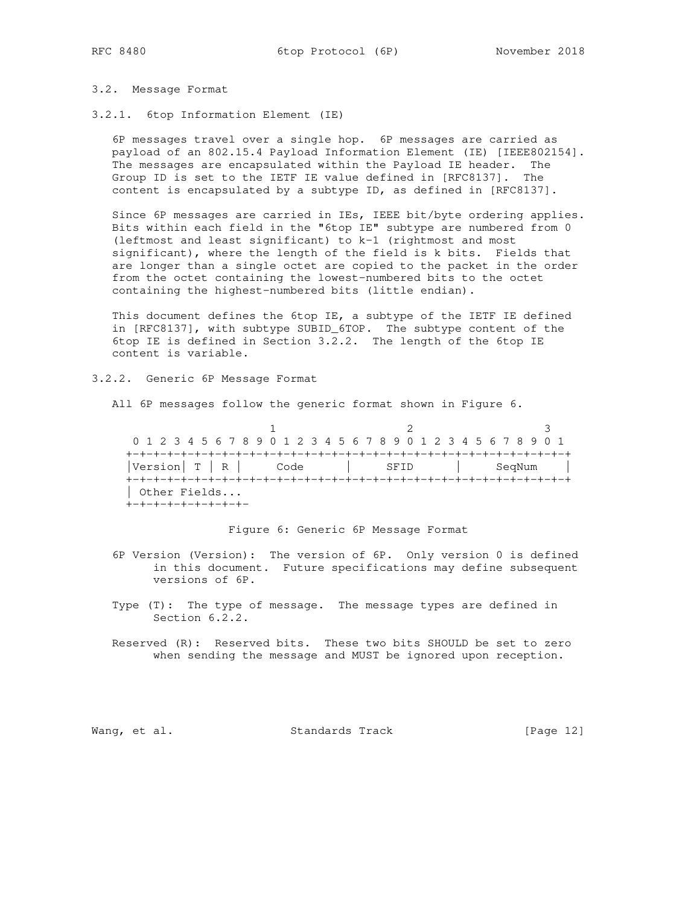### 3.2. Message Format

#### 3.2.1. 6top Information Element (IE)

6P messages travel over a single hop. 6P messages are carried as payload of an 802.15.4 Payload Information Element (IE) [IEEE802154]. The messages are encapsulated within the Payload IE header. The Group ID is set to the IETF IE value defined in [RFC8137]. The content is encapsulated by a subtype ID, as defined in [RFC8137].

Since 6P messages are carried in IEs, IEEE bit/byte ordering applies. Bits within each field in the "6top IE" subtype are numbered from 0 (leftmost and least significant) to k-1 (rightmost and most significant), where the length of the field is k bits. Fields that are longer than a single octet are copied to the packet in the order from the octet containing the lowest-numbered bits to the octet containing the highest-numbered bits (little endian).

This document defines the 6top IE, a subtype of the IETF IE defined in [RFC8137], with subtype SUBID_6TOP. The subtype content of the 6top IE is defined in Section 3.2.2. The length of the 6top IE content is variable.

#### 3.2.2. Generic 6P Message Format

All 6P messages follow the generic format shown in Figure 6.

```
                     1                   2                   3
 0 1 2 3 4 5 6 7 8 9 0 1 2 3 4 5 6 7 8 9 0 1 2 3 4 5 6 7 8 9 0 1
+-+-+-+-+-+-+-+-+-+-+-+-+-+-+-+-+-+-+-+-+-+-+-+-+-+-+-+-+-+-+-+-+
|Version| T | R |     Code      |     SFID      |    SeqNum     |
+-+-+-+-+-+-+-+-+-+-+-+-+-+-+-+-+-+-+-+-+-+-+-+-+-+-+-+-+-+-+-+-+
| Other Fields...
+-+-+-+-+-+-+-+-
```

Figure 6: Generic 6P Message Format

6P Version (Version): The version of 6P. Only version 0 is defined in this document. Future specifications may define subsequent versions of 6P.

Type (T): The type of message. The message types are defined in Section 6.2.2.

Reserved (R): Reserved bits. These two bits SHOULD be set to zero when sending the message and MUST be ignored upon reception.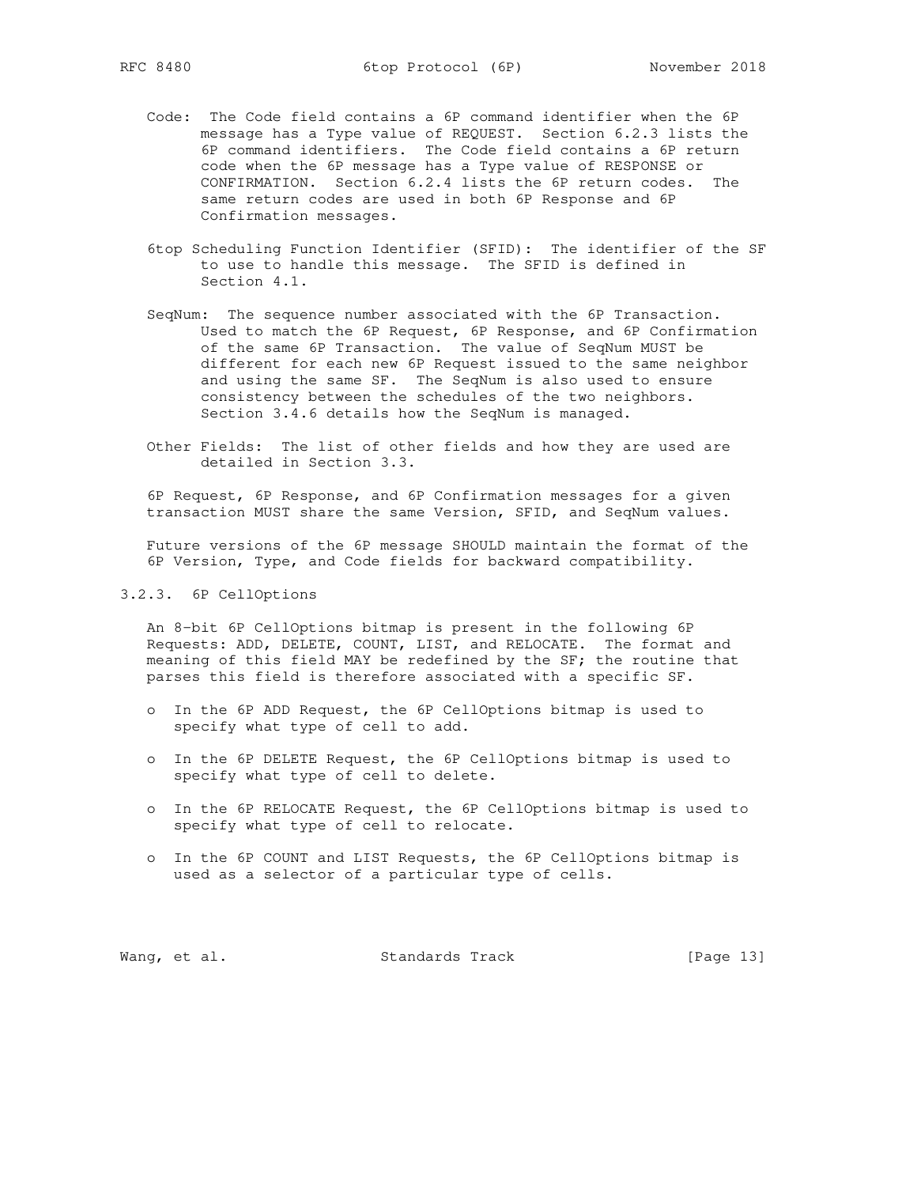Code: The Code field contains a 6P command identifier when the 6P message has a Type value of REQUEST. Section 6.2.3 lists the 6P command identifiers. The Code field contains a 6P return code when the 6P message has a Type value of RESPONSE or CONFIRMATION. Section 6.2.4 lists the 6P return codes. The same return codes are used in both 6P Response and 6P Confirmation messages.

6top Scheduling Function Identifier (SFID): The identifier of the SF to use to handle this message. The SFID is defined in Section 4.1.

SeqNum: The sequence number associated with the 6P Transaction. Used to match the 6P Request, 6P Response, and 6P Confirmation of the same 6P Transaction. The value of SeqNum MUST be different for each new 6P Request issued to the same neighbor and using the same SF. The SeqNum is also used to ensure consistency between the schedules of the two neighbors. Section 3.4.6 details how the SeqNum is managed.

Other Fields: The list of other fields and how they are used are detailed in Section 3.3.

6P Request, 6P Response, and 6P Confirmation messages for a given transaction MUST share the same Version, SFID, and SeqNum values.

Future versions of the 6P message SHOULD maintain the format of the 6P Version, Type, and Code fields for backward compatibility.

### 3.2.3. 6P CellOptions

An 8-bit 6P CellOptions bitmap is present in the following 6P Requests: ADD, DELETE, COUNT, LIST, and RELOCATE. The format and meaning of this field MAY be redefined by the SF; the routine that parses this field is therefore associated with a specific SF.

- In the 6P ADD Request, the 6P CellOptions bitmap is used to specify what type of cell to add.
- In the 6P DELETE Request, the 6P CellOptions bitmap is used to specify what type of cell to delete.
- In the 6P RELOCATE Request, the 6P CellOptions bitmap is used to specify what type of cell to relocate.
- In the 6P COUNT and LIST Requests, the 6P CellOptions bitmap is used as a selector of a particular type of cells.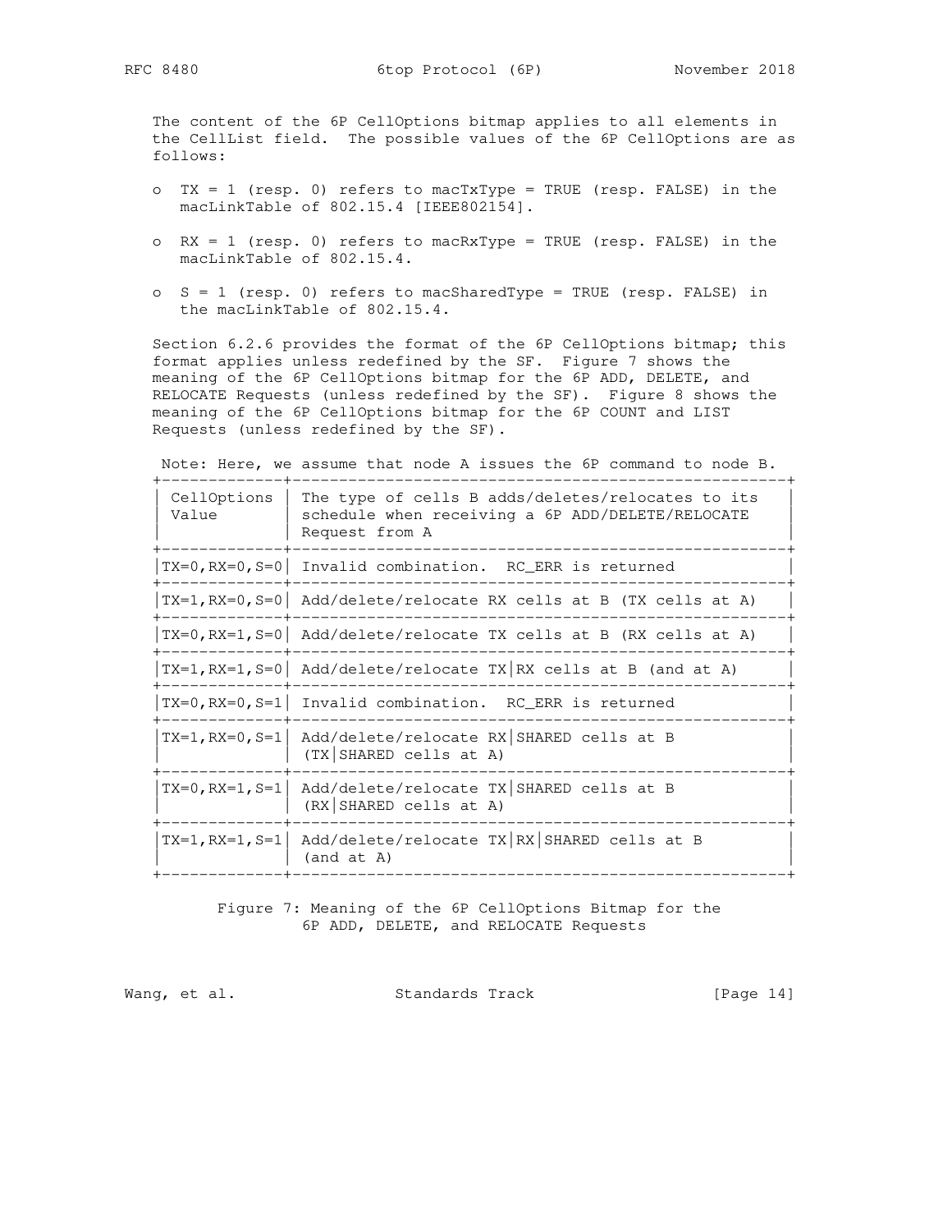The content of the 6P CellOptions bitmap applies to all elements in the CellList field. The possible values of the 6P CellOptions are as follows:

- TX = 1 (resp. 0) refers to macTxType = TRUE (resp. FALSE) in the macLinkTable of 802.15.4 [IEEE802154].
- RX = 1 (resp. 0) refers to macRxType = TRUE (resp. FALSE) in the macLinkTable of 802.15.4.
- S = 1 (resp. 0) refers to macSharedType = TRUE (resp. FALSE) in the macLinkTable of 802.15.4.

Section 6.2.6 provides the format of the 6P CellOptions bitmap; this format applies unless redefined by the SF. Figure 7 shows the meaning of the 6P CellOptions bitmap for the 6P ADD, DELETE, and RELOCATE Requests (unless redefined by the SF). Figure 8 shows the meaning of the 6P CellOptions bitmap for the 6P COUNT and LIST Requests (unless redefined by the SF).

Note: Here, we assume that node A issues the 6P command to node B.

| CellOptions Value | The type of cells B adds/deletes/relocates to its schedule when receiving a 6P ADD/DELETE/RELOCATE Request from A |
|---|---|
| TX=0,RX=0,S=0 | Invalid combination. RC_ERR is returned |
| TX=1,RX=0,S=0 | Add/delete/relocate RX cells at B (TX cells at A) |
| TX=0,RX=1,S=0 | Add/delete/relocate TX cells at B (RX cells at A) |
| TX=1,RX=1,S=0 | Add/delete/relocate TX\|RX cells at B (and at A) |
| TX=0,RX=0,S=1 | Invalid combination. RC_ERR is returned |
| TX=1,RX=0,S=1 | Add/delete/relocate RX\|SHARED cells at B (TX\|SHARED cells at A) |
| TX=0,RX=1,S=1 | Add/delete/relocate TX\|SHARED cells at B (RX\|SHARED cells at A) |
| TX=1,RX=1,S=1 | Add/delete/relocate TX\|RX\|SHARED cells at B (and at A) |

Figure 7: Meaning of the 6P CellOptions Bitmap for the 6P ADD, DELETE, and RELOCATE Requests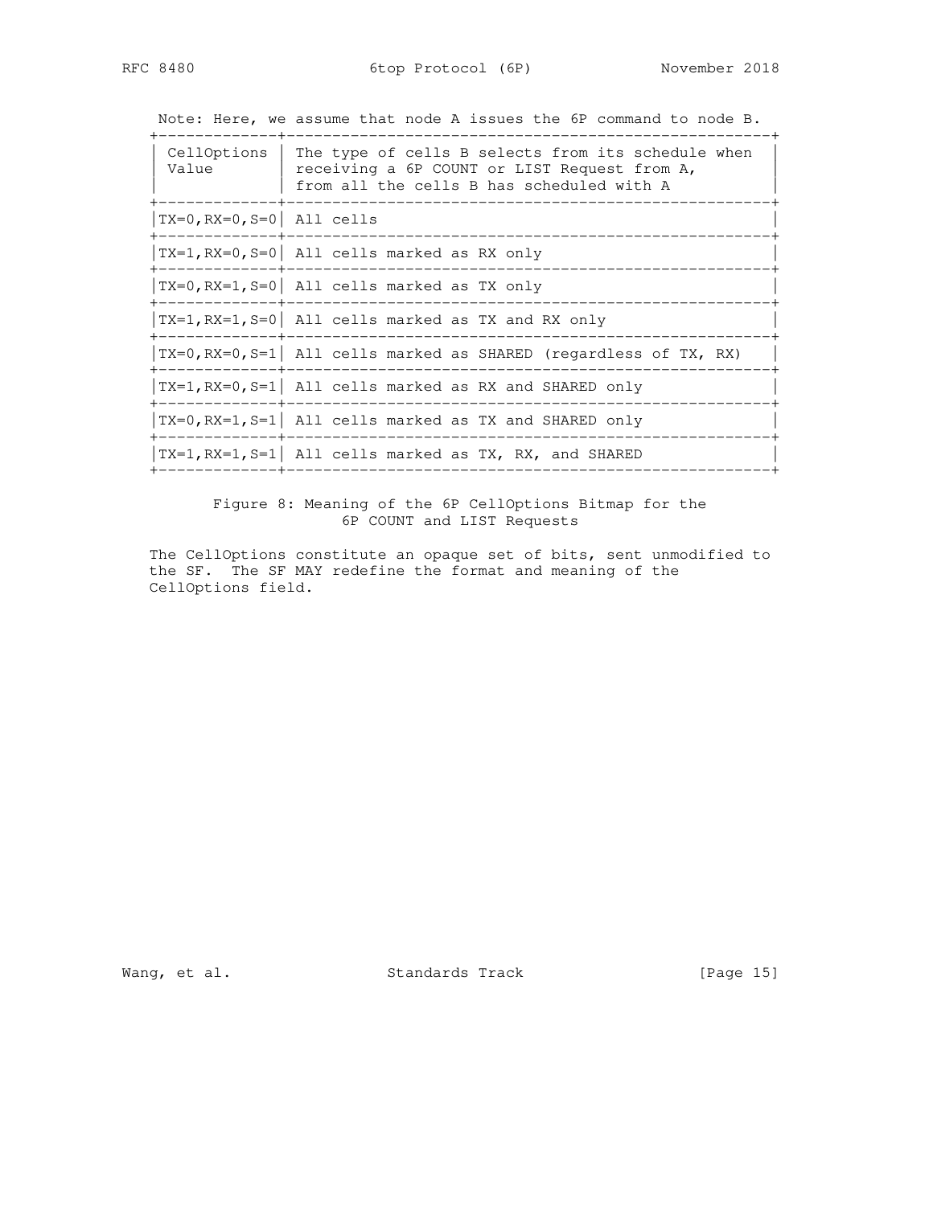Note: Here, we assume that node A issues the 6P command to node B.

| CellOptions Value | The type of cells B selects from its schedule when receiving a 6P COUNT or LIST Request from A, from all the cells B has scheduled with A |
|---|---|
| TX=0,RX=0,S=0 | All cells |
| TX=1,RX=0,S=0 | All cells marked as RX only |
| TX=0,RX=1,S=0 | All cells marked as TX only |
| TX=1,RX=1,S=0 | All cells marked as TX and RX only |
| TX=0,RX=0,S=1 | All cells marked as SHARED (regardless of TX, RX) |
| TX=1,RX=0,S=1 | All cells marked as RX and SHARED only |
| TX=0,RX=1,S=1 | All cells marked as TX and SHARED only |
| TX=1,RX=1,S=1 | All cells marked as TX, RX, and SHARED |

Figure 8: Meaning of the 6P CellOptions Bitmap for the 6P COUNT and LIST Requests

The CellOptions constitute an opaque set of bits, sent unmodified to the SF. The SF MAY redefine the format and meaning of the CellOptions field.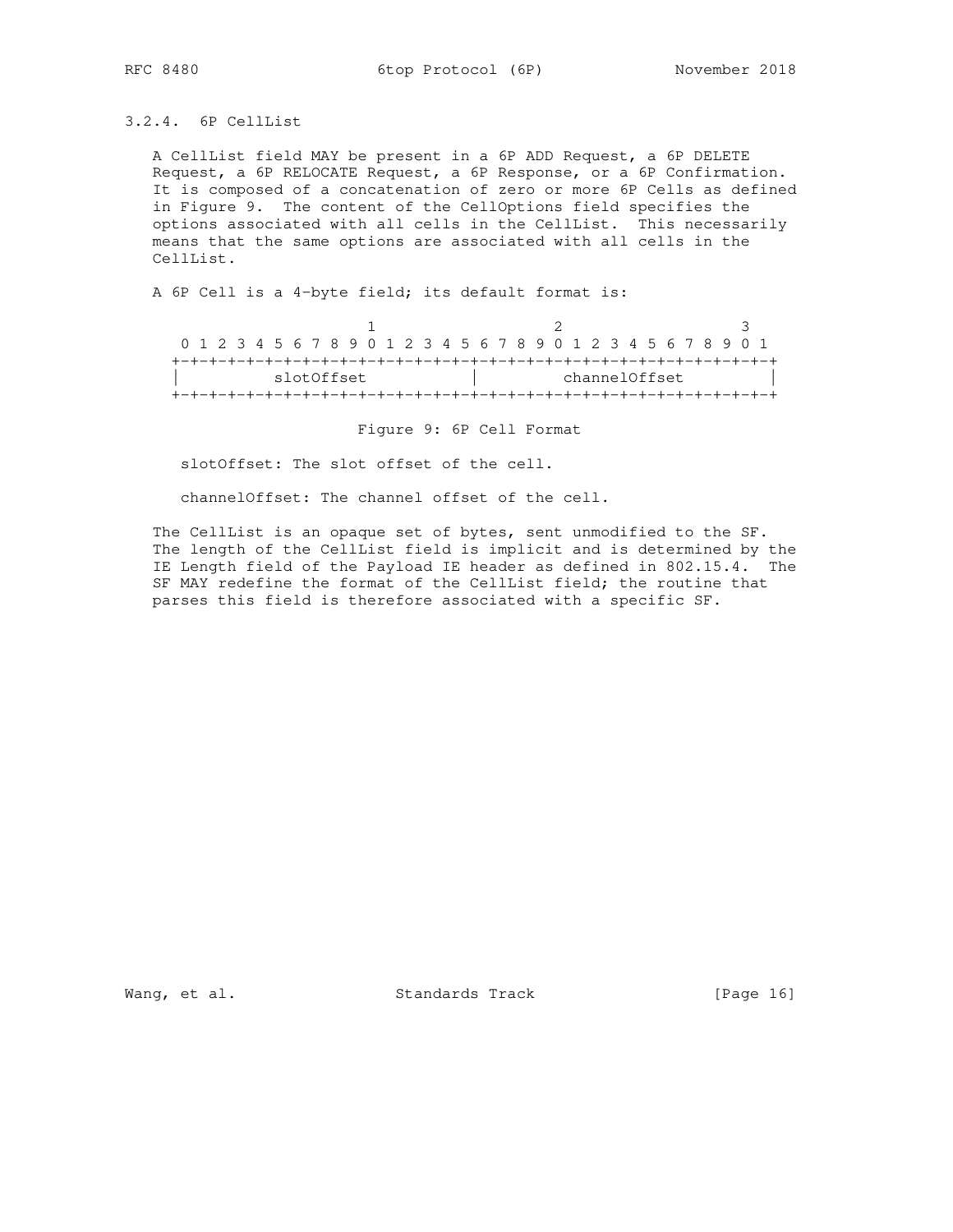### 3.2.4. 6P CellList

A CellList field MAY be present in a 6P ADD Request, a 6P DELETE Request, a 6P RELOCATE Request, a 6P Response, or a 6P Confirmation. It is composed of a concatenation of zero or more 6P Cells as defined in Figure 9. The content of the CellOptions field specifies the options associated with all cells in the CellList. This necessarily means that the same options are associated with all cells in the CellList.

A 6P Cell is a 4-byte field; its default format is:

```
                     1                   2                   3
 0 1 2 3 4 5 6 7 8 9 0 1 2 3 4 5 6 7 8 9 0 1 2 3 4 5 6 7 8 9 0 1
+-+-+-+-+-+-+-+-+-+-+-+-+-+-+-+-+-+-+-+-+-+-+-+-+-+-+-+-+-+-+-+-+
|          slotOffset           |         channelOffset         |
+-+-+-+-+-+-+-+-+-+-+-+-+-+-+-+-+-+-+-+-+-+-+-+-+-+-+-+-+-+-+-+-+
```

Figure 9: 6P Cell Format

slotOffset: The slot offset of the cell.

channelOffset: The channel offset of the cell.

The CellList is an opaque set of bytes, sent unmodified to the SF. The length of the CellList field is implicit and is determined by the IE Length field of the Payload IE header as defined in 802.15.4. The SF MAY redefine the format of the CellList field; the routine that parses this field is therefore associated with a specific SF.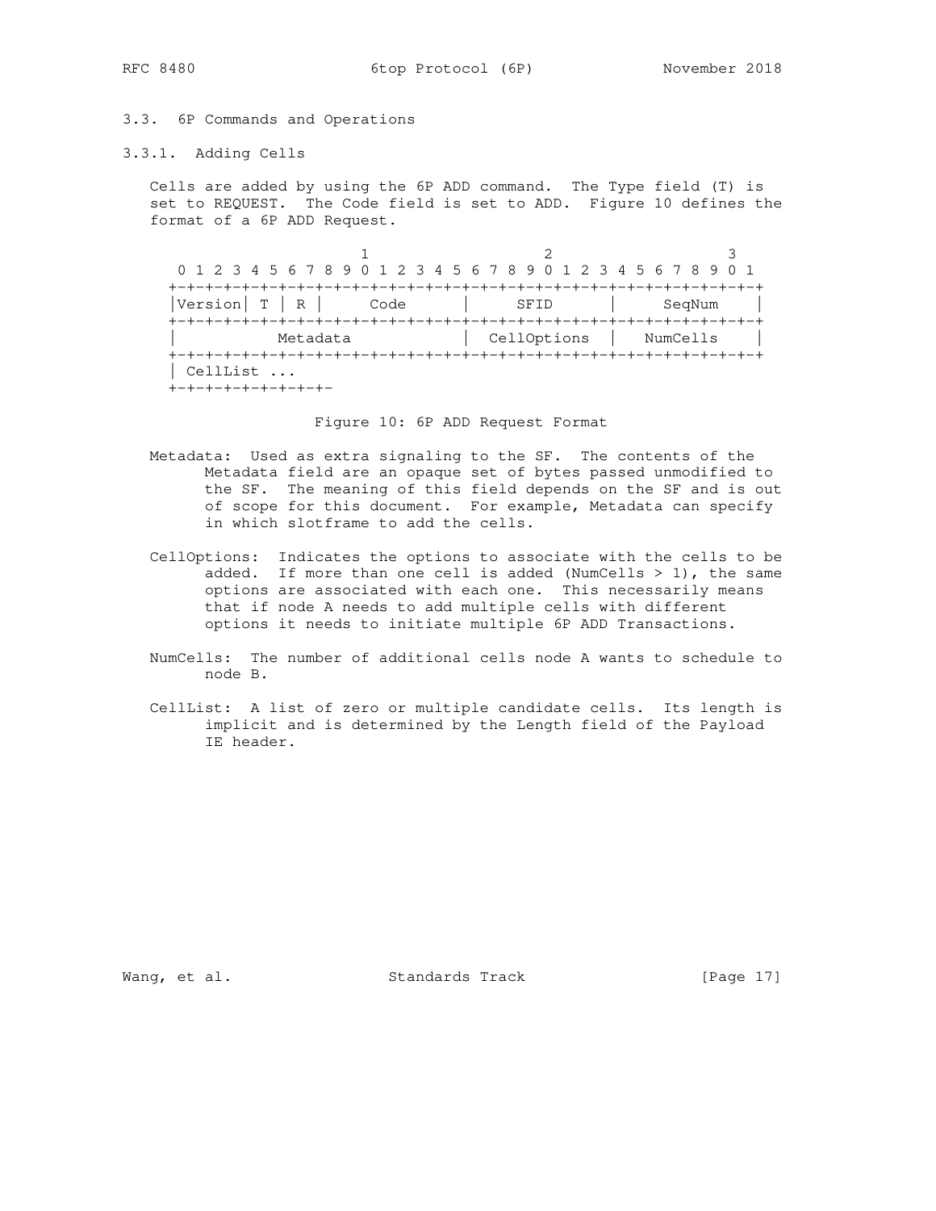## 3.3. 6P Commands and Operations

### 3.3.1. Adding Cells

Cells are added by using the 6P ADD command. The Type field (T) is set to REQUEST. The Code field is set to ADD. Figure 10 defines the format of a 6P ADD Request.

```
                     1                   2                   3
 0 1 2 3 4 5 6 7 8 9 0 1 2 3 4 5 6 7 8 9 0 1 2 3 4 5 6 7 8 9 0 1
+-+-+-+-+-+-+-+-+-+-+-+-+-+-+-+-+-+-+-+-+-+-+-+-+-+-+-+-+-+-+-+-+
|Version| T | R |     Code      |     SFID      |    SeqNum     |
+-+-+-+-+-+-+-+-+-+-+-+-+-+-+-+-+-+-+-+-+-+-+-+-+-+-+-+-+-+-+-+-+
|           Metadata            |  CellOptions  |   NumCells    |
+-+-+-+-+-+-+-+-+-+-+-+-+-+-+-+-+-+-+-+-+-+-+-+-+-+-+-+-+-+-+-+-+
| CellList ...
+-+-+-+-+-+-+-+-+-
```

Figure 10: 6P ADD Request Format

Metadata: Used as extra signaling to the SF. The contents of the Metadata field are an opaque set of bytes passed unmodified to the SF. The meaning of this field depends on the SF and is out of scope for this document. For example, Metadata can specify in which slotframe to add the cells.

CellOptions: Indicates the options to associate with the cells to be added. If more than one cell is added (NumCells > 1), the same options are associated with each one. This necessarily means that if node A needs to add multiple cells with different options it needs to initiate multiple 6P ADD Transactions.

NumCells: The number of additional cells node A wants to schedule to node B.

CellList: A list of zero or multiple candidate cells. Its length is implicit and is determined by the Length field of the Payload IE header.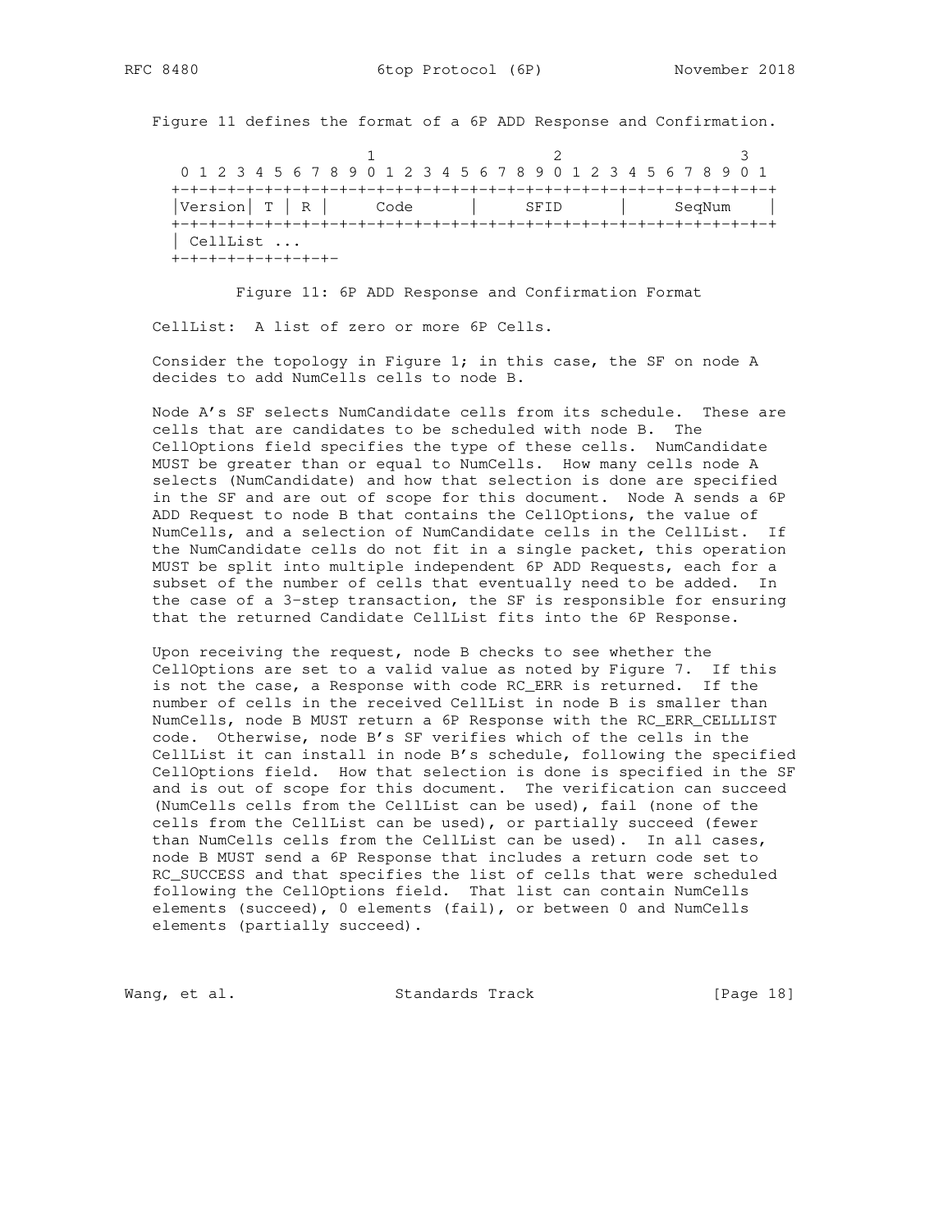Figure 11 defines the format of a 6P ADD Response and Confirmation.

```
                     1                   2                   3
 0 1 2 3 4 5 6 7 8 9 0 1 2 3 4 5 6 7 8 9 0 1 2 3 4 5 6 7 8 9 0 1
+-+-+-+-+-+-+-+-+-+-+-+-+-+-+-+-+-+-+-+-+-+-+-+-+-+-+-+-+-+-+-+-+
|Version| T | R |      Code     |       SFID    |     SeqNum    |
+-+-+-+-+-+-+-+-+-+-+-+-+-+-+-+-+-+-+-+-+-+-+-+-+-+-+-+-+-+-+-+-+
| CellList ...
+-+-+-+-+-+-+-+-+-
```

Figure 11: 6P ADD Response and Confirmation Format

CellList: A list of zero or more 6P Cells.

Consider the topology in Figure 1; in this case, the SF on node A decides to add NumCells cells to node B.

Node A's SF selects NumCandidate cells from its schedule. These are cells that are candidates to be scheduled with node B. The CellOptions field specifies the type of these cells. NumCandidate MUST be greater than or equal to NumCells. How many cells node A selects (NumCandidate) and how that selection is done are specified in the SF and are out of scope for this document. Node A sends a 6P ADD Request to node B that contains the CellOptions, the value of NumCells, and a selection of NumCandidate cells in the CellList. If the NumCandidate cells do not fit in a single packet, this operation MUST be split into multiple independent 6P ADD Requests, each for a subset of the number of cells that eventually need to be added. In the case of a 3-step transaction, the SF is responsible for ensuring that the returned Candidate CellList fits into the 6P Response.

Upon receiving the request, node B checks to see whether the CellOptions are set to a valid value as noted by Figure 7. If this is not the case, a Response with code RC_ERR is returned. If the number of cells in the received CellList in node B is smaller than NumCells, node B MUST return a 6P Response with the RC_ERR_CELLLIST code. Otherwise, node B's SF verifies which of the cells in the CellList it can install in node B's schedule, following the specified CellOptions field. How that selection is done is specified in the SF and is out of scope for this document. The verification can succeed (NumCells cells from the CellList can be used), fail (none of the cells from the CellList can be used), or partially succeed (fewer than NumCells cells from the CellList can be used). In all cases, node B MUST send a 6P Response that includes a return code set to RC_SUCCESS and that specifies the list of cells that were scheduled following the CellOptions field. That list can contain NumCells elements (succeed), 0 elements (fail), or between 0 and NumCells elements (partially succeed).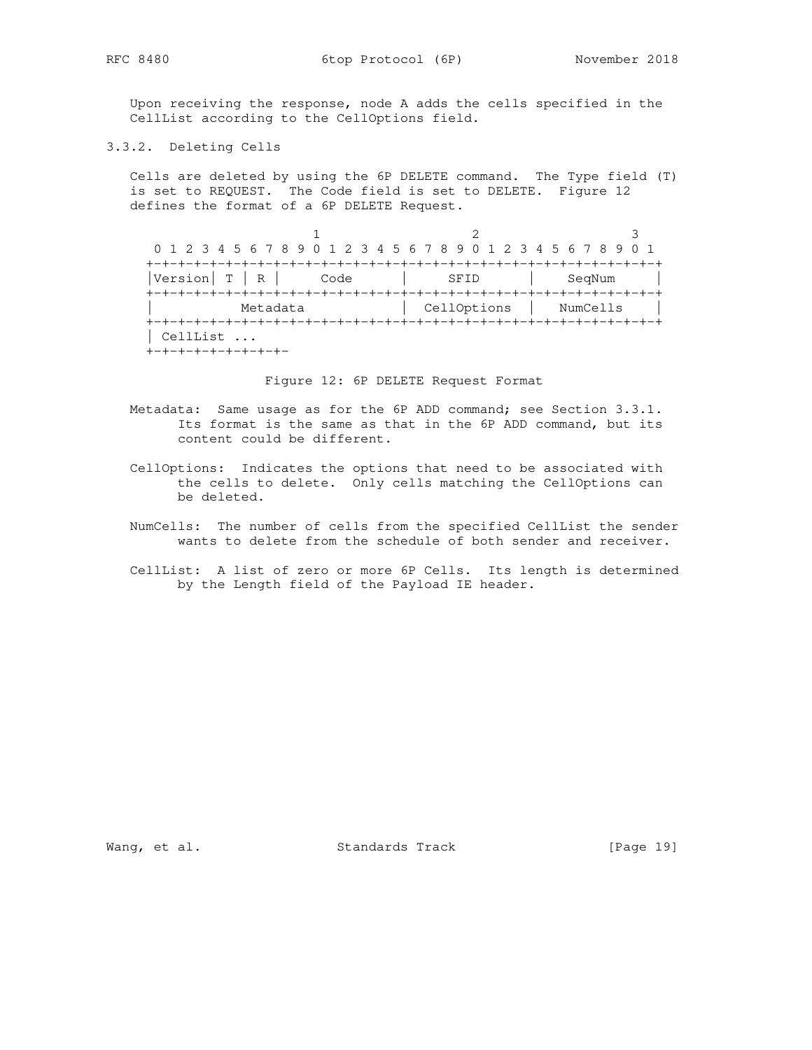Upon receiving the response, node A adds the cells specified in the CellList according to the CellOptions field.

### 3.3.2. Deleting Cells

Cells are deleted by using the 6P DELETE command. The Type field (T) is set to REQUEST. The Code field is set to DELETE. Figure 12 defines the format of a 6P DELETE Request.

```
                     1                   2                   3
 0 1 2 3 4 5 6 7 8 9 0 1 2 3 4 5 6 7 8 9 0 1 2 3 4 5 6 7 8 9 0 1
+-+-+-+-+-+-+-+-+-+-+-+-+-+-+-+-+-+-+-+-+-+-+-+-+-+-+-+-+-+-+-+-+
|Version| T | R |     Code      |     SFID      |    SeqNum     |
+-+-+-+-+-+-+-+-+-+-+-+-+-+-+-+-+-+-+-+-+-+-+-+-+-+-+-+-+-+-+-+-+
|           Metadata            |  CellOptions  |   NumCells    |
+-+-+-+-+-+-+-+-+-+-+-+-+-+-+-+-+-+-+-+-+-+-+-+-+-+-+-+-+-+-+-+-+
| CellList ...
+-+-+-+-+-+-+-+-+-
```

Figure 12: 6P DELETE Request Format

Metadata: Same usage as for the 6P ADD command; see Section 3.3.1. Its format is the same as that in the 6P ADD command, but its content could be different.

CellOptions: Indicates the options that need to be associated with the cells to delete. Only cells matching the CellOptions can be deleted.

NumCells: The number of cells from the specified CellList the sender wants to delete from the schedule of both sender and receiver.

CellList: A list of zero or more 6P Cells. Its length is determined by the Length field of the Payload IE header.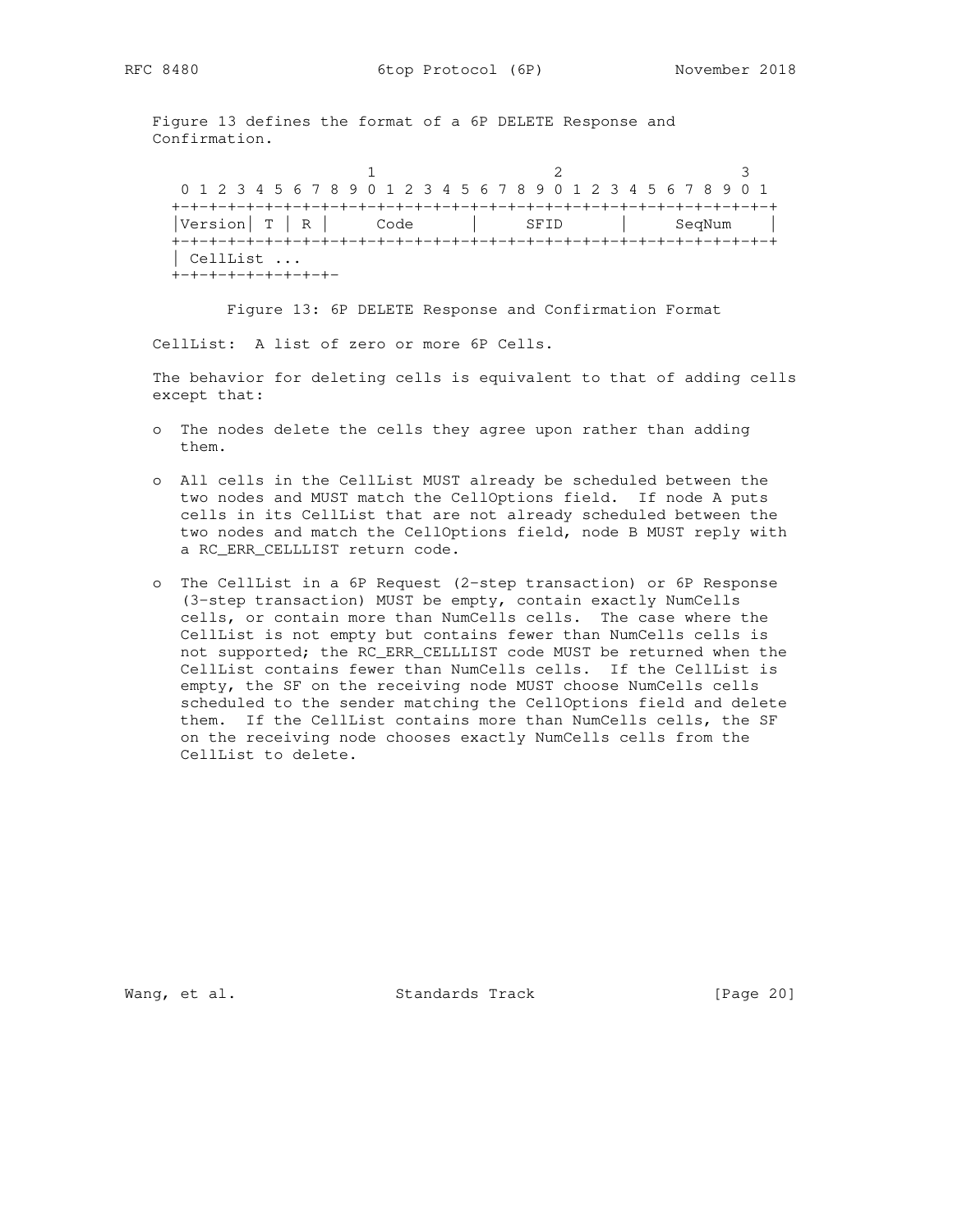Figure 13 defines the format of a 6P DELETE Response and Confirmation.

```
                     1                   2                   3
 0 1 2 3 4 5 6 7 8 9 0 1 2 3 4 5 6 7 8 9 0 1 2 3 4 5 6 7 8 9 0 1
+-+-+-+-+-+-+-+-+-+-+-+-+-+-+-+-+-+-+-+-+-+-+-+-+-+-+-+-+-+-+-+-+
|Version| T | R |      Code     |      SFID     |     SeqNum    |
+-+-+-+-+-+-+-+-+-+-+-+-+-+-+-+-+-+-+-+-+-+-+-+-+-+-+-+-+-+-+-+-+
| CellList ...
+-+-+-+-+-+-+-+-+-
```

Figure 13: 6P DELETE Response and Confirmation Format

CellList: A list of zero or more 6P Cells.

The behavior for deleting cells is equivalent to that of adding cells except that:

- The nodes delete the cells they agree upon rather than adding them.
- All cells in the CellList MUST already be scheduled between the two nodes and MUST match the CellOptions field. If node A puts cells in its CellList that are not already scheduled between the two nodes and match the CellOptions field, node B MUST reply with a RC_ERR_CELLLIST return code.
- The CellList in a 6P Request (2-step transaction) or 6P Response (3-step transaction) MUST be empty, contain exactly NumCells cells, or contain more than NumCells cells. The case where the CellList is not empty but contains fewer than NumCells cells is not supported; the RC_ERR_CELLLIST code MUST be returned when the CellList contains fewer than NumCells cells. If the CellList is empty, the SF on the receiving node MUST choose NumCells cells scheduled to the sender matching the CellOptions field and delete them. If the CellList contains more than NumCells cells, the SF on the receiving node chooses exactly NumCells cells from the CellList to delete.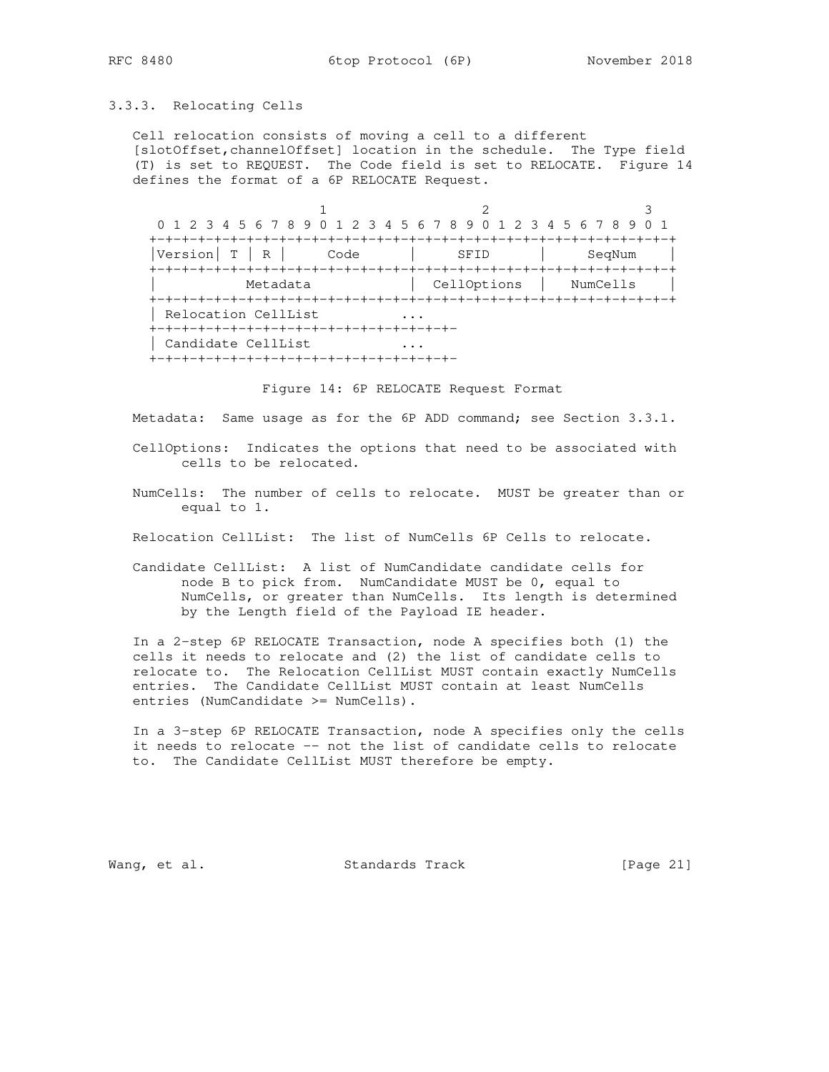### 3.3.3. Relocating Cells

Cell relocation consists of moving a cell to a different [slotOffset,channelOffset] location in the schedule. The Type field (T) is set to REQUEST. The Code field is set to RELOCATE. Figure 14 defines the format of a 6P RELOCATE Request.

```
                     1                   2                   3
 0 1 2 3 4 5 6 7 8 9 0 1 2 3 4 5 6 7 8 9 0 1 2 3 4 5 6 7 8 9 0 1
+-+-+-+-+-+-+-+-+-+-+-+-+-+-+-+-+-+-+-+-+-+-+-+-+-+-+-+-+-+-+-+-+
|Version| T | R |     Code      |     SFID      |    SeqNum     |
+-+-+-+-+-+-+-+-+-+-+-+-+-+-+-+-+-+-+-+-+-+-+-+-+-+-+-+-+-+-+-+-+
|           Metadata            |  CellOptions  |   NumCells    |
+-+-+-+-+-+-+-+-+-+-+-+-+-+-+-+-+-+-+-+-+-+-+-+-+-+-+-+-+-+-+-+-+
| Relocation CellList          ...
+-+-+-+-+-+-+-+-+-+-+-+-+-+-+-+-+-+-
| Candidate CellList           ...
+-+-+-+-+-+-+-+-+-+-+-+-+-+-+-+-+-+-
```

Figure 14: 6P RELOCATE Request Format

Metadata: Same usage as for the 6P ADD command; see Section 3.3.1.

CellOptions: Indicates the options that need to be associated with cells to be relocated.

NumCells: The number of cells to relocate. MUST be greater than or equal to 1.

Relocation CellList: The list of NumCells 6P Cells to relocate.

Candidate CellList: A list of NumCandidate candidate cells for node B to pick from. NumCandidate MUST be 0, equal to NumCells, or greater than NumCells. Its length is determined by the Length field of the Payload IE header.

In a 2-step 6P RELOCATE Transaction, node A specifies both (1) the cells it needs to relocate and (2) the list of candidate cells to relocate to. The Relocation CellList MUST contain exactly NumCells entries. The Candidate CellList MUST contain at least NumCells entries (NumCandidate >= NumCells).

In a 3-step 6P RELOCATE Transaction, node A specifies only the cells it needs to relocate -- not the list of candidate cells to relocate to. The Candidate CellList MUST therefore be empty.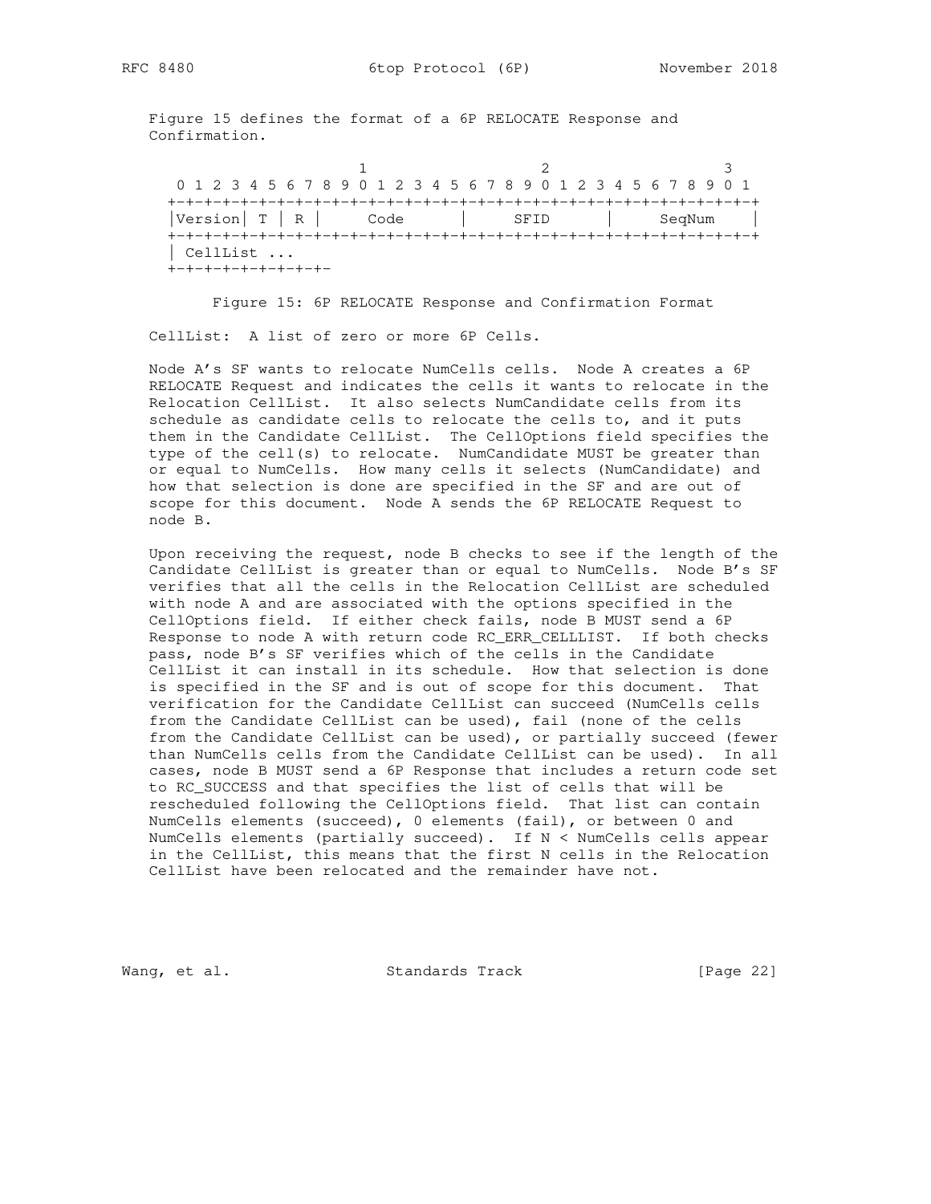Figure 15 defines the format of a 6P RELOCATE Response and Confirmation.

```
                     1                   2                   3
 0 1 2 3 4 5 6 7 8 9 0 1 2 3 4 5 6 7 8 9 0 1 2 3 4 5 6 7 8 9 0 1
+-+-+-+-+-+-+-+-+-+-+-+-+-+-+-+-+-+-+-+-+-+-+-+-+-+-+-+-+-+-+-+-+
|Version| T | R |     Code      |     SFID      |    SeqNum     |
+-+-+-+-+-+-+-+-+-+-+-+-+-+-+-+-+-+-+-+-+-+-+-+-+-+-+-+-+-+-+-+-+
| CellList ...
+-+-+-+-+-+-+-+-+-
```

Figure 15: 6P RELOCATE Response and Confirmation Format

CellList: A list of zero or more 6P Cells.

Node A's SF wants to relocate NumCells cells. Node A creates a 6P RELOCATE Request and indicates the cells it wants to relocate in the Relocation CellList. It also selects NumCandidate cells from its schedule as candidate cells to relocate the cells to, and it puts them in the Candidate CellList. The CellOptions field specifies the type of the cell(s) to relocate. NumCandidate MUST be greater than or equal to NumCells. How many cells it selects (NumCandidate) and how that selection is done are specified in the SF and are out of scope for this document. Node A sends the 6P RELOCATE Request to node B.

Upon receiving the request, node B checks to see if the length of the Candidate CellList is greater than or equal to NumCells. Node B's SF verifies that all the cells in the Relocation CellList are scheduled with node A and are associated with the options specified in the CellOptions field. If either check fails, node B MUST send a 6P Response to node A with return code RC_ERR_CELLLIST. If both checks pass, node B's SF verifies which of the cells in the Candidate CellList it can install in its schedule. How that selection is done is specified in the SF and is out of scope for this document. That verification for the Candidate CellList can succeed (NumCells cells from the Candidate CellList can be used), fail (none of the cells from the Candidate CellList can be used), or partially succeed (fewer than NumCells cells from the Candidate CellList can be used). In all cases, node B MUST send a 6P Response that includes a return code set to RC_SUCCESS and that specifies the list of cells that will be rescheduled following the CellOptions field. That list can contain NumCells elements (succeed), 0 elements (fail), or between 0 and NumCells elements (partially succeed). If N < NumCells cells appear in the CellList, this means that the first N cells in the Relocation CellList have been relocated and the remainder have not.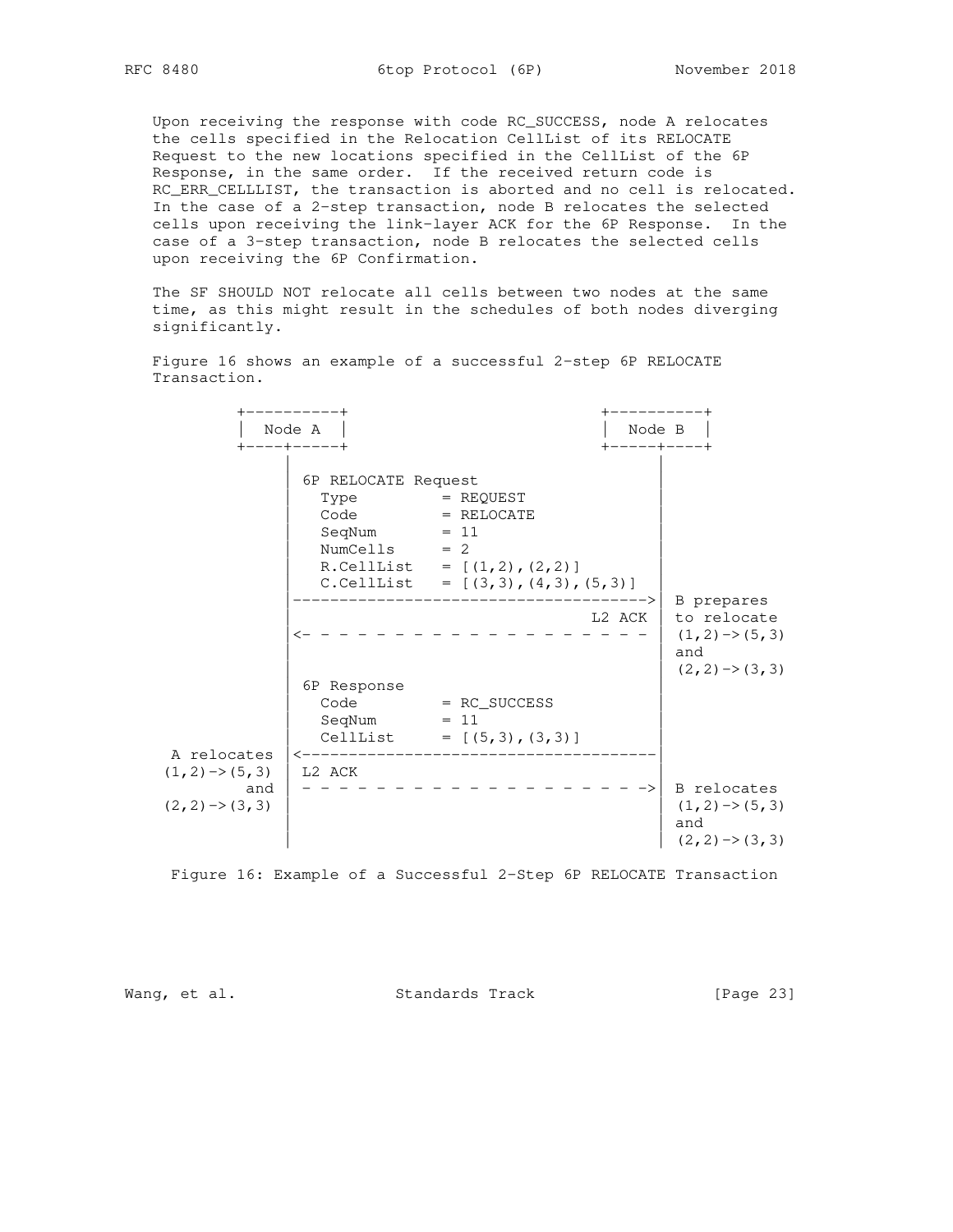Upon receiving the response with code RC_SUCCESS, node A relocates the cells specified in the Relocation CellList of its RELOCATE Request to the new locations specified in the CellList of the 6P Response, in the same order. If the received return code is RC_ERR_CELLLIST, the transaction is aborted and no cell is relocated. In the case of a 2-step transaction, node B relocates the selected cells upon receiving the link-layer ACK for the 6P Response. In the case of a 3-step transaction, node B relocates the selected cells upon receiving the 6P Confirmation.

The SF SHOULD NOT relocate all cells between two nodes at the same time, as this might result in the schedules of both nodes diverging significantly.

Figure 16 shows an example of a successful 2-step 6P RELOCATE Transaction.

```
        +----------+                           +----------+
        |  Node A  |                           |  Node B  |
        +----+-----+                           +-----+----+
             |                                       |
             | 6P RELOCATE Request                   |
             |   Type         = REQUEST              |
             |   Code         = RELOCATE             |
             |   SeqNum       = 11                   |
             |   NumCells     = 2                    |
             |   R.CellList   = [(1,2),(2,2)]        |
             |   C.CellList   = [(3,3),(4,3),(5,3)]  |
             |-------------------------------------->| B prepares
             |                                L2 ACK | to relocate
             |<- - - - - - - - - - - - - - - - - - - | (1,2)->(5,3)
             |                                       | and
             |                                       | (2,2)->(3,3)
             | 6P Response                           |
             |   Code         = RC_SUCCESS           |
             |   SeqNum       = 11                   |
             |   CellList     = [(5,3),(3,3)]        |
 A relocates |<--------------------------------------|
(1,2)->(5,3) | L2 ACK                                |
         and | - - - - - - - - - - - - - - - - - - ->| B relocates
(2,2)->(3,3) |                                       | (1,2)->(5,3)
             |                                       | and
             |                                       | (2,2)->(3,3)
```

Figure 16: Example of a Successful 2-Step 6P RELOCATE Transaction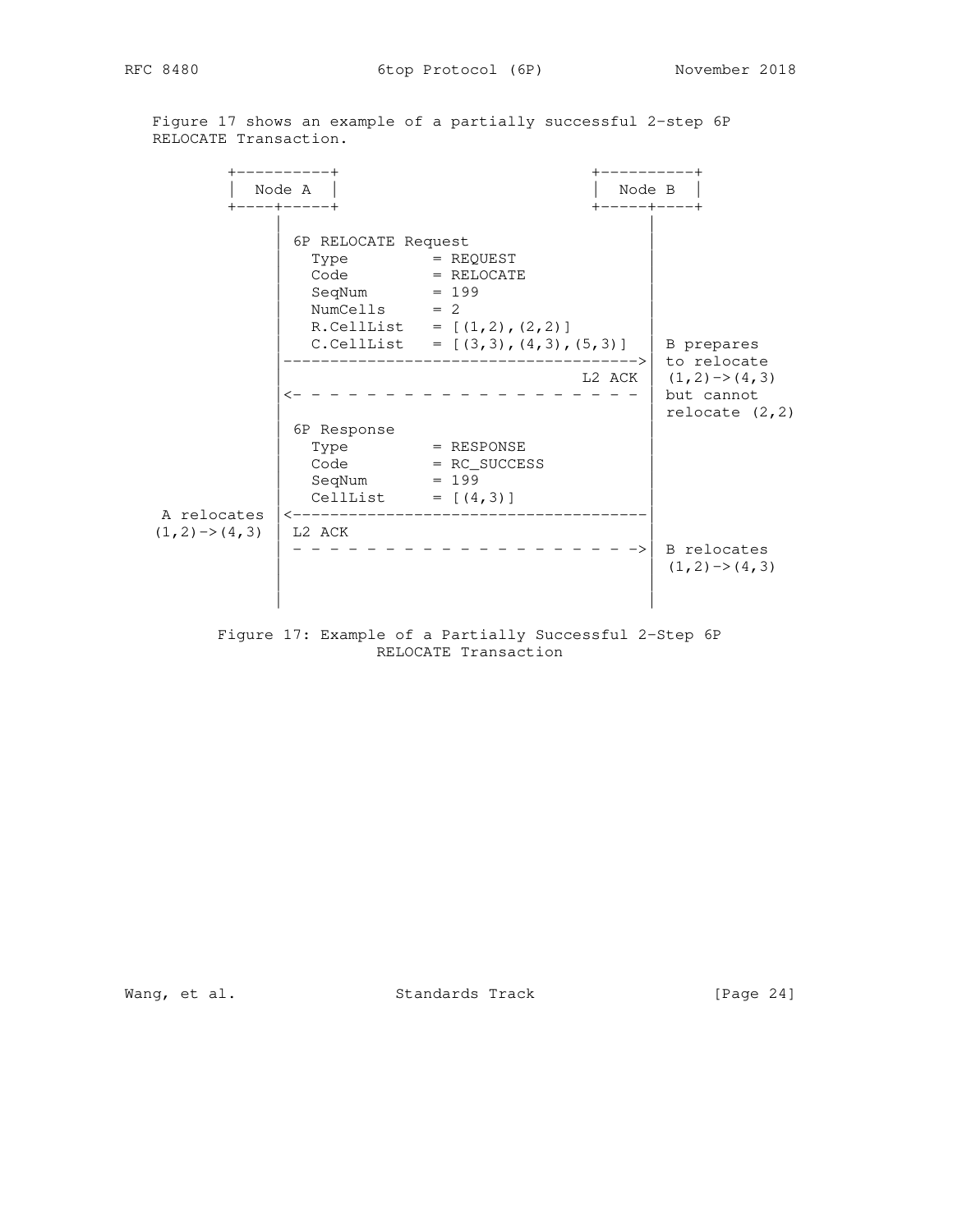Figure 17 shows an example of a partially successful 2-step 6P RELOCATE Transaction.

```
        +----------+                               +----------+
        |  Node A  |                               |  Node B  |
        +----+-----+                               +-----+----+
             |                                           |
             | 6P RELOCATE Request                       |
             |   Type         = REQUEST                  |
             |   Code         = RELOCATE                 |
             |   SeqNum       = 199                      |
             |   NumCells     = 2                        |
             |   R.CellList   = [(1,2),(2,2)]            |
             |   C.CellList   = [(3,3),(4,3),(5,3)]      | B prepares
             |-------------------------------------->| to relocate
             |                                  L2 ACK | (1,2)->(4,3)
             |<- - - - - - - - - - - - - - - - - - - - | but cannot
             |                                           | relocate (2,2)
             | 6P Response                               |
             |   Type         = RESPONSE                 |
             |   Code         = RC_SUCCESS               |
             |   SeqNum       = 199                      |
             |   CellList     = [(4,3)]                  |
  A relocates |<-----------------------------------------|
(1,2)->(4,3) | L2 ACK                                    |
             | - - - - - - - - - - - - - - - - - - - ->| B relocates
             |                                           | (1,2)->(4,3)
             |                                           |
             |                                           |
```

Figure 17: Example of a Partially Successful 2-Step 6P RELOCATE Transaction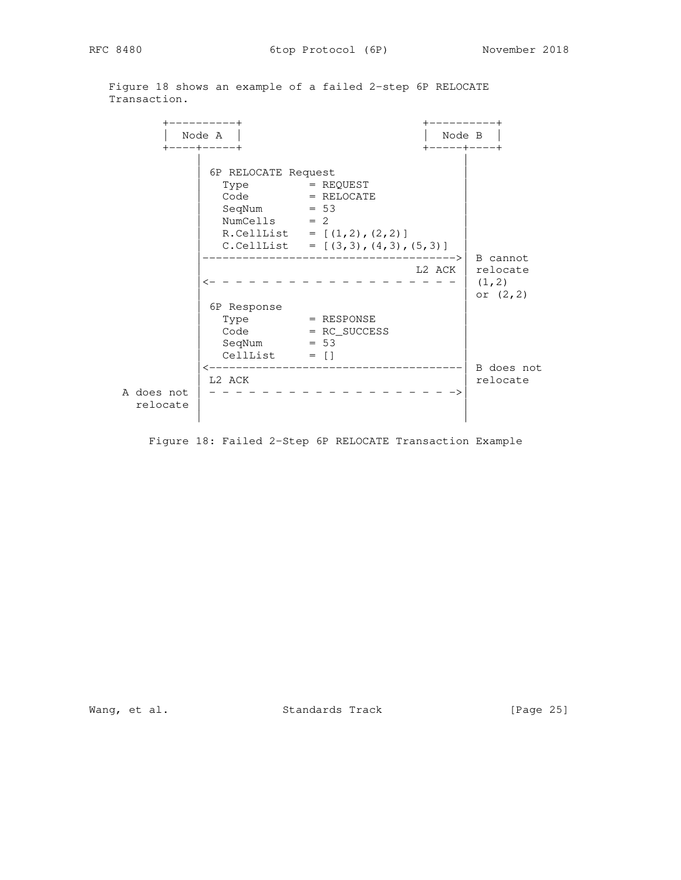Figure 18 shows an example of a failed 2-step 6P RELOCATE Transaction.

```
     +----------+                               +----------+
     |  Node A  |                               |  Node B  |
     +----+-----+                               +-----+----+
          |                                           |
          | 6P RELOCATE Request                       |
          |   Type        = REQUEST                   |
          |   Code        = RELOCATE                  |
          |   SeqNum      = 53                        |
          |   NumCells    = 2                         |
          |   R.CellList  = [(1,2),(2,2)]             |
          |   C.CellList  = [(3,3),(4,3),(5,3)]       |
          |------------------------------------------>| B cannot
          |                                    L2 ACK | relocate
          |<- - - - - - - - - - - - - - - - - - - - - | (1,2)
          |                                           | or (2,2)
          | 6P Response                               |
          |   Type        = RESPONSE                  |
          |   Code        = RC_SUCCESS                |
          |   SeqNum      = 53                        |
          |   CellList    = []                        |
          |<------------------------------------------| B does not
          | L2 ACK                                    | relocate
A does not| - - - - - - - - - - - - - - - - - - - - ->|
  relocate|                                           |
          |                                           |
```

Figure 18: Failed 2-Step 6P RELOCATE Transaction Example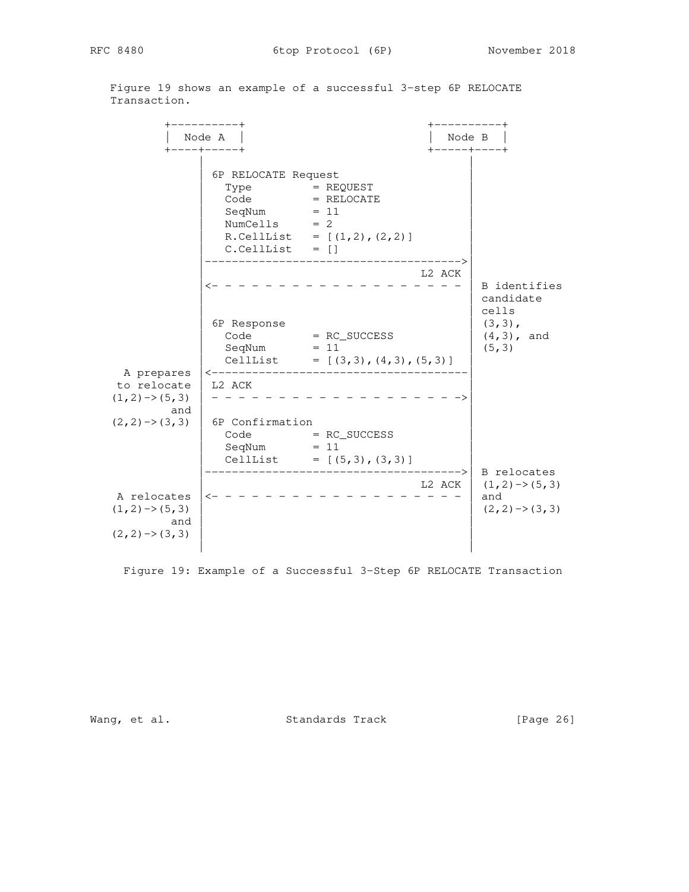Figure 19 shows an example of a successful 3-step 6P RELOCATE Transaction.

```
        +----------+                             +----------+
        |  Node A  |                             |  Node B  |
        +----+-----+                             +-----+----+
             |                                         |
             | 6P RELOCATE Request                     |
             |   Type        = REQUEST                 |
             |   Code        = RELOCATE                |
             |   SeqNum      = 11                      |
             |   NumCells    = 2                       |
             |   R.CellList  = [(1,2),(2,2)]           |
             |   C.CellList  = []                      |
             |---------------------------------------->|
             |                                  L2 ACK |
             |<- - - - - - - - - - - - - - - - - - - - | B identifies
             |                                         | candidate
             |                                         | cells
             | 6P Response                             | (3,3),
             |   Code        = RC_SUCCESS              | (4,3), and
             |   SeqNum      = 11                      | (5,3)
             |   CellList    = [(3,3),(4,3),(5,3)]     |
  A prepares |<----------------------------------------|
  to relocate| L2 ACK                                  |
 (1,2)->(5,3)| - - - - - - - - - - - - - - - - - - - ->|
         and |                                         |
 (2,2)->(3,3)| 6P Confirmation                         |
             |   Code        = RC_SUCCESS              |
             |   SeqNum      = 11                      |
             |   CellList    = [(5,3),(3,3)]           |
             |---------------------------------------->| B relocates
             |                                  L2 ACK | (1,2)->(5,3)
  A relocates|<- - - - - - - - - - - - - - - - - - - - | and
 (1,2)->(5,3)|                                         | (2,2)->(3,3)
         and |                                         |
 (2,2)->(3,3)|                                         |
             |                                         |
```

Figure 19: Example of a Successful 3-Step 6P RELOCATE Transaction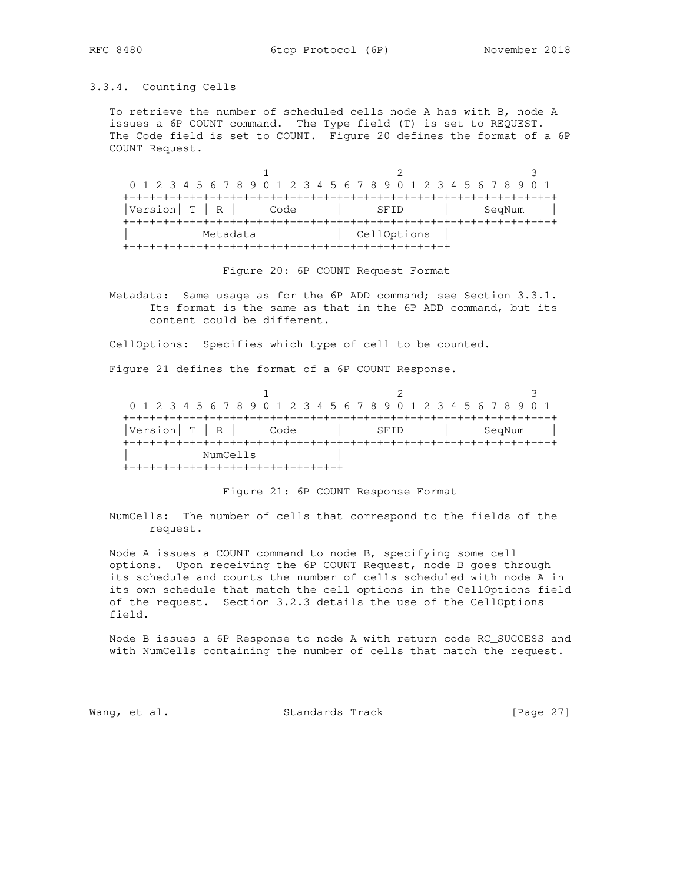### 3.3.4. Counting Cells

To retrieve the number of scheduled cells node A has with B, node A issues a 6P COUNT command. The Type field (T) is set to REQUEST. The Code field is set to COUNT. Figure 20 defines the format of a 6P COUNT Request.

```
                     1                   2                   3
 0 1 2 3 4 5 6 7 8 9 0 1 2 3 4 5 6 7 8 9 0 1 2 3 4 5 6 7 8 9 0 1
+-+-+-+-+-+-+-+-+-+-+-+-+-+-+-+-+-+-+-+-+-+-+-+-+-+-+-+-+-+-+-+-+
|Version| T | R |     Code      |     SFID      |    SeqNum     |
+-+-+-+-+-+-+-+-+-+-+-+-+-+-+-+-+-+-+-+-+-+-+-+-+-+-+-+-+-+-+-+-+
|           Metadata            |  CellOptions  |
+-+-+-+-+-+-+-+-+-+-+-+-+-+-+-+-+-+-+-+-+-+-+-+-+
```

Figure 20: 6P COUNT Request Format

Metadata: Same usage as for the 6P ADD command; see Section 3.3.1. Its format is the same as that in the 6P ADD command, but its content could be different.

CellOptions: Specifies which type of cell to be counted.

Figure 21 defines the format of a 6P COUNT Response.

```
                     1                   2                   3
 0 1 2 3 4 5 6 7 8 9 0 1 2 3 4 5 6 7 8 9 0 1 2 3 4 5 6 7 8 9 0 1
+-+-+-+-+-+-+-+-+-+-+-+-+-+-+-+-+-+-+-+-+-+-+-+-+-+-+-+-+-+-+-+-+
|Version| T | R |     Code      |     SFID      |    SeqNum     |
+-+-+-+-+-+-+-+-+-+-+-+-+-+-+-+-+-+-+-+-+-+-+-+-+-+-+-+-+-+-+-+-+
|           NumCells            |
+-+-+-+-+-+-+-+-+-+-+-+-+-+-+-+-+
```

Figure 21: 6P COUNT Response Format

NumCells: The number of cells that correspond to the fields of the request.

Node A issues a COUNT command to node B, specifying some cell options. Upon receiving the 6P COUNT Request, node B goes through its schedule and counts the number of cells scheduled with node A in its own schedule that match the cell options in the CellOptions field of the request. Section 3.2.3 details the use of the CellOptions field.

Node B issues a 6P Response to node A with return code RC_SUCCESS and with NumCells containing the number of cells that match the request.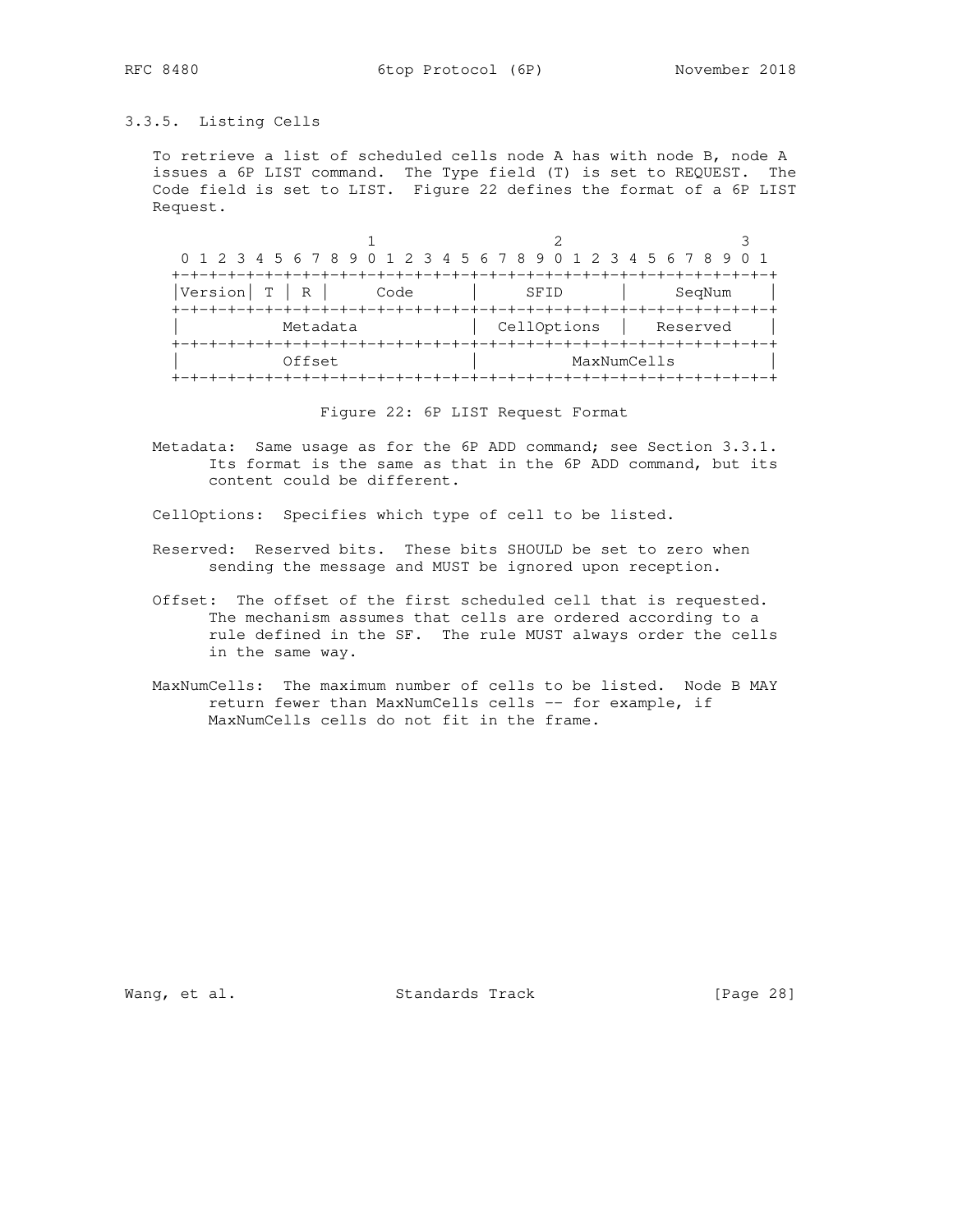### 3.3.5. Listing Cells

To retrieve a list of scheduled cells node A has with node B, node A issues a 6P LIST command. The Type field (T) is set to REQUEST. The Code field is set to LIST. Figure 22 defines the format of a 6P LIST Request.

```
                     1                   2                   3
 0 1 2 3 4 5 6 7 8 9 0 1 2 3 4 5 6 7 8 9 0 1 2 3 4 5 6 7 8 9 0 1
+-+-+-+-+-+-+-+-+-+-+-+-+-+-+-+-+-+-+-+-+-+-+-+-+-+-+-+-+-+-+-+-+
|Version| T | R |     Code      |     SFID      |    SeqNum     |
+-+-+-+-+-+-+-+-+-+-+-+-+-+-+-+-+-+-+-+-+-+-+-+-+-+-+-+-+-+-+-+-+
|          Metadata             |  CellOptions  |   Reserved    |
+-+-+-+-+-+-+-+-+-+-+-+-+-+-+-+-+-+-+-+-+-+-+-+-+-+-+-+-+-+-+-+-+
|          Offset               |          MaxNumCells          |
+-+-+-+-+-+-+-+-+-+-+-+-+-+-+-+-+-+-+-+-+-+-+-+-+-+-+-+-+-+-+-+-+
```

Figure 22: 6P LIST Request Format

Metadata: Same usage as for the 6P ADD command; see Section 3.3.1. Its format is the same as that in the 6P ADD command, but its content could be different.

CellOptions: Specifies which type of cell to be listed.

Reserved: Reserved bits. These bits SHOULD be set to zero when sending the message and MUST be ignored upon reception.

Offset: The offset of the first scheduled cell that is requested. The mechanism assumes that cells are ordered according to a rule defined in the SF. The rule MUST always order the cells in the same way.

MaxNumCells: The maximum number of cells to be listed. Node B MAY return fewer than MaxNumCells cells -- for example, if MaxNumCells cells do not fit in the frame.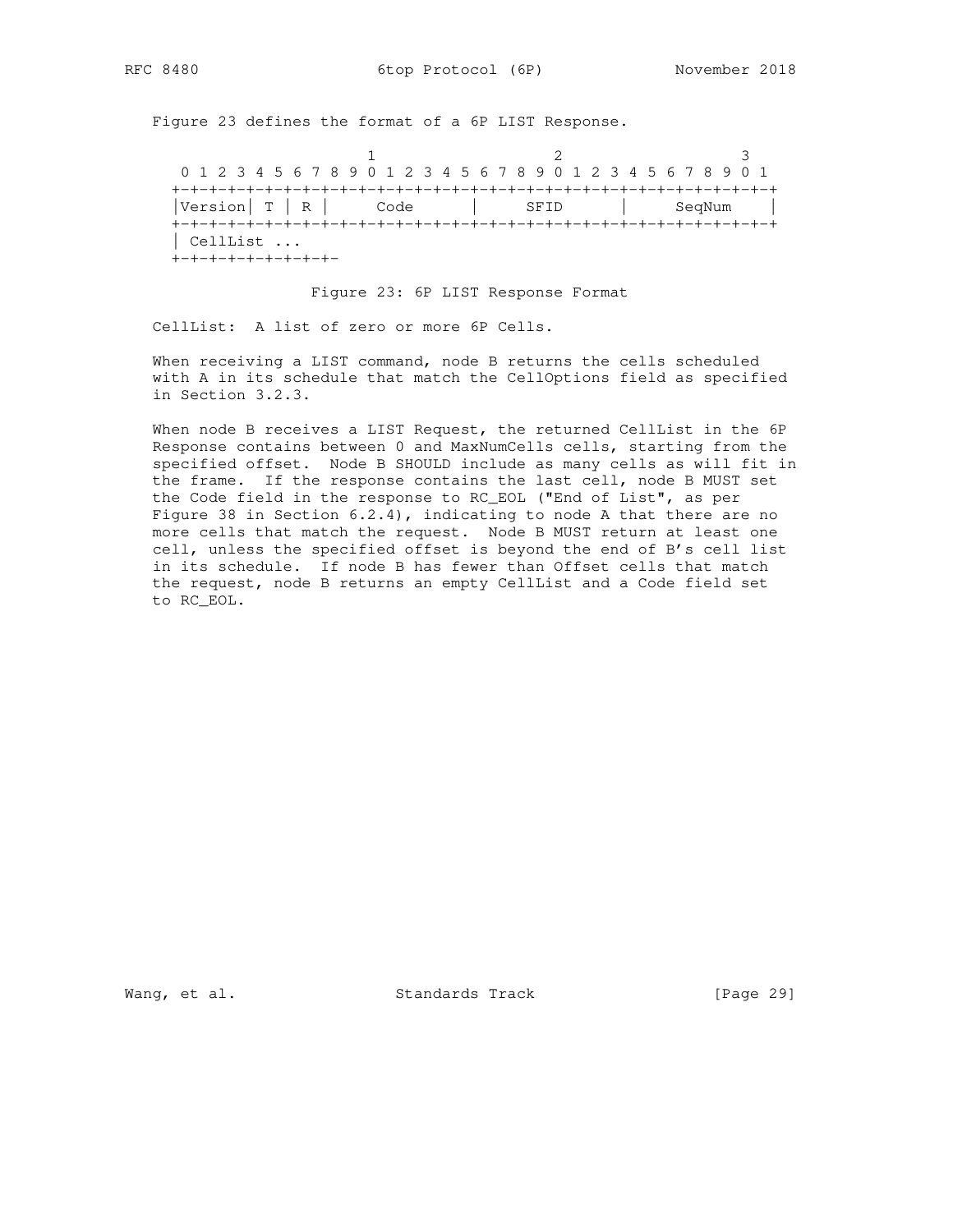Figure 23 defines the format of a 6P LIST Response.

```
                     1                   2                   3
 0 1 2 3 4 5 6 7 8 9 0 1 2 3 4 5 6 7 8 9 0 1 2 3 4 5 6 7 8 9 0 1
+-+-+-+-+-+-+-+-+-+-+-+-+-+-+-+-+-+-+-+-+-+-+-+-+-+-+-+-+-+-+-+-+
|Version| T | R |     Code      |     SFID      |    SeqNum     |
+-+-+-+-+-+-+-+-+-+-+-+-+-+-+-+-+-+-+-+-+-+-+-+-+-+-+-+-+-+-+-+-+
| CellList ...
+-+-+-+-+-+-+-+-+-
```

Figure 23: 6P LIST Response Format

CellList: A list of zero or more 6P Cells.

When receiving a LIST command, node B returns the cells scheduled with A in its schedule that match the CellOptions field as specified in Section 3.2.3.

When node B receives a LIST Request, the returned CellList in the 6P Response contains between 0 and MaxNumCells cells, starting from the specified offset. Node B SHOULD include as many cells as will fit in the frame. If the response contains the last cell, node B MUST set the Code field in the response to RC_EOL ("End of List", as per Figure 38 in Section 6.2.4), indicating to node A that there are no more cells that match the request. Node B MUST return at least one cell, unless the specified offset is beyond the end of B's cell list in its schedule. If node B has fewer than Offset cells that match the request, node B returns an empty CellList and a Code field set to RC_EOL.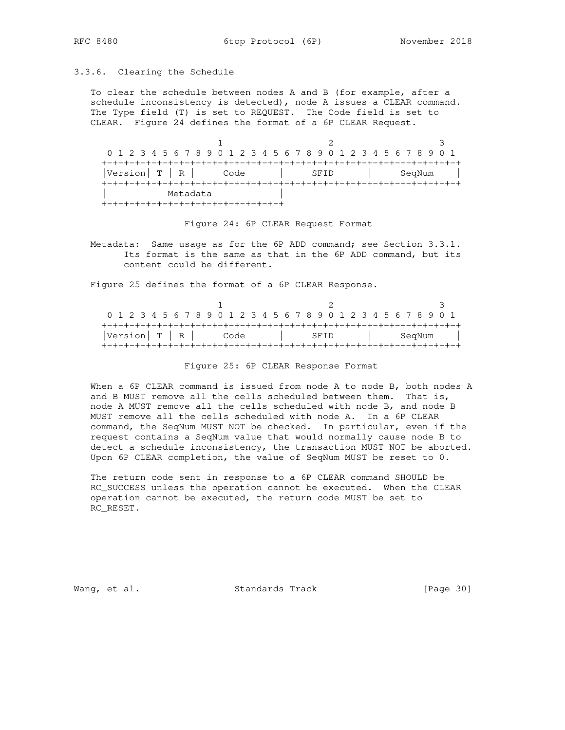### 3.3.6. Clearing the Schedule

To clear the schedule between nodes A and B (for example, after a schedule inconsistency is detected), node A issues a CLEAR command. The Type field (T) is set to REQUEST. The Code field is set to CLEAR. Figure 24 defines the format of a 6P CLEAR Request.

```
                     1                   2                   3
 0 1 2 3 4 5 6 7 8 9 0 1 2 3 4 5 6 7 8 9 0 1 2 3 4 5 6 7 8 9 0 1
+-+-+-+-+-+-+-+-+-+-+-+-+-+-+-+-+-+-+-+-+-+-+-+-+-+-+-+-+-+-+-+-+
|Version| T | R |     Code      |     SFID      |    SeqNum     |
+-+-+-+-+-+-+-+-+-+-+-+-+-+-+-+-+-+-+-+-+-+-+-+-+-+-+-+-+-+-+-+-+
|           Metadata            |
+-+-+-+-+-+-+-+-+-+-+-+-+-+-+-+-+
```

Figure 24: 6P CLEAR Request Format

Metadata: Same usage as for the 6P ADD command; see Section 3.3.1. Its format is the same as that in the 6P ADD command, but its content could be different.

Figure 25 defines the format of a 6P CLEAR Response.

```
                     1                   2                   3
 0 1 2 3 4 5 6 7 8 9 0 1 2 3 4 5 6 7 8 9 0 1 2 3 4 5 6 7 8 9 0 1
+-+-+-+-+-+-+-+-+-+-+-+-+-+-+-+-+-+-+-+-+-+-+-+-+-+-+-+-+-+-+-+-+
|Version| T | R |     Code      |     SFID      |    SeqNum     |
+-+-+-+-+-+-+-+-+-+-+-+-+-+-+-+-+-+-+-+-+-+-+-+-+-+-+-+-+-+-+-+-+
```

Figure 25: 6P CLEAR Response Format

When a 6P CLEAR command is issued from node A to node B, both nodes A and B MUST remove all the cells scheduled between them. That is, node A MUST remove all the cells scheduled with node B, and node B MUST remove all the cells scheduled with node A. In a 6P CLEAR command, the SeqNum MUST NOT be checked. In particular, even if the request contains a SeqNum value that would normally cause node B to detect a schedule inconsistency, the transaction MUST NOT be aborted. Upon 6P CLEAR completion, the value of SeqNum MUST be reset to 0.

The return code sent in response to a 6P CLEAR command SHOULD be RC_SUCCESS unless the operation cannot be executed. When the CLEAR operation cannot be executed, the return code MUST be set to RC_RESET.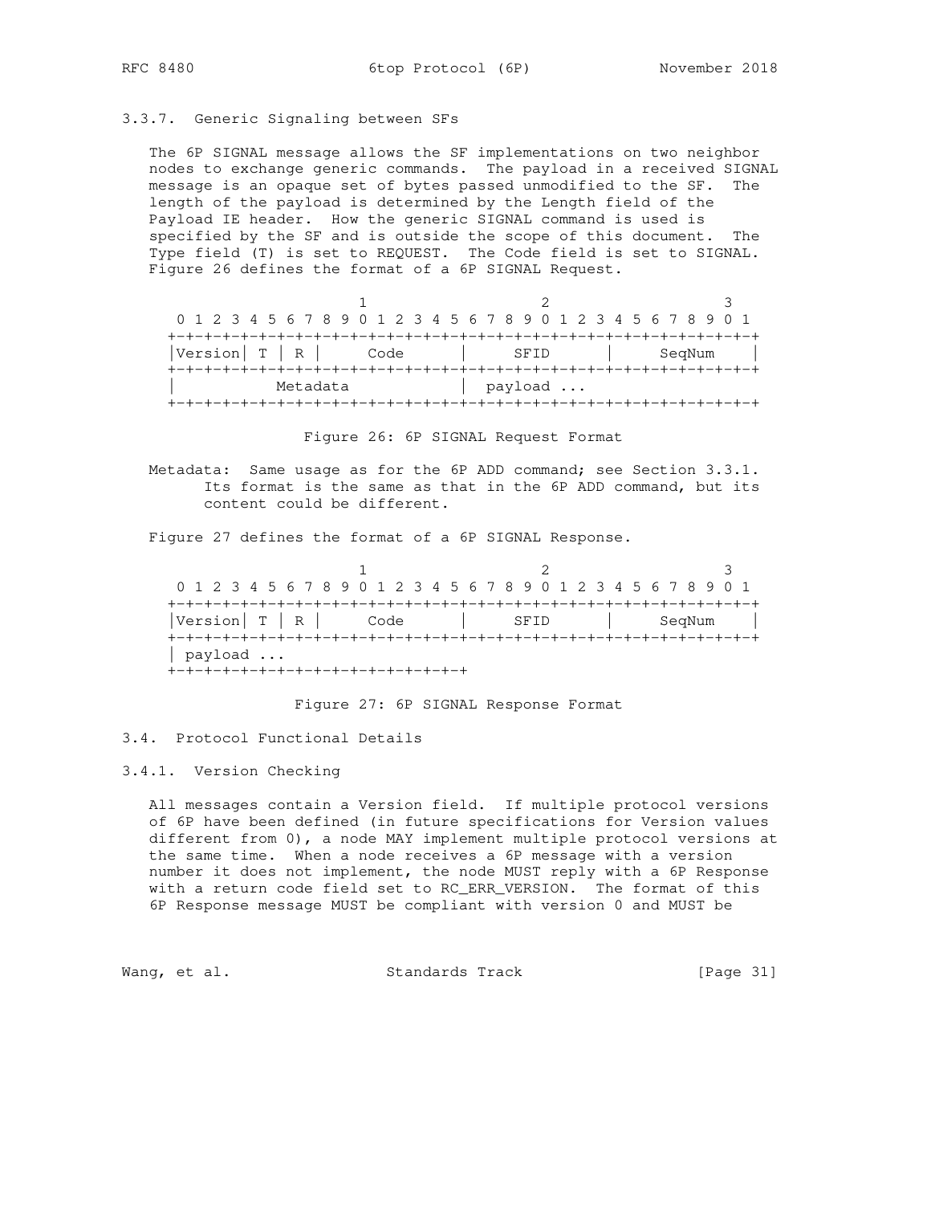### 3.3.7. Generic Signaling between SFs

The 6P SIGNAL message allows the SF implementations on two neighbor nodes to exchange generic commands. The payload in a received SIGNAL message is an opaque set of bytes passed unmodified to the SF. The length of the payload is determined by the Length field of the Payload IE header. How the generic SIGNAL command is used is specified by the SF and is outside the scope of this document. The Type field (T) is set to REQUEST. The Code field is set to SIGNAL. Figure 26 defines the format of a 6P SIGNAL Request.

```
                     1                   2                   3
 0 1 2 3 4 5 6 7 8 9 0 1 2 3 4 5 6 7 8 9 0 1 2 3 4 5 6 7 8 9 0 1
+-+-+-+-+-+-+-+-+-+-+-+-+-+-+-+-+-+-+-+-+-+-+-+-+-+-+-+-+-+-+-+-+
|Version| T | R |     Code      |     SFID      |    SeqNum     |
+-+-+-+-+-+-+-+-+-+-+-+-+-+-+-+-+-+-+-+-+-+-+-+-+-+-+-+-+-+-+-+-+
|           Metadata            | payload ...
+-+-+-+-+-+-+-+-+-+-+-+-+-+-+-+-+-+-+-+-+-+-+-+-+-+-+-+-+-+-+-+-+
```

Figure 26: 6P SIGNAL Request Format

Metadata: Same usage as for the 6P ADD command; see Section 3.3.1. Its format is the same as that in the 6P ADD command, but its content could be different.

Figure 27 defines the format of a 6P SIGNAL Response.

```
                     1                   2                   3
 0 1 2 3 4 5 6 7 8 9 0 1 2 3 4 5 6 7 8 9 0 1 2 3 4 5 6 7 8 9 0 1
+-+-+-+-+-+-+-+-+-+-+-+-+-+-+-+-+-+-+-+-+-+-+-+-+-+-+-+-+-+-+-+-+
|Version| T | R |     Code      |     SFID      |    SeqNum     |
+-+-+-+-+-+-+-+-+-+-+-+-+-+-+-+-+-+-+-+-+-+-+-+-+-+-+-+-+-+-+-+-+
| payload ...
+-+-+-+-+-+-+-+-+-+-+-+-+-+-+-+-+
```

Figure 27: 6P SIGNAL Response Format

## 3.4. Protocol Functional Details

### 3.4.1. Version Checking

All messages contain a Version field. If multiple protocol versions of 6P have been defined (in future specifications for Version values different from 0), a node MAY implement multiple protocol versions at the same time. When a node receives a 6P message with a version number it does not implement, the node MUST reply with a 6P Response with a return code field set to RC_ERR_VERSION. The format of this 6P Response message MUST be compliant with version 0 and MUST be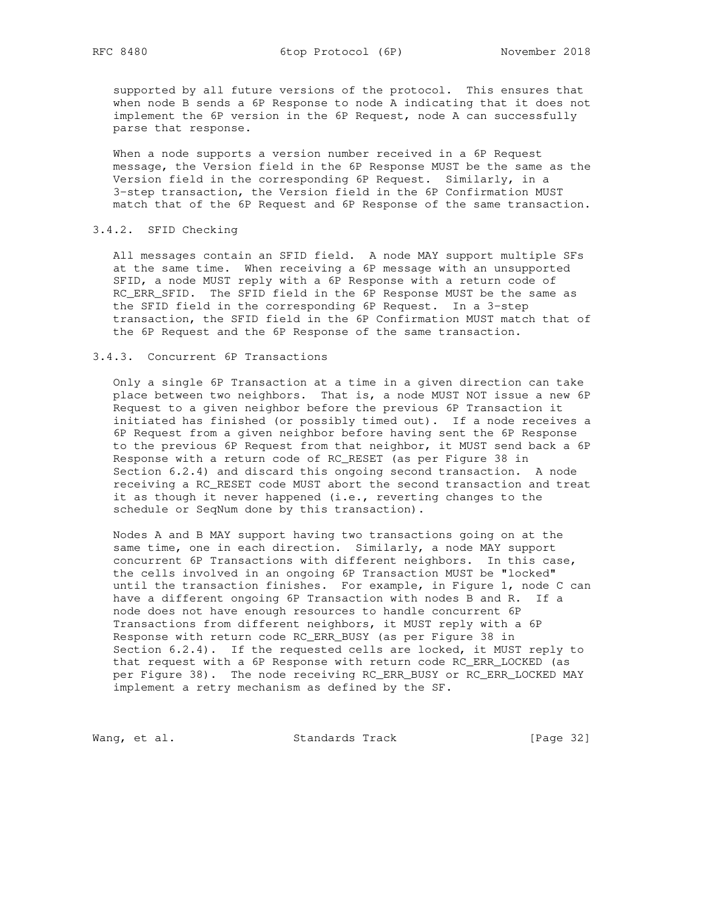supported by all future versions of the protocol. This ensures that when node B sends a 6P Response to node A indicating that it does not implement the 6P version in the 6P Request, node A can successfully parse that response.

When a node supports a version number received in a 6P Request message, the Version field in the 6P Response MUST be the same as the Version field in the corresponding 6P Request. Similarly, in a 3-step transaction, the Version field in the 6P Confirmation MUST match that of the 6P Request and 6P Response of the same transaction.

### 3.4.2. SFID Checking

All messages contain an SFID field. A node MAY support multiple SFs at the same time. When receiving a 6P message with an unsupported SFID, a node MUST reply with a 6P Response with a return code of RC_ERR_SFID. The SFID field in the 6P Response MUST be the same as the SFID field in the corresponding 6P Request. In a 3-step transaction, the SFID field in the 6P Confirmation MUST match that of the 6P Request and the 6P Response of the same transaction.

### 3.4.3. Concurrent 6P Transactions

Only a single 6P Transaction at a time in a given direction can take place between two neighbors. That is, a node MUST NOT issue a new 6P Request to a given neighbor before the previous 6P Transaction it initiated has finished (or possibly timed out). If a node receives a 6P Request from a given neighbor before having sent the 6P Response to the previous 6P Request from that neighbor, it MUST send back a 6P Response with a return code of RC_RESET (as per Figure 38 in Section 6.2.4) and discard this ongoing second transaction. A node receiving a RC_RESET code MUST abort the second transaction and treat it as though it never happened (i.e., reverting changes to the schedule or SeqNum done by this transaction).

Nodes A and B MAY support having two transactions going on at the same time, one in each direction. Similarly, a node MAY support concurrent 6P Transactions with different neighbors. In this case, the cells involved in an ongoing 6P Transaction MUST be "locked" until the transaction finishes. For example, in Figure 1, node C can have a different ongoing 6P Transaction with nodes B and R. If a node does not have enough resources to handle concurrent 6P Transactions from different neighbors, it MUST reply with a 6P Response with return code RC_ERR_BUSY (as per Figure 38 in Section 6.2.4). If the requested cells are locked, it MUST reply to that request with a 6P Response with return code RC_ERR_LOCKED (as per Figure 38). The node receiving RC_ERR_BUSY or RC_ERR_LOCKED MAY implement a retry mechanism as defined by the SF.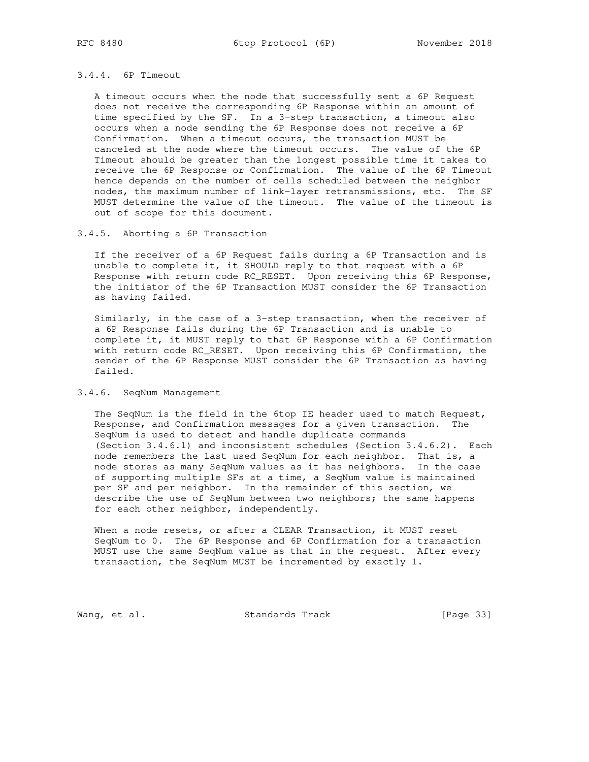#### 3.4.4. 6P Timeout

A timeout occurs when the node that successfully sent a 6P Request does not receive the corresponding 6P Response within an amount of time specified by the SF. In a 3-step transaction, a timeout also occurs when a node sending the 6P Response does not receive a 6P Confirmation. When a timeout occurs, the transaction MUST be canceled at the node where the timeout occurs. The value of the 6P Timeout should be greater than the longest possible time it takes to receive the 6P Response or Confirmation. The value of the 6P Timeout hence depends on the number of cells scheduled between the neighbor nodes, the maximum number of link-layer retransmissions, etc. The SF MUST determine the value of the timeout. The value of the timeout is out of scope for this document.

#### 3.4.5. Aborting a 6P Transaction

If the receiver of a 6P Request fails during a 6P Transaction and is unable to complete it, it SHOULD reply to that request with a 6P Response with return code RC_RESET. Upon receiving this 6P Response, the initiator of the 6P Transaction MUST consider the 6P Transaction as having failed.

Similarly, in the case of a 3-step transaction, when the receiver of a 6P Response fails during the 6P Transaction and is unable to complete it, it MUST reply to that 6P Response with a 6P Confirmation with return code RC_RESET. Upon receiving this 6P Confirmation, the sender of the 6P Response MUST consider the 6P Transaction as having failed.

#### 3.4.6. SeqNum Management

The SeqNum is the field in the 6top IE header used to match Request, Response, and Confirmation messages for a given transaction. The SeqNum is used to detect and handle duplicate commands (Section 3.4.6.1) and inconsistent schedules (Section 3.4.6.2). Each node remembers the last used SeqNum for each neighbor. That is, a node stores as many SeqNum values as it has neighbors. In the case of supporting multiple SFs at a time, a SeqNum value is maintained per SF and per neighbor. In the remainder of this section, we describe the use of SeqNum between two neighbors; the same happens for each other neighbor, independently.

When a node resets, or after a CLEAR Transaction, it MUST reset SeqNum to 0. The 6P Response and 6P Confirmation for a transaction MUST use the same SeqNum value as that in the request. After every transaction, the SeqNum MUST be incremented by exactly 1.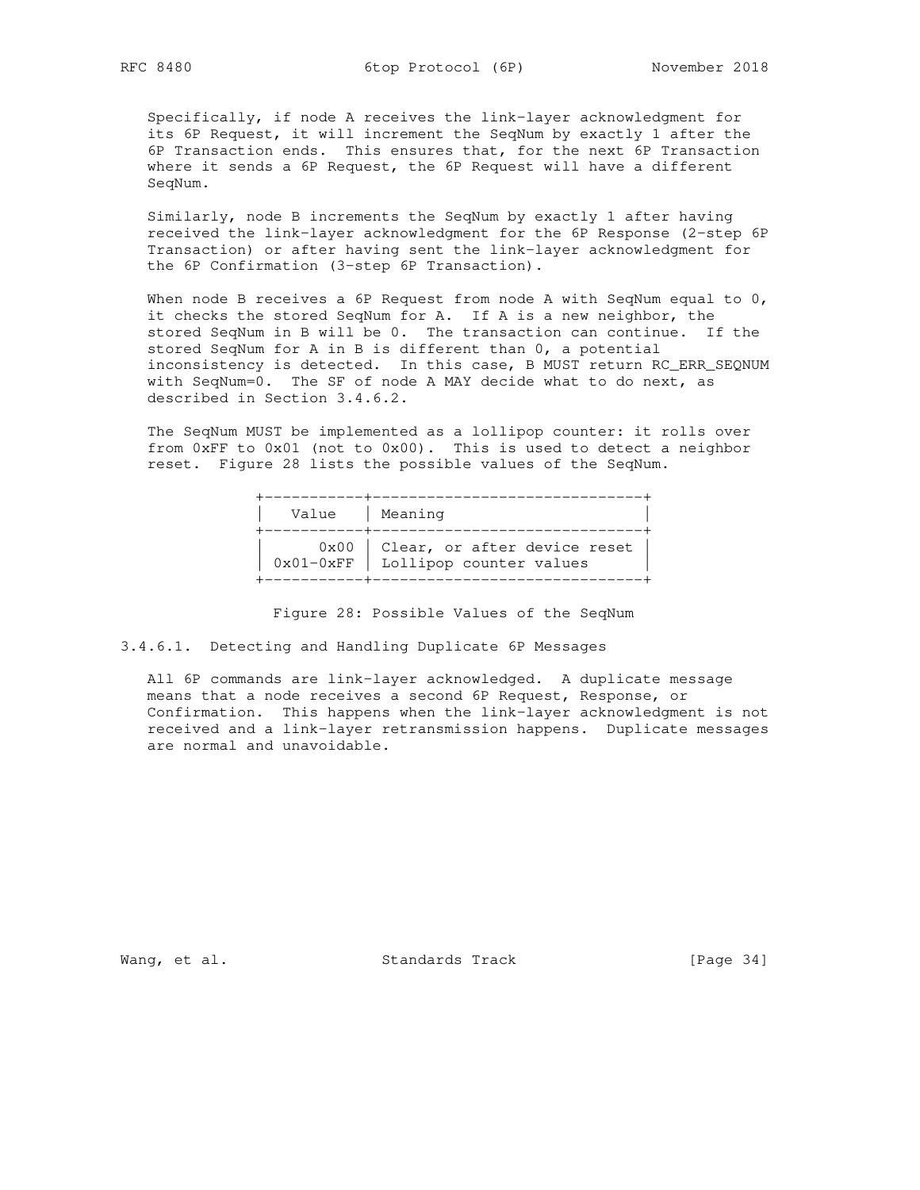Specifically, if node A receives the link-layer acknowledgment for its 6P Request, it will increment the SeqNum by exactly 1 after the 6P Transaction ends. This ensures that, for the next 6P Transaction where it sends a 6P Request, the 6P Request will have a different SeqNum.

Similarly, node B increments the SeqNum by exactly 1 after having received the link-layer acknowledgment for the 6P Response (2-step 6P Transaction) or after having sent the link-layer acknowledgment for the 6P Confirmation (3-step 6P Transaction).

When node B receives a 6P Request from node A with SeqNum equal to 0, it checks the stored SeqNum for A. If A is a new neighbor, the stored SeqNum in B will be 0. The transaction can continue. If the stored SeqNum for A in B is different than 0, a potential inconsistency is detected. In this case, B MUST return RC_ERR_SEQNUM with SeqNum=0. The SF of node A MAY decide what to do next, as described in Section 3.4.6.2.

The SeqNum MUST be implemented as a lollipop counter: it rolls over from 0xFF to 0x01 (not to 0x00). This is used to detect a neighbor reset. Figure 28 lists the possible values of the SeqNum.

| Value | Meaning |
|---|---|
| 0x00 | Clear, or after device reset |
| 0x01-0xFF | Lollipop counter values |

Figure 28: Possible Values of the SeqNum

#### 3.4.6.1. Detecting and Handling Duplicate 6P Messages

All 6P commands are link-layer acknowledged. A duplicate message means that a node receives a second 6P Request, Response, or Confirmation. This happens when the link-layer acknowledgment is not received and a link-layer retransmission happens. Duplicate messages are normal and unavoidable.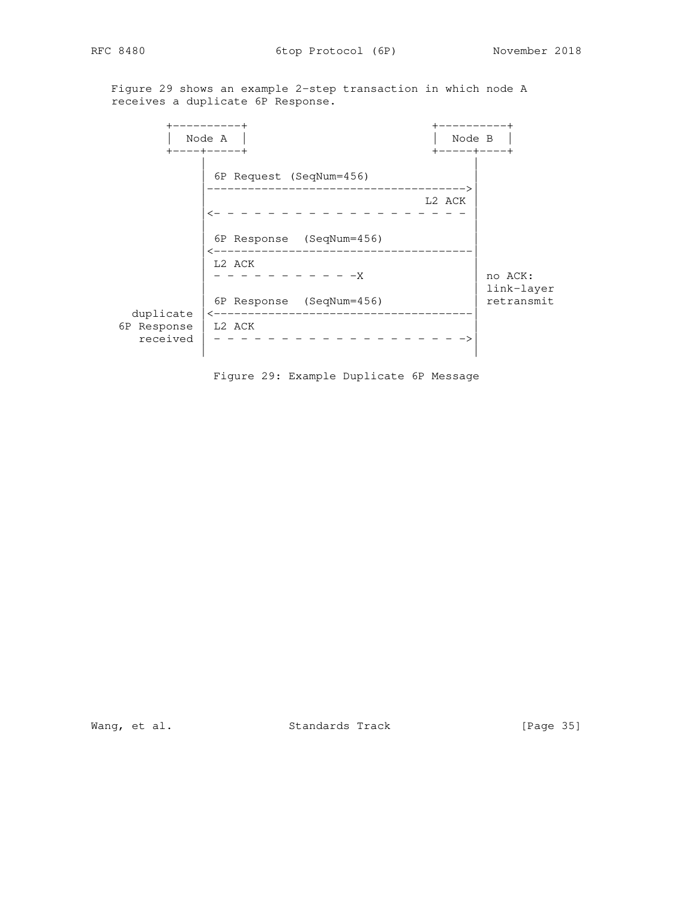Figure 29 shows an example 2-step transaction in which node A receives a duplicate 6P Response.

```
        +----------+                             +----------+
        |  Node A  |                             |  Node B  |
        +----+-----+                             +-----+----+
             |                                         |
             | 6P Request (SeqNum=456)                 |
             |---------------------------------------->|
             |                                 L2 ACK  |
             |<- - - - - - - - - - - - - - - - - - - - |
             |                                         |
             | 6P Response  (SeqNum=456)               |
             |<----------------------------------------|
             | L2 ACK                                  |
             | - - - - - - - - - - - -X                | no ACK:
             |                                         | link-layer
             | 6P Response  (SeqNum=456)               | retransmit
   duplicate |<----------------------------------------|
 6P Response | L2 ACK                                  |
    received | - - - - - - - - - - - - - - - - - - - ->|
             |                                         |
```

Figure 29: Example Duplicate 6P Message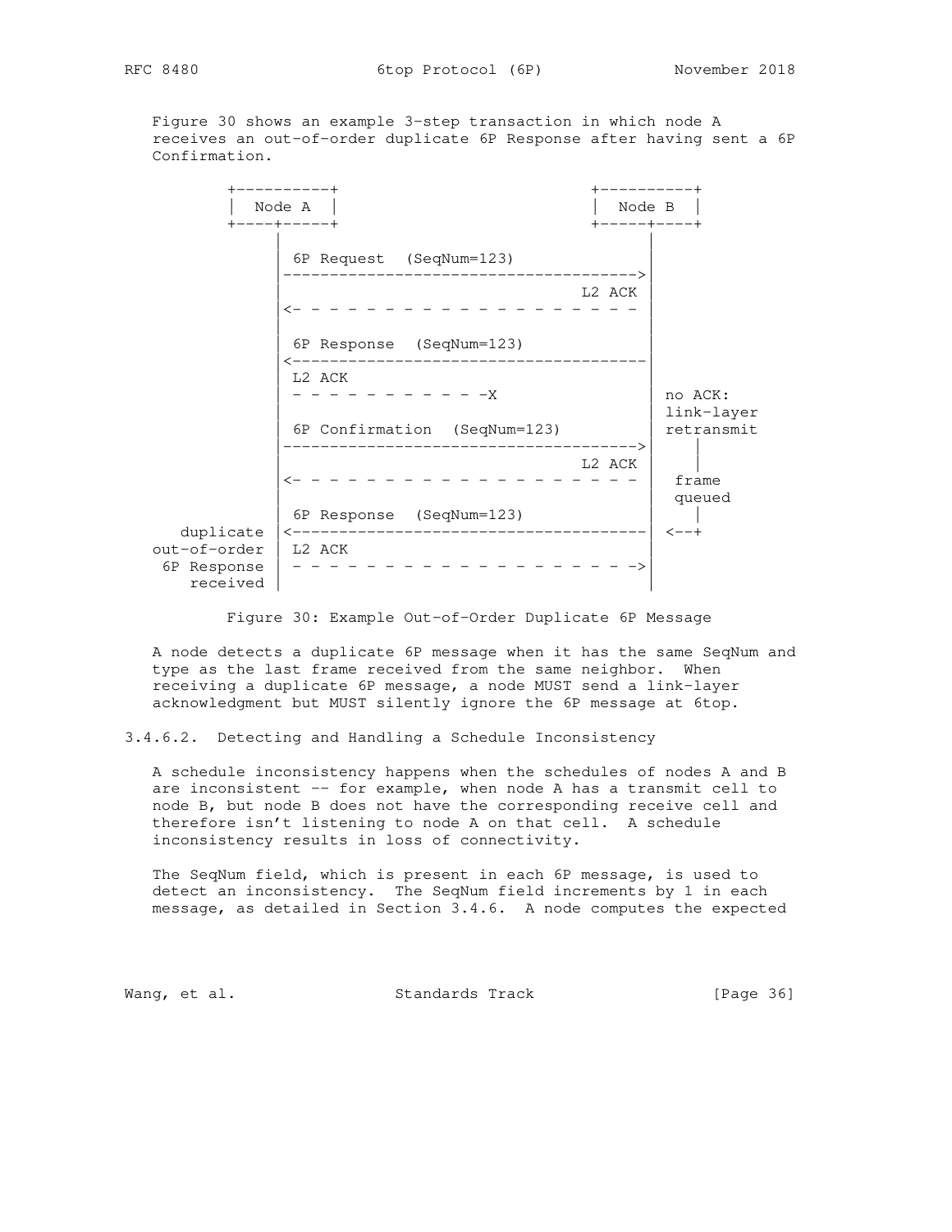Figure 30 shows an example 3-step transaction in which node A receives an out-of-order duplicate 6P Response after having sent a 6P Confirmation.

```
          +----------+                             +----------+
          |  Node A  |                             |  Node B  |
          +----+-----+                             +-----+----+
               |                                         |
               | 6P Request  (SeqNum=123)                |
               |---------------------------------------->|
               |                                  L2 ACK |
               |<- - - - - - - - - - - - - - - - - - - - |
               |                                         |
               | 6P Response  (SeqNum=123)               |
               |<----------------------------------------|
               | L2 ACK                                  |
               | - - - - - - - - - - -X                  | no ACK:
               |                                         | link-layer
               | 6P Confirmation  (SeqNum=123)           | retransmit
               |---------------------------------------->|    |
               |                                  L2 ACK |    |
               |<- - - - - - - - - - - - - - - - - - - - |  frame
               |                                         |  queued
               | 6P Response  (SeqNum=123)               |    |
     duplicate |<----------------------------------------| <--+
  out-of-order | L2 ACK                                  |
   6P Response | - - - - - - - - - - - - - - - - - - - ->|
      received |                                         |
```

Figure 30: Example Out-of-Order Duplicate 6P Message

A node detects a duplicate 6P message when it has the same SeqNum and type as the last frame received from the same neighbor. When receiving a duplicate 6P message, a node MUST send a link-layer acknowledgment but MUST silently ignore the 6P message at 6top.

#### 3.4.6.2. Detecting and Handling a Schedule Inconsistency

A schedule inconsistency happens when the schedules of nodes A and B are inconsistent -- for example, when node A has a transmit cell to node B, but node B does not have the corresponding receive cell and therefore isn't listening to node A on that cell. A schedule inconsistency results in loss of connectivity.

The SeqNum field, which is present in each 6P message, is used to detect an inconsistency. The SeqNum field increments by 1 in each message, as detailed in Section 3.4.6. A node computes the expected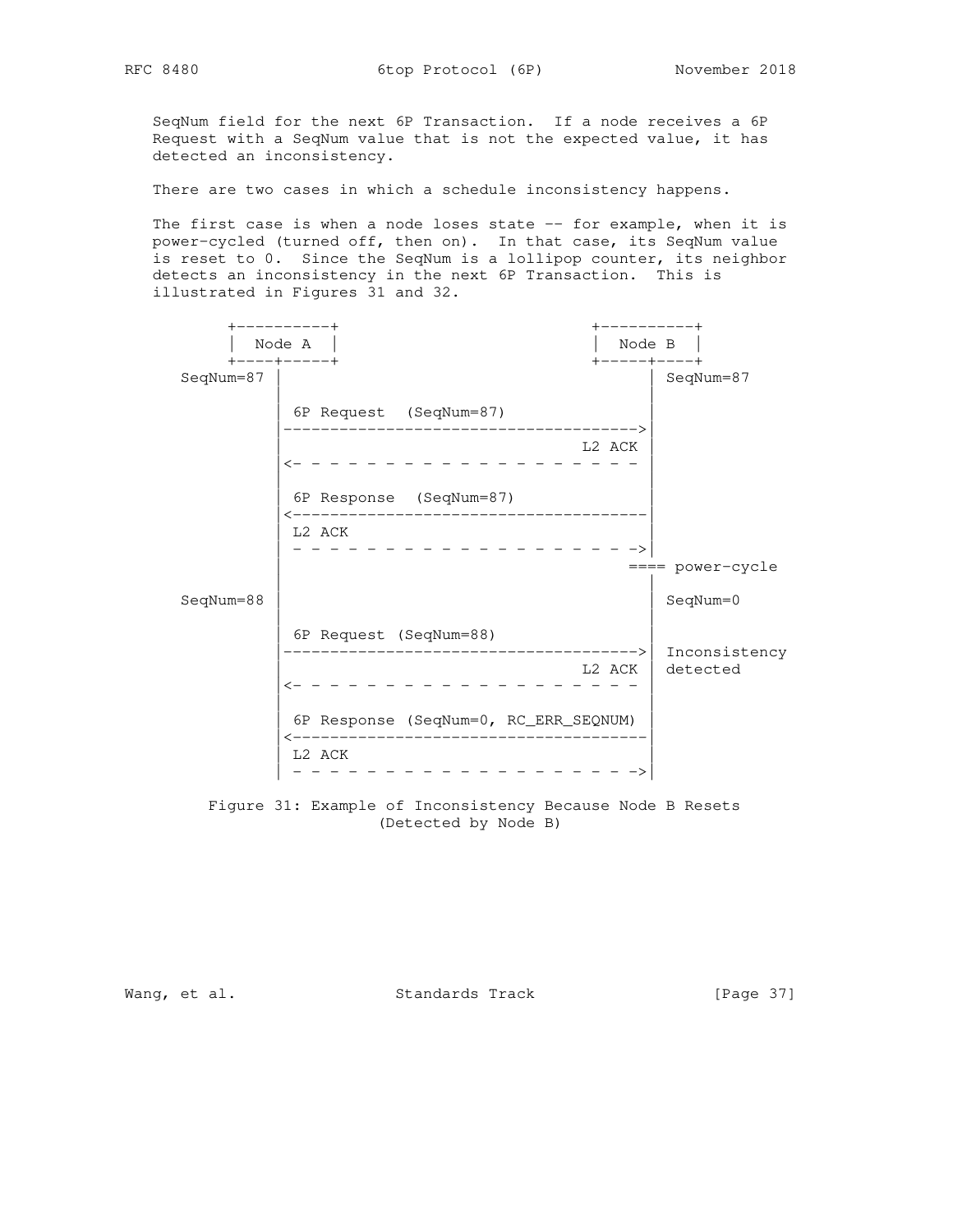SeqNum field for the next 6P Transaction. If a node receives a 6P Request with a SeqNum value that is not the expected value, it has detected an inconsistency.

There are two cases in which a schedule inconsistency happens.

The first case is when a node loses state -- for example, when it is power-cycled (turned off, then on). In that case, its SeqNum value is reset to 0. Since the SeqNum is a lollipop counter, its neighbor detects an inconsistency in the next 6P Transaction. This is illustrated in Figures 31 and 32.

```
        +----------+                             +----------+
        |  Node A  |                             |  Node B  |
        +----+-----+                             +-----+----+
   SeqNum=87 |                                         | SeqNum=87
             |                                         |
             | 6P Request  (SeqNum=87)                 |
             |---------------------------------------->|
             |                                 L2 ACK  |
             |<- - - - - - - - - - - - - - - - - - - - |
             |                                         |
             | 6P Response  (SeqNum=87)                |
             |<----------------------------------------|
             | L2 ACK                                  |
             | - - - - - - - - - - - - - - - - - - - ->|
             |                                     ==== power-cycle
             |                                         |
   SeqNum=88 |                                         | SeqNum=0
             |                                         |
             | 6P Request (SeqNum=88)                  |
             |---------------------------------------->| Inconsistency
             |                                 L2 ACK  | detected
             |<- - - - - - - - - - - - - - - - - - - - |
             |                                         |
             | 6P Response (SeqNum=0, RC_ERR_SEQNUM)   |
             |<----------------------------------------|
             | L2 ACK                                  |
             | - - - - - - - - - - - - - - - - - - - ->|
```

Figure 31: Example of Inconsistency Because Node B Resets (Detected by Node B)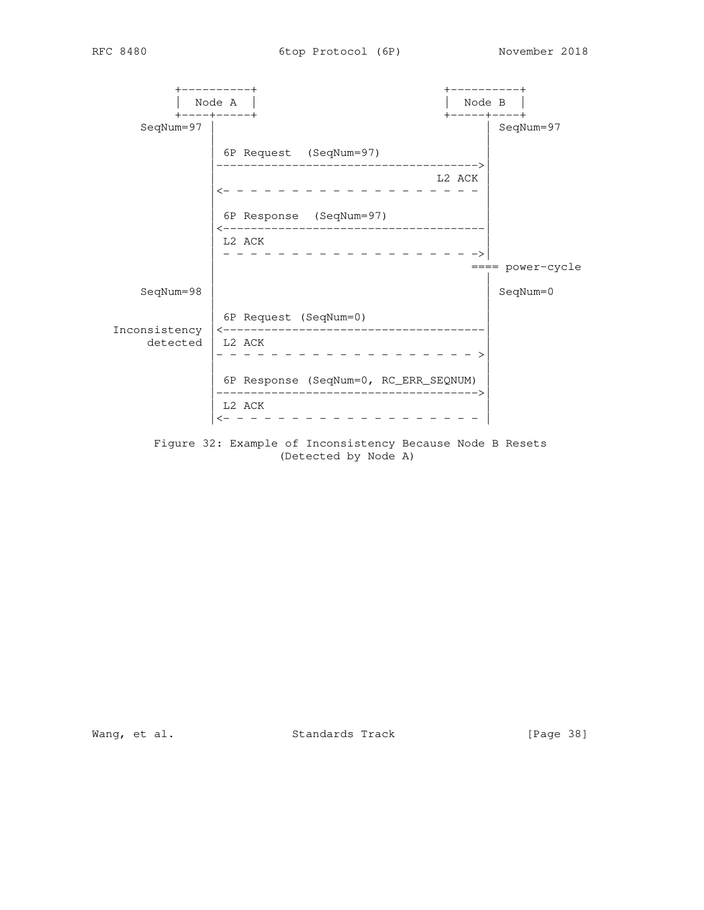```
         +----------+                           +----------+
         |  Node A  |                           |  Node B  |
         +----+-----+                           +-----+----+
   SeqNum=97 |                                        | SeqNum=97
             |                                        |
             |  6P Request  (SeqNum=97)               |
             |--------------------------------------->|
             |                                L2 ACK  |
             |<- - - - - - - - - - - - - - - - - - -  |
             |                                        |
             |  6P Response  (SeqNum=97)              |
             |<---------------------------------------|
             |  L2 ACK                                |
             |  - - - - - - - - - - - - - - - - - - ->|
             |                                    ==== power-cycle
             |                                        |
   SeqNum=98 |                                        | SeqNum=0
             |                                        |
             |  6P Request (SeqNum=0)                 |
 Inconsistency |<---------------------------------------|
      detected |  L2 ACK                                |
             |- - - - - - - - - - - - - - - - - - - - >|
             |                                        |
             |  6P Response (SeqNum=0, RC_ERR_SEQNUM) |
             |--------------------------------------->|
             |  L2 ACK                                |
             |<- - - - - - - - - - - - - - - - - - -  |
```

Figure 32: Example of Inconsistency Because Node B Resets (Detected by Node A)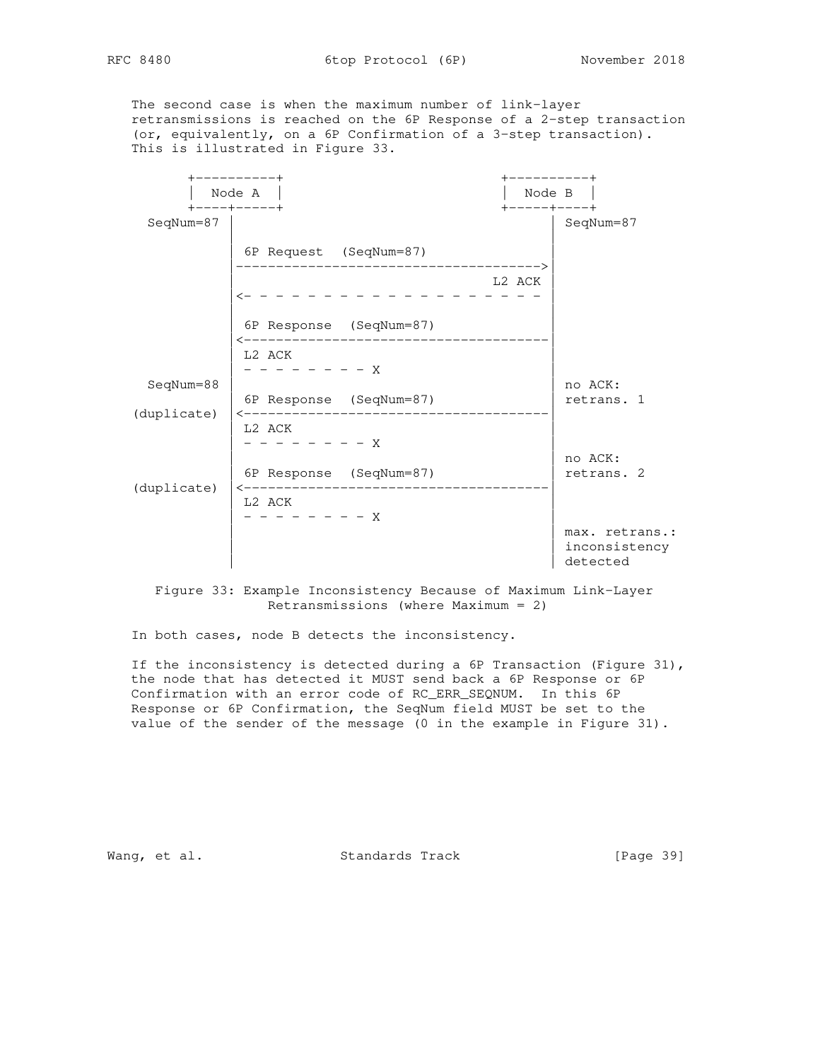The second case is when the maximum number of link-layer retransmissions is reached on the 6P Response of a 2-step transaction (or, equivalently, on a 6P Confirmation of a 3-step transaction). This is illustrated in Figure 33.

```
       +----------+                              +----------+
       |  Node A  |                              |  Node B  |
       +----+-----+                              +-----+----+
  SeqNum=87 |                                          | SeqNum=87
            |                                          |
            | 6P Request  (SeqNum=87)                  |
            |----------------------------------------->|
            |                                   L2 ACK |
            |<- - - - - - - - - - - - - - - - - - - -  |
            |                                          |
            | 6P Response  (SeqNum=87)                 |
            |<-----------------------------------------|
            | L2 ACK                                   |
            | - - - - - - - - - X                      |
  SeqNum=88 |                                          | no ACK:
            | 6P Response  (SeqNum=87)                 | retrans. 1
(duplicate) |<-----------------------------------------|
            | L2 ACK                                   |
            | - - - - - - - - - X                      |
            |                                          | no ACK:
            | 6P Response  (SeqNum=87)                 | retrans. 2
(duplicate) |<-----------------------------------------|
            | L2 ACK                                   |
            | - - - - - - - - - X                      |
            |                                          | max. retrans.:
            |                                          | inconsistency
            |                                          | detected
```

Figure 33: Example Inconsistency Because of Maximum Link-Layer Retransmissions (where Maximum = 2)

In both cases, node B detects the inconsistency.

If the inconsistency is detected during a 6P Transaction (Figure 31), the node that has detected it MUST send back a 6P Response or 6P Confirmation with an error code of RC_ERR_SEQNUM. In this 6P Response or 6P Confirmation, the SeqNum field MUST be set to the value of the sender of the message (0 in the example in Figure 31).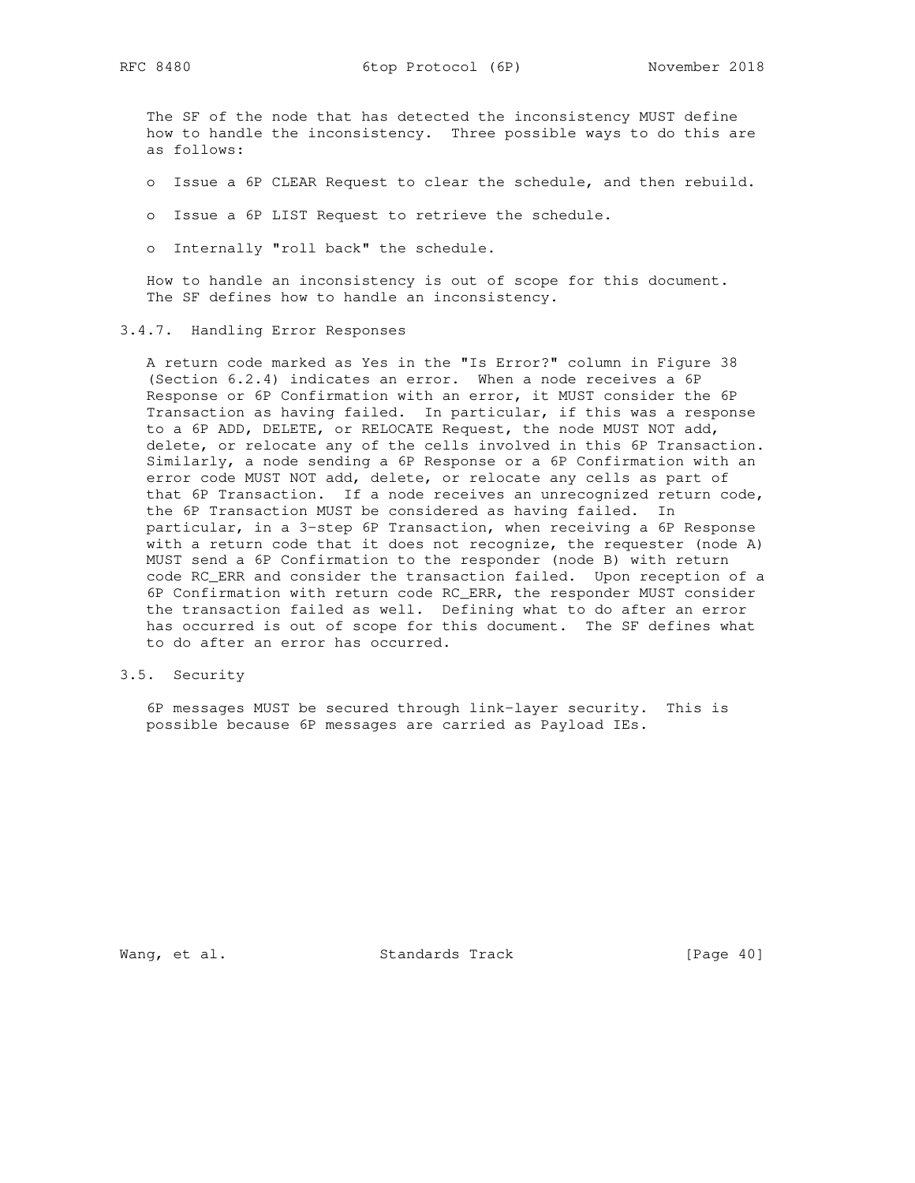The SF of the node that has detected the inconsistency MUST define how to handle the inconsistency. Three possible ways to do this are as follows:

- Issue a 6P CLEAR Request to clear the schedule, and then rebuild.
- Issue a 6P LIST Request to retrieve the schedule.
- Internally "roll back" the schedule.

How to handle an inconsistency is out of scope for this document. The SF defines how to handle an inconsistency.

#### 3.4.7. Handling Error Responses

A return code marked as Yes in the "Is Error?" column in Figure 38 (Section 6.2.4) indicates an error. When a node receives a 6P Response or 6P Confirmation with an error, it MUST consider the 6P Transaction as having failed. In particular, if this was a response to a 6P ADD, DELETE, or RELOCATE Request, the node MUST NOT add, delete, or relocate any of the cells involved in this 6P Transaction. Similarly, a node sending a 6P Response or a 6P Confirmation with an error code MUST NOT add, delete, or relocate any cells as part of that 6P Transaction. If a node receives an unrecognized return code, the 6P Transaction MUST be considered as having failed. In particular, in a 3-step 6P Transaction, when receiving a 6P Response with a return code that it does not recognize, the requester (node A) MUST send a 6P Confirmation to the responder (node B) with return code RC_ERR and consider the transaction failed. Upon reception of a 6P Confirmation with return code RC_ERR, the responder MUST consider the transaction failed as well. Defining what to do after an error has occurred is out of scope for this document. The SF defines what to do after an error has occurred.

### 3.5. Security

6P messages MUST be secured through link-layer security. This is possible because 6P messages are carried as Payload IEs.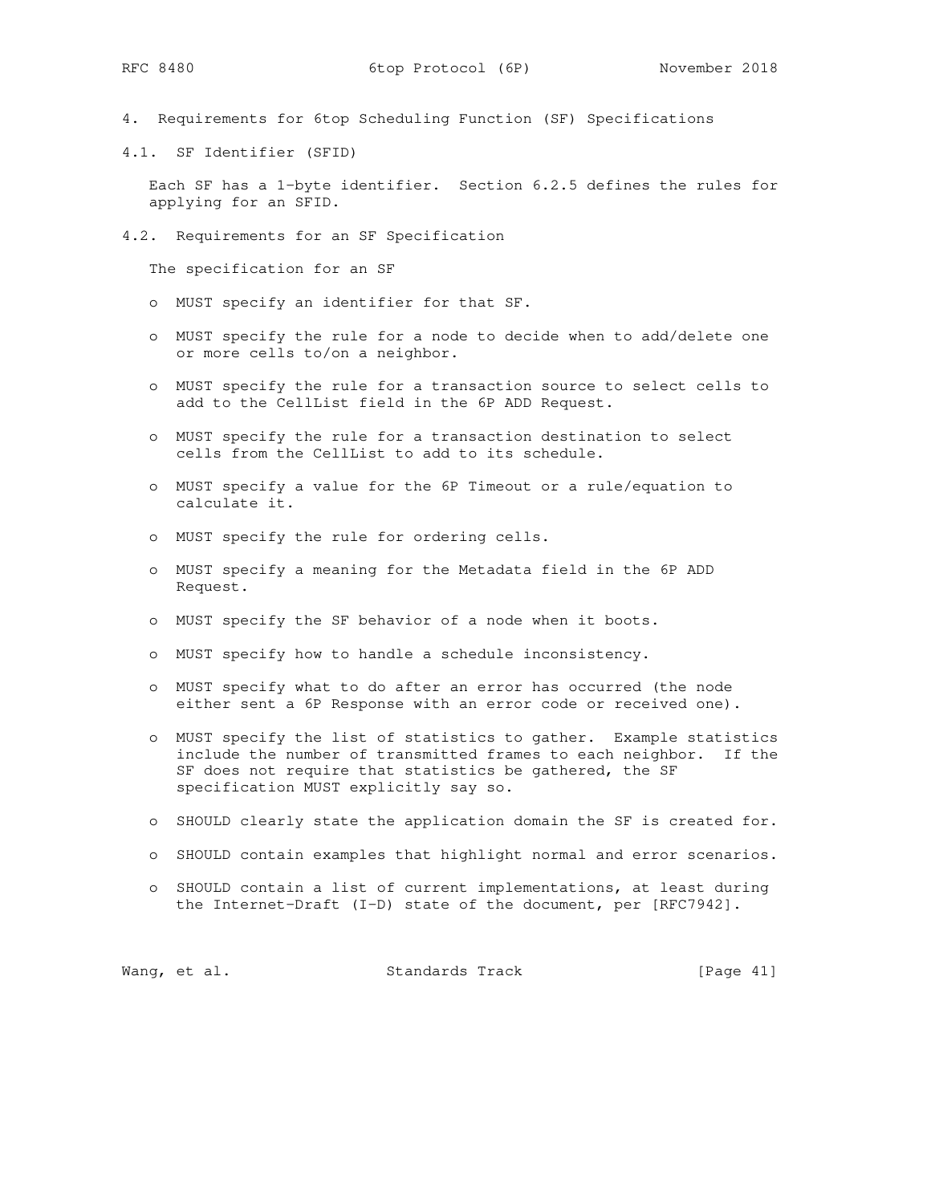# 4. Requirements for 6top Scheduling Function (SF) Specifications

## 4.1. SF Identifier (SFID)

Each SF has a 1-byte identifier. Section 6.2.5 defines the rules for applying for an SFID.

## 4.2. Requirements for an SF Specification

The specification for an SF

- MUST specify an identifier for that SF.
- MUST specify the rule for a node to decide when to add/delete one or more cells to/on a neighbor.
- MUST specify the rule for a transaction source to select cells to add to the CellList field in the 6P ADD Request.
- MUST specify the rule for a transaction destination to select cells from the CellList to add to its schedule.
- MUST specify a value for the 6P Timeout or a rule/equation to calculate it.
- MUST specify the rule for ordering cells.
- MUST specify a meaning for the Metadata field in the 6P ADD Request.
- MUST specify the SF behavior of a node when it boots.
- MUST specify how to handle a schedule inconsistency.
- MUST specify what to do after an error has occurred (the node either sent a 6P Response with an error code or received one).
- MUST specify the list of statistics to gather. Example statistics include the number of transmitted frames to each neighbor. If the SF does not require that statistics be gathered, the SF specification MUST explicitly say so.
- SHOULD clearly state the application domain the SF is created for.
- SHOULD contain examples that highlight normal and error scenarios.
- SHOULD contain a list of current implementations, at least during the Internet-Draft (I-D) state of the document, per [RFC7942].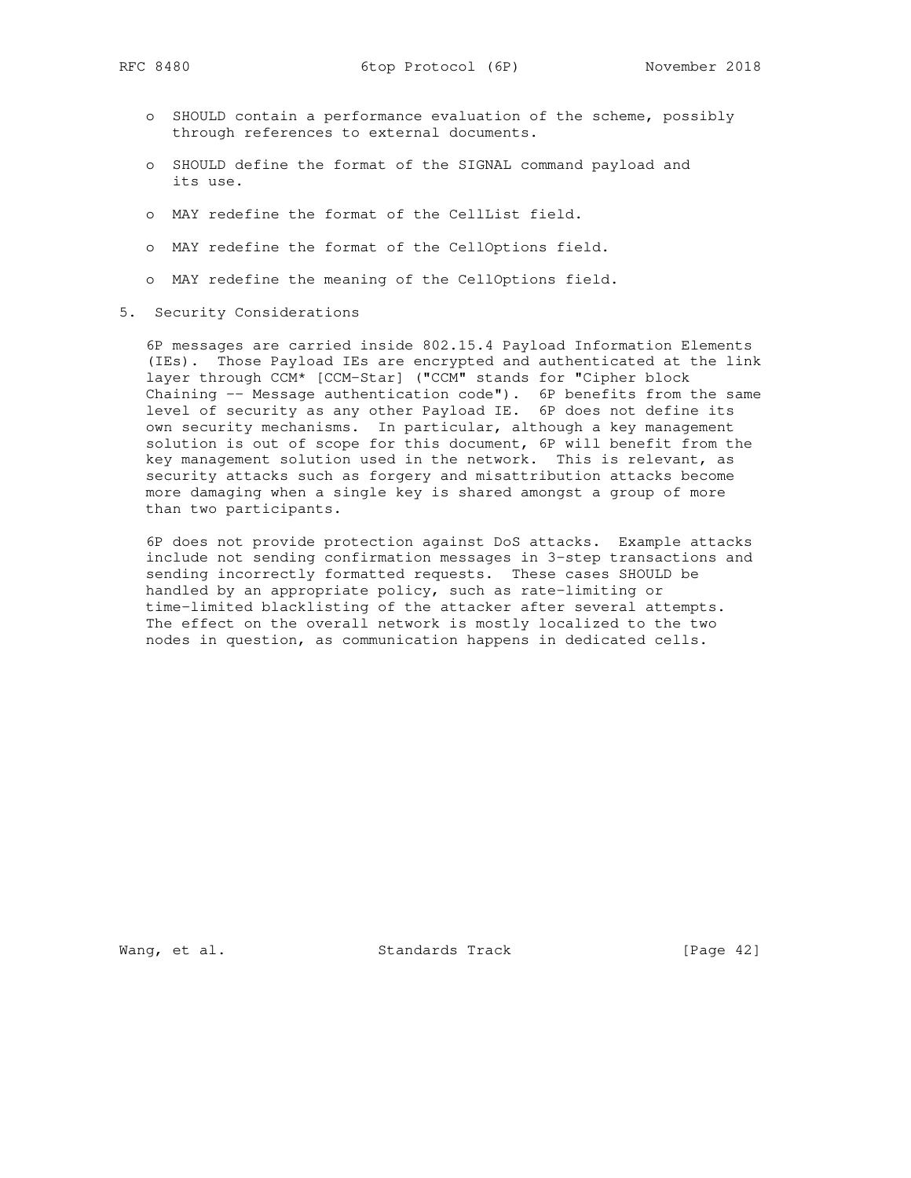- SHOULD contain a performance evaluation of the scheme, possibly through references to external documents.
- SHOULD define the format of the SIGNAL command payload and its use.
- MAY redefine the format of the CellList field.
- MAY redefine the format of the CellOptions field.
- MAY redefine the meaning of the CellOptions field.

## 5. Security Considerations

6P messages are carried inside 802.15.4 Payload Information Elements (IEs). Those Payload IEs are encrypted and authenticated at the link layer through CCM* [CCM-Star] ("CCM" stands for "Cipher block Chaining -- Message authentication code"). 6P benefits from the same level of security as any other Payload IE. 6P does not define its own security mechanisms. In particular, although a key management solution is out of scope for this document, 6P will benefit from the key management solution used in the network. This is relevant, as security attacks such as forgery and misattribution attacks become more damaging when a single key is shared amongst a group of more than two participants.

6P does not provide protection against DoS attacks. Example attacks include not sending confirmation messages in 3-step transactions and sending incorrectly formatted requests. These cases SHOULD be handled by an appropriate policy, such as rate-limiting or time-limited blacklisting of the attacker after several attempts. The effect on the overall network is mostly localized to the two nodes in question, as communication happens in dedicated cells.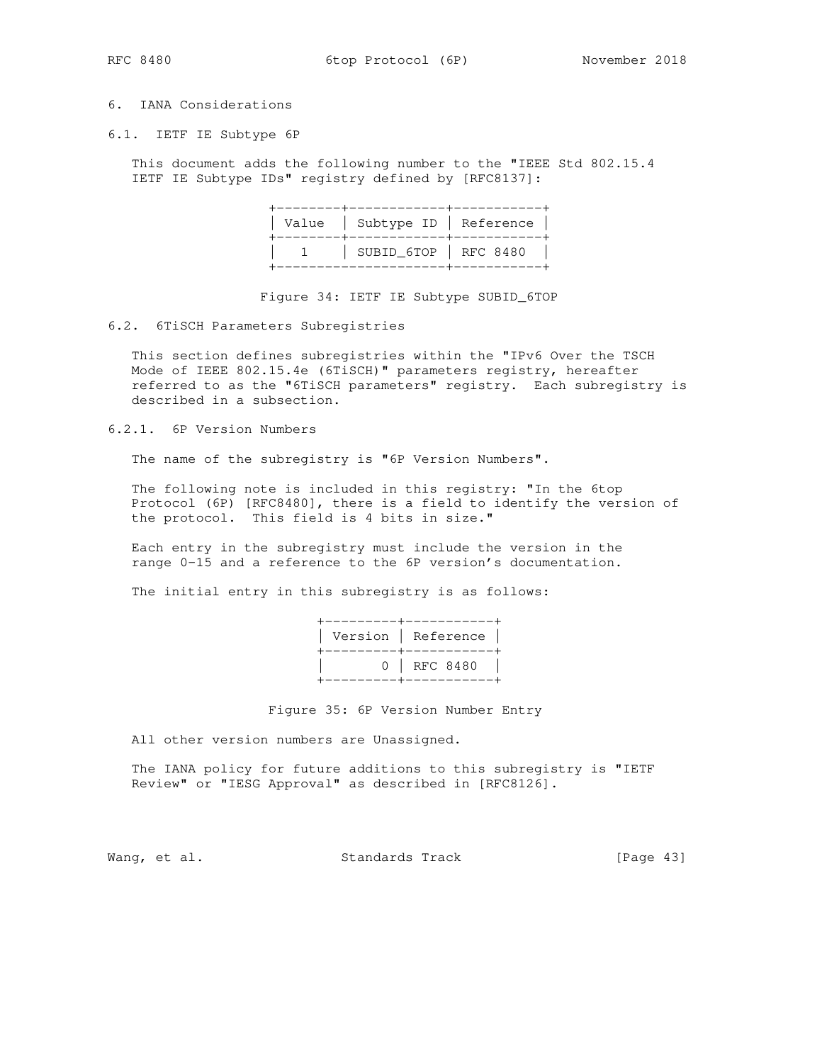## 6. IANA Considerations

### 6.1. IETF IE Subtype 6P

This document adds the following number to the "IEEE Std 802.15.4 IETF IE Subtype IDs" registry defined by [RFC8137]:

| Value | Subtype ID | Reference |
|---|---|---|
| 1 | SUBID_6TOP | RFC 8480 |

Figure 34: IETF IE Subtype SUBID_6TOP

### 6.2. 6TiSCH Parameters Subregistries

This section defines subregistries within the "IPv6 Over the TSCH Mode of IEEE 802.15.4e (6TiSCH)" parameters registry, hereafter referred to as the "6TiSCH parameters" registry. Each subregistry is described in a subsection.

#### 6.2.1. 6P Version Numbers

The name of the subregistry is "6P Version Numbers".

The following note is included in this registry: "In the 6top Protocol (6P) [RFC8480], there is a field to identify the version of the protocol. This field is 4 bits in size."

Each entry in the subregistry must include the version in the range 0-15 and a reference to the 6P version's documentation.

The initial entry in this subregistry is as follows:

| Version | Reference |
|---|---|
| 0 | RFC 8480 |

Figure 35: 6P Version Number Entry

All other version numbers are Unassigned.

The IANA policy for future additions to this subregistry is "IETF Review" or "IESG Approval" as described in [RFC8126].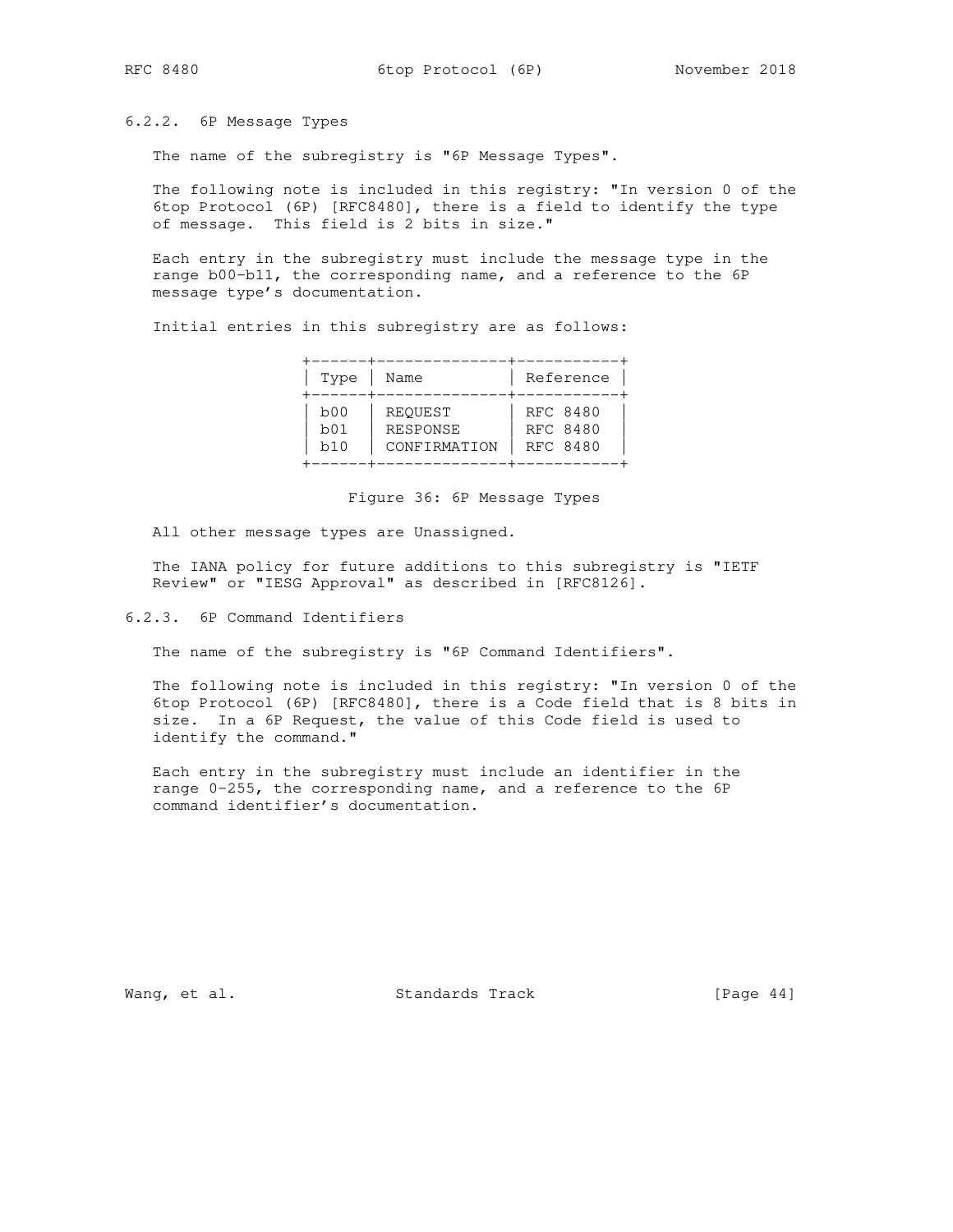### 6.2.2. 6P Message Types

The name of the subregistry is "6P Message Types".

The following note is included in this registry: "In version 0 of the 6top Protocol (6P) [RFC8480], there is a field to identify the type of message. This field is 2 bits in size."

Each entry in the subregistry must include the message type in the range b00-b11, the corresponding name, and a reference to the 6P message type's documentation.

Initial entries in this subregistry are as follows:

| Type | Name | Reference |
| --- | --- | --- |
| b00 | REQUEST | RFC 8480 |
| b01 | RESPONSE | RFC 8480 |
| b10 | CONFIRMATION | RFC 8480 |

Figure 36: 6P Message Types

All other message types are Unassigned.

The IANA policy for future additions to this subregistry is "IETF Review" or "IESG Approval" as described in [RFC8126].

### 6.2.3. 6P Command Identifiers

The name of the subregistry is "6P Command Identifiers".

The following note is included in this registry: "In version 0 of the 6top Protocol (6P) [RFC8480], there is a Code field that is 8 bits in size. In a 6P Request, the value of this Code field is used to identify the command."

Each entry in the subregistry must include an identifier in the range 0-255, the corresponding name, and a reference to the 6P command identifier's documentation.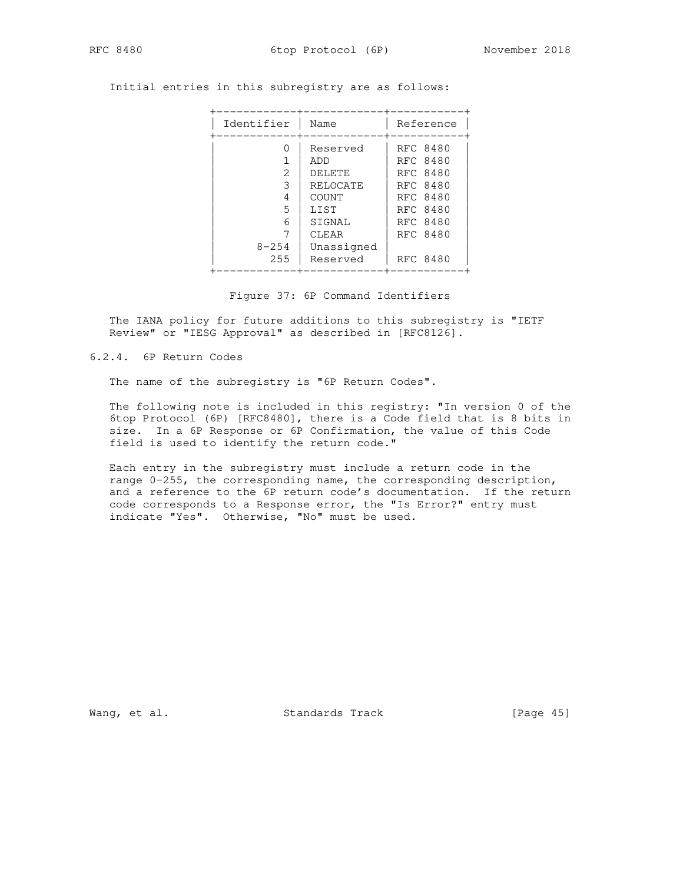Initial entries in this subregistry are as follows:

| Identifier | Name | Reference |
|---|---|---|
| 0 | Reserved | RFC 8480 |
| 1 | ADD | RFC 8480 |
| 2 | DELETE | RFC 8480 |
| 3 | RELOCATE | RFC 8480 |
| 4 | COUNT | RFC 8480 |
| 5 | LIST | RFC 8480 |
| 6 | SIGNAL | RFC 8480 |
| 7 | CLEAR | RFC 8480 |
| 8-254 | Unassigned | |
| 255 | Reserved | RFC 8480 |

Figure 37: 6P Command Identifiers

The IANA policy for future additions to this subregistry is "IETF Review" or "IESG Approval" as described in [RFC8126].

### 6.2.4. 6P Return Codes

The name of the subregistry is "6P Return Codes".

The following note is included in this registry: "In version 0 of the 6top Protocol (6P) [RFC8480], there is a Code field that is 8 bits in size. In a 6P Response or 6P Confirmation, the value of this Code field is used to identify the return code."

Each entry in the subregistry must include a return code in the range 0-255, the corresponding name, the corresponding description, and a reference to the 6P return code's documentation. If the return code corresponds to a Response error, the "Is Error?" entry must indicate "Yes". Otherwise, "No" must be used.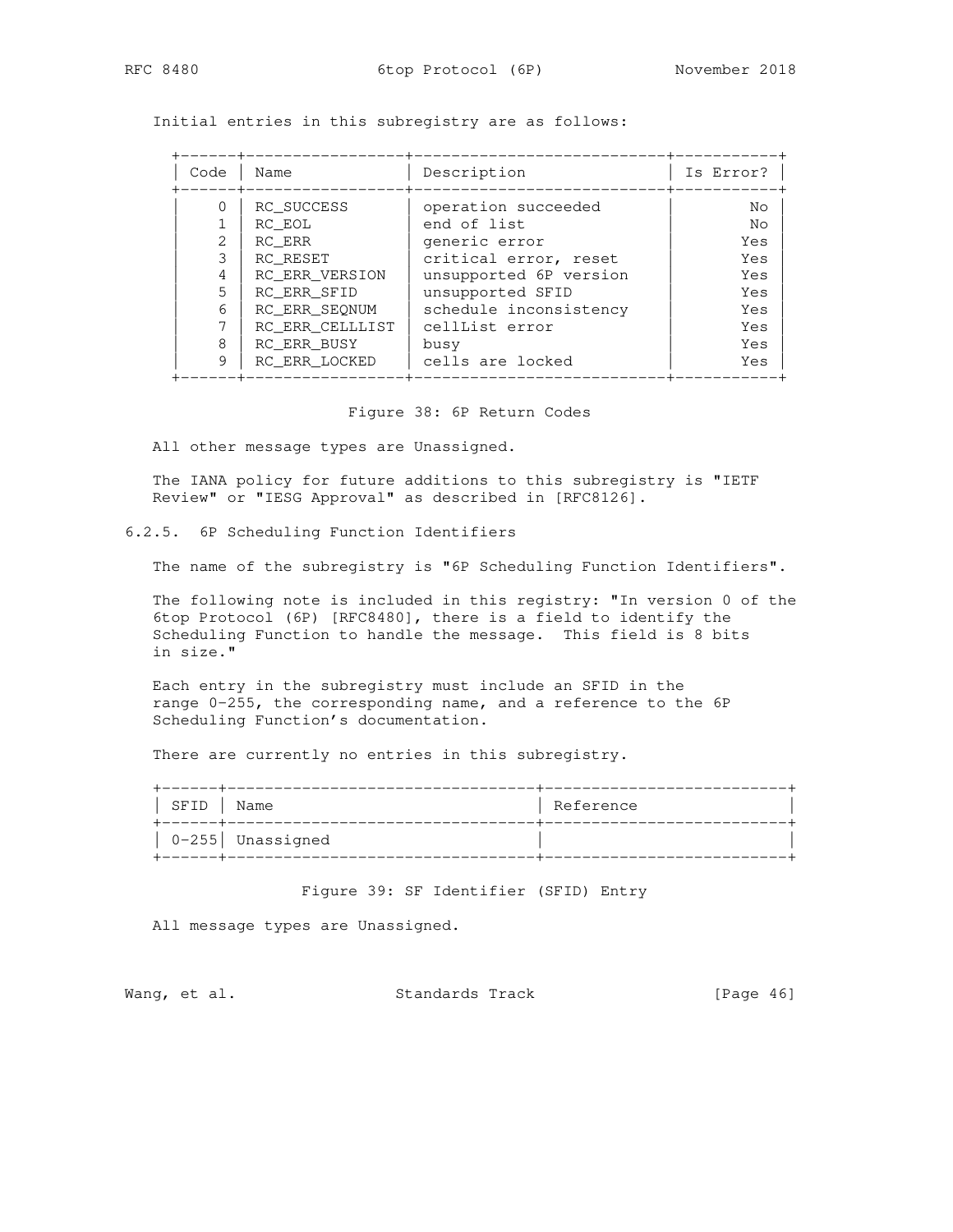Initial entries in this subregistry are as follows:

| Code | Name | Description | Is Error? |
|---|---|---|---|
| 0 | RC_SUCCESS | operation succeeded | No |
| 1 | RC_EOL | end of list | No |
| 2 | RC_ERR | generic error | Yes |
| 3 | RC_RESET | critical error, reset | Yes |
| 4 | RC_ERR_VERSION | unsupported 6P version | Yes |
| 5 | RC_ERR_SFID | unsupported SFID | Yes |
| 6 | RC_ERR_SEQNUM | schedule inconsistency | Yes |
| 7 | RC_ERR_CELLLIST | cellList error | Yes |
| 8 | RC_ERR_BUSY | busy | Yes |
| 9 | RC_ERR_LOCKED | cells are locked | Yes |

Figure 38: 6P Return Codes

All other message types are Unassigned.

The IANA policy for future additions to this subregistry is "IETF Review" or "IESG Approval" as described in [RFC8126].

### 6.2.5. 6P Scheduling Function Identifiers

The name of the subregistry is "6P Scheduling Function Identifiers".

The following note is included in this registry: "In version 0 of the 6top Protocol (6P) [RFC8480], there is a field to identify the Scheduling Function to handle the message. This field is 8 bits in size."

Each entry in the subregistry must include an SFID in the range 0-255, the corresponding name, and a reference to the 6P Scheduling Function's documentation.

There are currently no entries in this subregistry.

| SFID | Name | Reference |
|---|---|---|
| 0-255 | Unassigned | |

Figure 39: SF Identifier (SFID) Entry

All message types are Unassigned.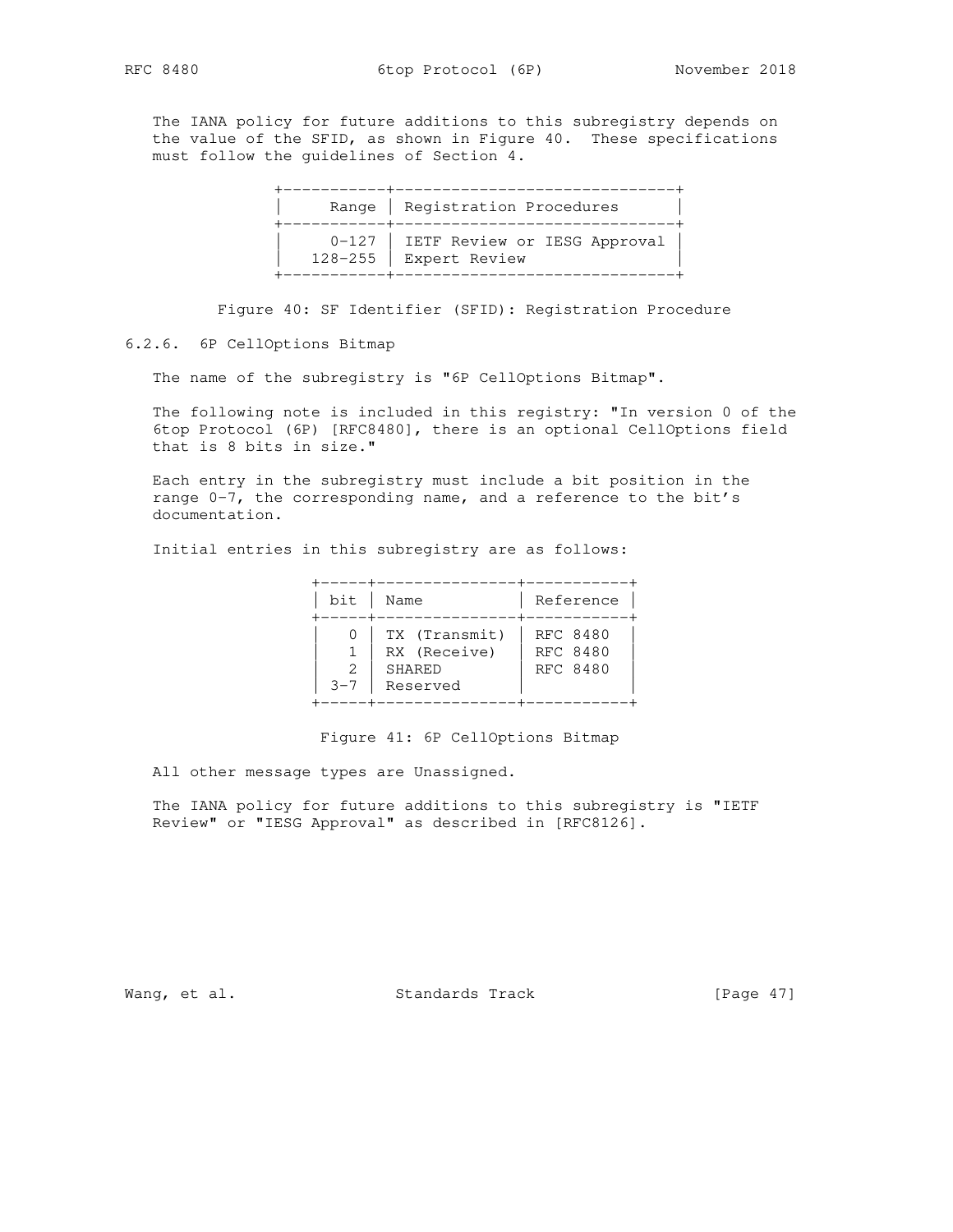The IANA policy for future additions to this subregistry depends on the value of the SFID, as shown in Figure 40. These specifications must follow the guidelines of Section 4.

| Range | Registration Procedures |
|---|---|
| 0-127 | IETF Review or IESG Approval |
| 128-255 | Expert Review |

Figure 40: SF Identifier (SFID): Registration Procedure

### 6.2.6. 6P CellOptions Bitmap

The name of the subregistry is "6P CellOptions Bitmap".

The following note is included in this registry: "In version 0 of the 6top Protocol (6P) [RFC8480], there is an optional CellOptions field that is 8 bits in size."

Each entry in the subregistry must include a bit position in the range 0-7, the corresponding name, and a reference to the bit's documentation.

Initial entries in this subregistry are as follows:

| bit | Name | Reference |
|---|---|---|
| 0 | TX (Transmit) | RFC 8480 |
| 1 | RX (Receive) | RFC 8480 |
| 2 | SHARED | RFC 8480 |
| 3-7 | Reserved | |

Figure 41: 6P CellOptions Bitmap

All other message types are Unassigned.

The IANA policy for future additions to this subregistry is "IETF Review" or "IESG Approval" as described in [RFC8126].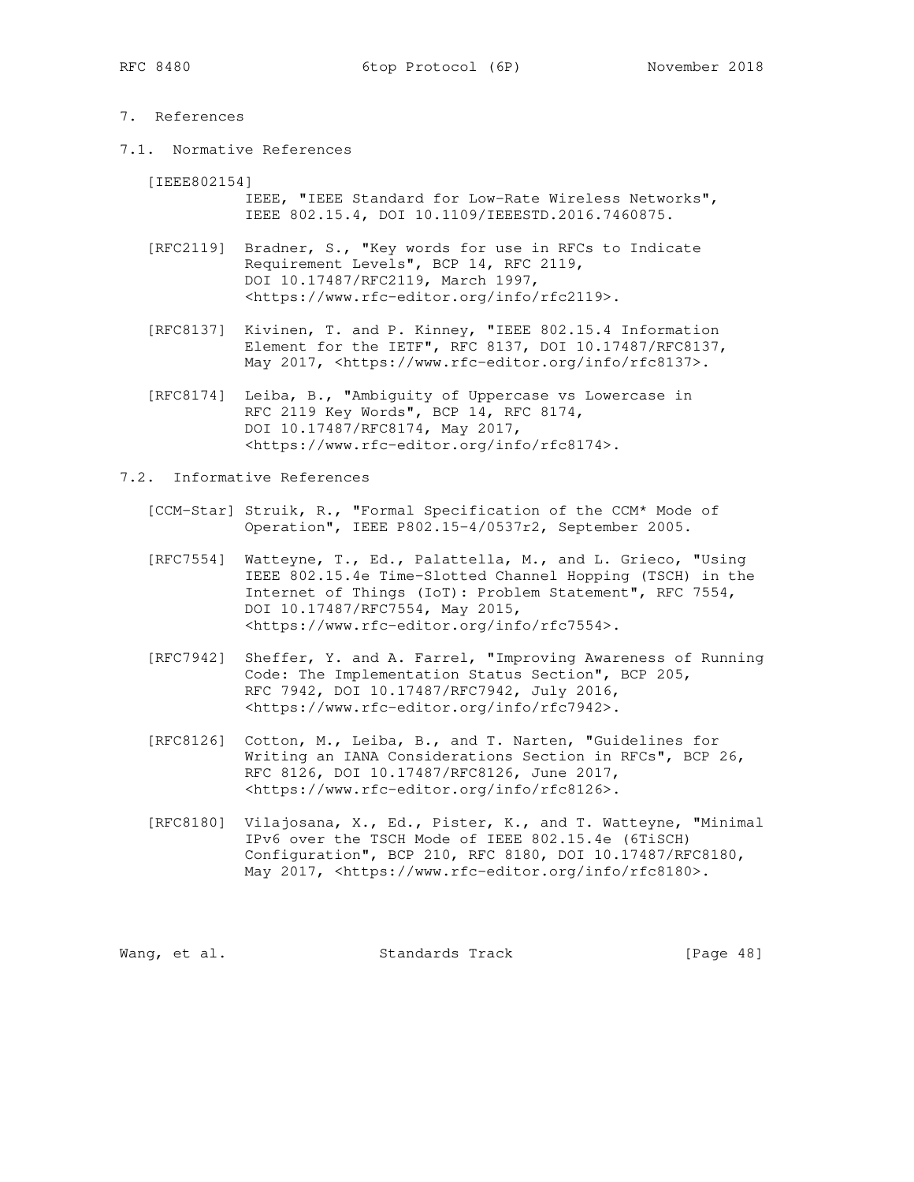# 7. References

## 7.1. Normative References

[IEEE802154]
IEEE, "IEEE Standard for Low-Rate Wireless Networks", IEEE 802.15.4, DOI 10.1109/IEEESTD.2016.7460875.

[RFC2119] Bradner, S., "Key words for use in RFCs to Indicate Requirement Levels", BCP 14, RFC 2119, DOI 10.17487/RFC2119, March 1997, <https://www.rfc-editor.org/info/rfc2119>.

[RFC8137] Kivinen, T. and P. Kinney, "IEEE 802.15.4 Information Element for the IETF", RFC 8137, DOI 10.17487/RFC8137, May 2017, <https://www.rfc-editor.org/info/rfc8137>.

[RFC8174] Leiba, B., "Ambiguity of Uppercase vs Lowercase in RFC 2119 Key Words", BCP 14, RFC 8174, DOI 10.17487/RFC8174, May 2017, <https://www.rfc-editor.org/info/rfc8174>.

## 7.2. Informative References

[CCM-Star] Struik, R., "Formal Specification of the CCM* Mode of Operation", IEEE P802.15-4/0537r2, September 2005.

[RFC7554] Watteyne, T., Ed., Palattella, M., and L. Grieco, "Using IEEE 802.15.4e Time-Slotted Channel Hopping (TSCH) in the Internet of Things (IoT): Problem Statement", RFC 7554, DOI 10.17487/RFC7554, May 2015, <https://www.rfc-editor.org/info/rfc7554>.

[RFC7942] Sheffer, Y. and A. Farrel, "Improving Awareness of Running Code: The Implementation Status Section", BCP 205, RFC 7942, DOI 10.17487/RFC7942, July 2016, <https://www.rfc-editor.org/info/rfc7942>.

[RFC8126] Cotton, M., Leiba, B., and T. Narten, "Guidelines for Writing an IANA Considerations Section in RFCs", BCP 26, RFC 8126, DOI 10.17487/RFC8126, June 2017, <https://www.rfc-editor.org/info/rfc8126>.

[RFC8180] Vilajosana, X., Ed., Pister, K., and T. Watteyne, "Minimal IPv6 over the TSCH Mode of IEEE 802.15.4e (6TiSCH) Configuration", BCP 210, RFC 8180, DOI 10.17487/RFC8180, May 2017, <https://www.rfc-editor.org/info/rfc8180>.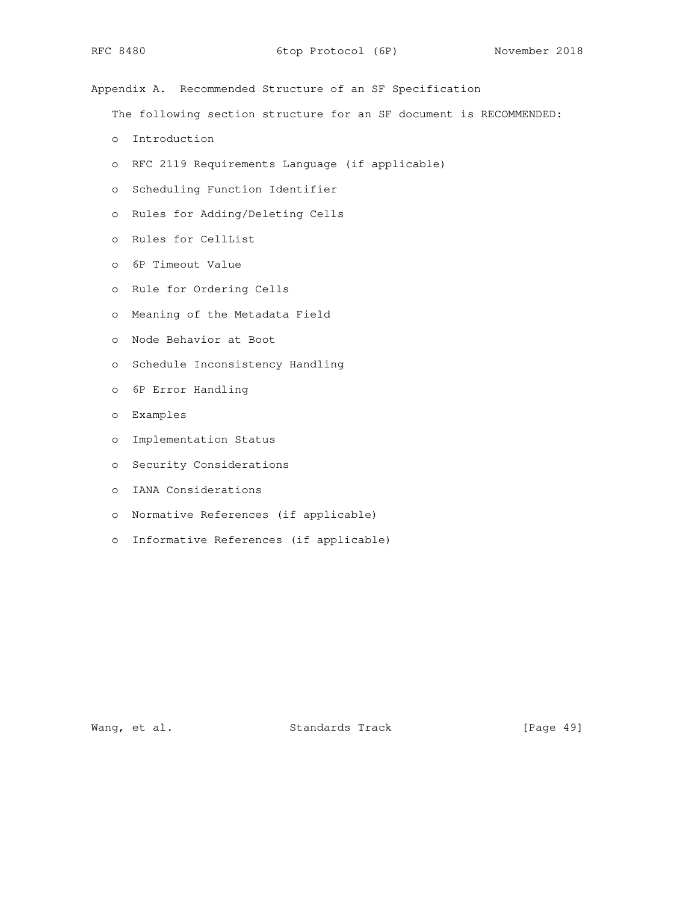## Appendix A. Recommended Structure of an SF Specification

The following section structure for an SF document is RECOMMENDED:

- Introduction
- RFC 2119 Requirements Language (if applicable)
- Scheduling Function Identifier
- Rules for Adding/Deleting Cells
- Rules for CellList
- 6P Timeout Value
- Rule for Ordering Cells
- Meaning of the Metadata Field
- Node Behavior at Boot
- Schedule Inconsistency Handling
- 6P Error Handling
- Examples
- Implementation Status
- Security Considerations
- IANA Considerations
- Normative References (if applicable)
- Informative References (if applicable)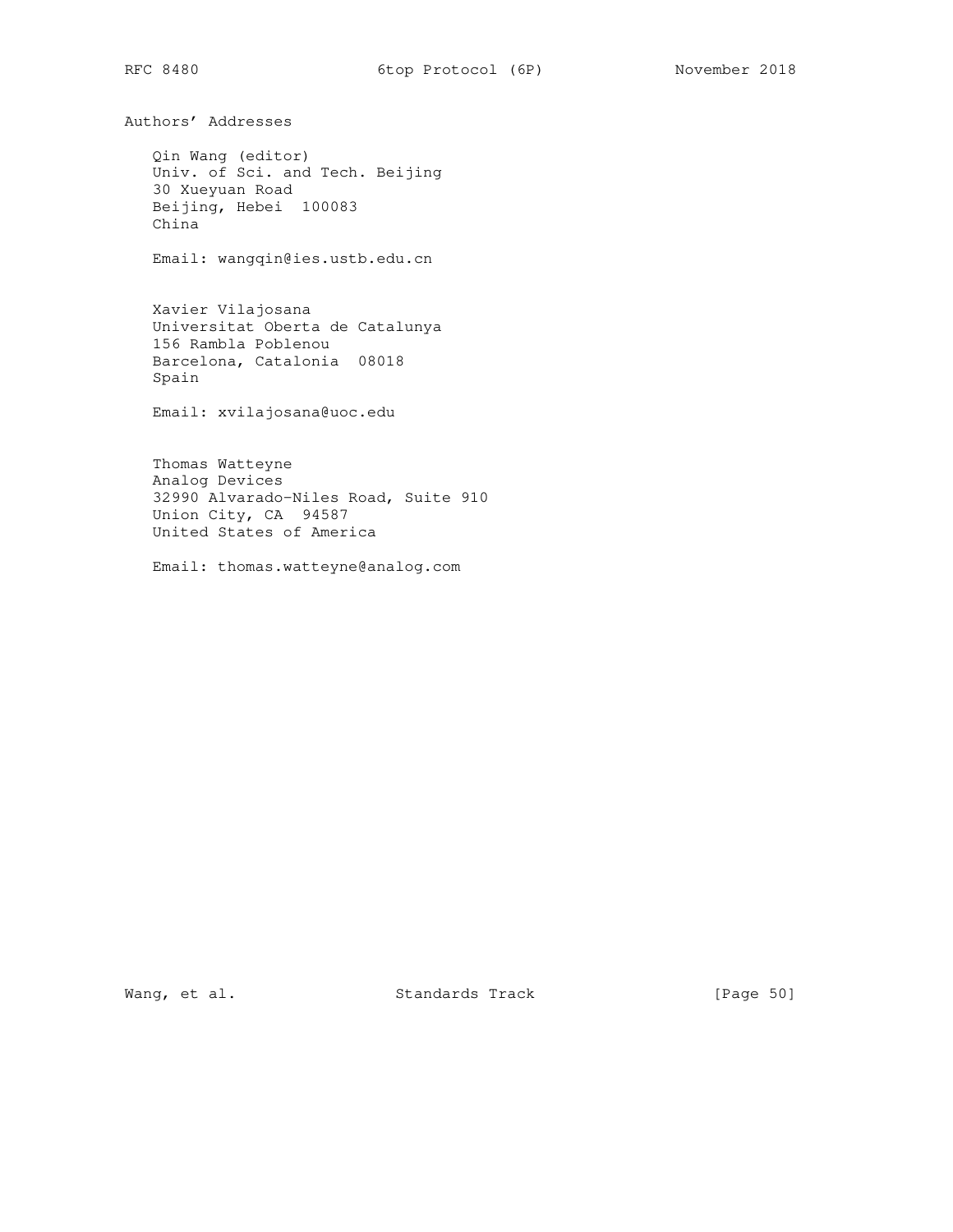## Authors' Addresses

Qin Wang (editor)
Univ. of Sci. and Tech. Beijing
30 Xueyuan Road
Beijing, Hebei 100083
China

Email: wangqin@ies.ustb.edu.cn

Xavier Vilajosana
Universitat Oberta de Catalunya
156 Rambla Poblenou
Barcelona, Catalonia 08018
Spain

Email: xvilajosana@uoc.edu

Thomas Watteyne
Analog Devices
32990 Alvarado-Niles Road, Suite 910
Union City, CA 94587
United States of America

Email: thomas.watteyne@analog.com